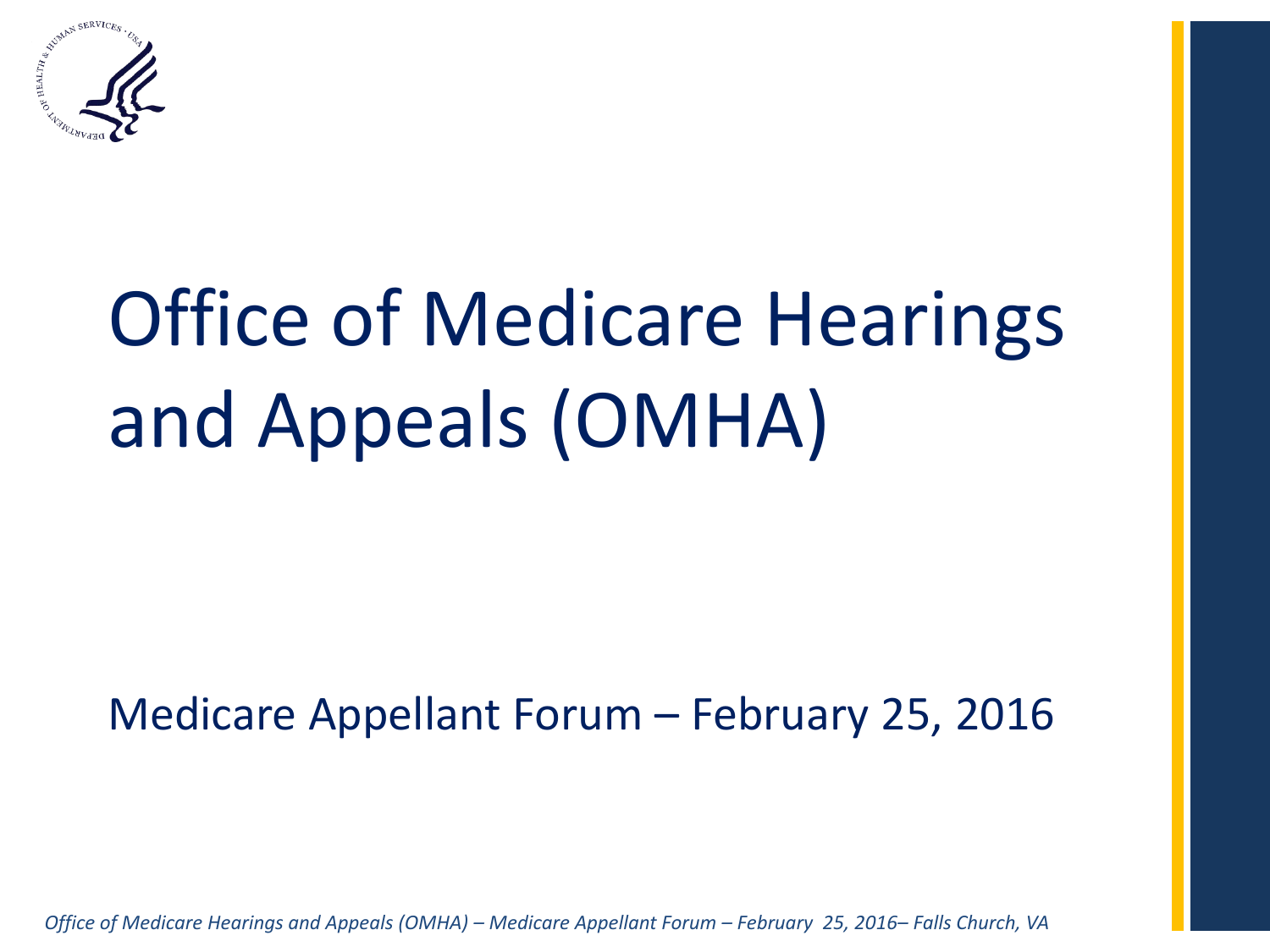# Office of Medicare Hearings and Appeals (OMHA)

Medicare Appellant Forum – February 25, 2016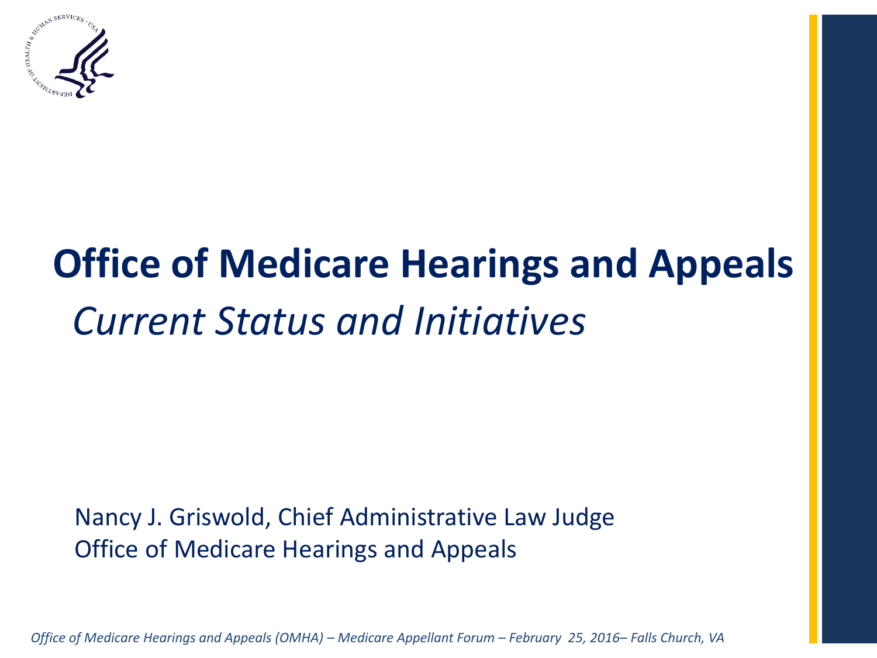# Office of Medicare Hearings and Appeals

*Current Status and Initiatives*

Nancy J. Griswold, Chief Administrative Law Judge
Office of Medicare Hearings and Appeals

*Office of Medicare Hearings and Appeals (OMHA) – Medicare Appellant Forum – February 25, 2016– Falls Church, VA*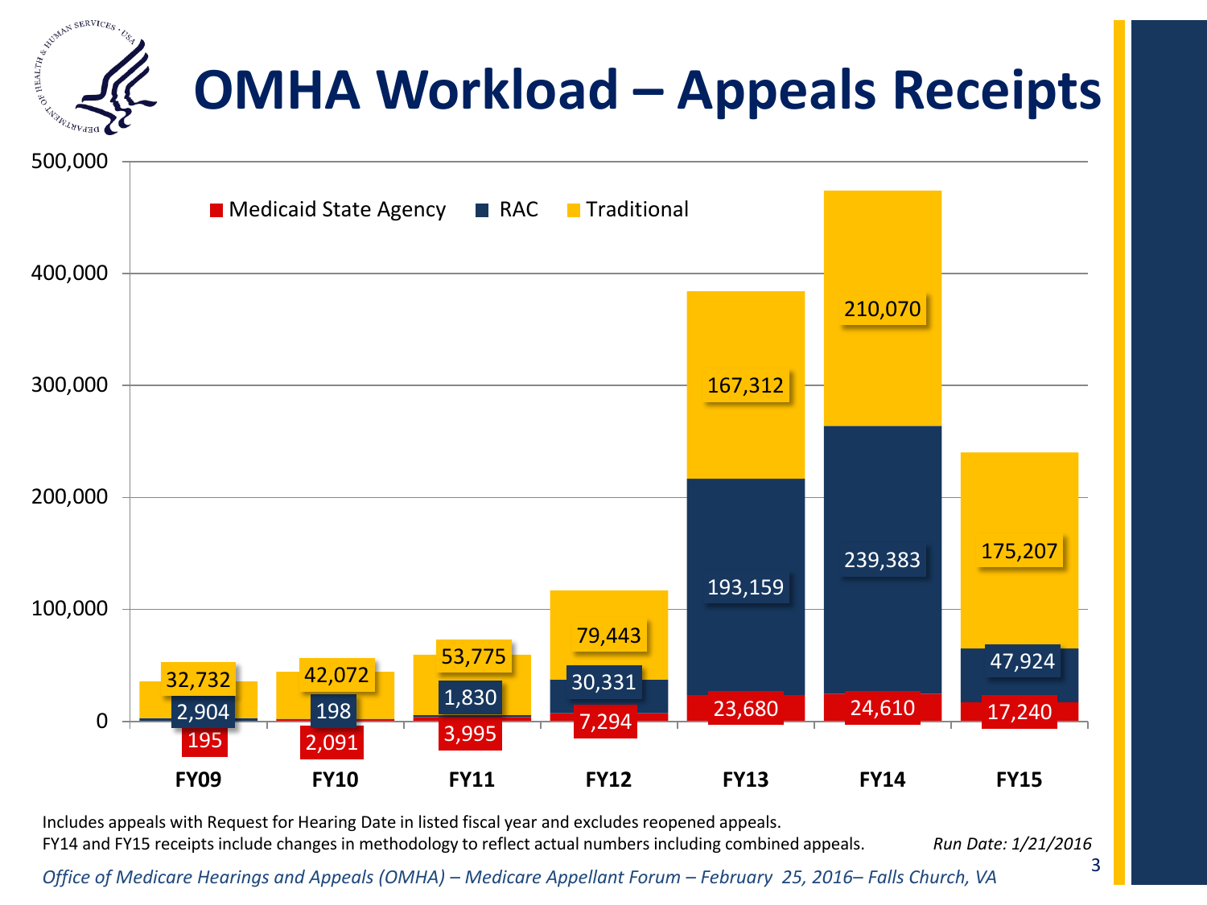# OMHA Workload – Appeals Receipts

500,000
400,000
300,000
200,000
100,000
0

Medicaid State Agency ■ RAC ■ Traditional

FY09: 32,732; 2,904; 195
FY10: 42,072; 198; 2,091
FY11: 53,775; 1,830; 3,995
FY12: 79,443; 30,331; 7,294
FY13: 167,312; 193,159; 23,680
FY14: 210,070; 239,383; 24,610
FY15: 175,207; 47,924; 17,240

Includes appeals with Request for Hearing Date in listed fiscal year and excludes reopened appeals.
FY14 and FY15 receipts include changes in methodology to reflect actual numbers including combined appeals.

*Run Date: 1/21/2016*

*Office of Medicare Hearings and Appeals (OMHA) – Medicare Appellant Forum – February 25, 2016– Falls Church, VA*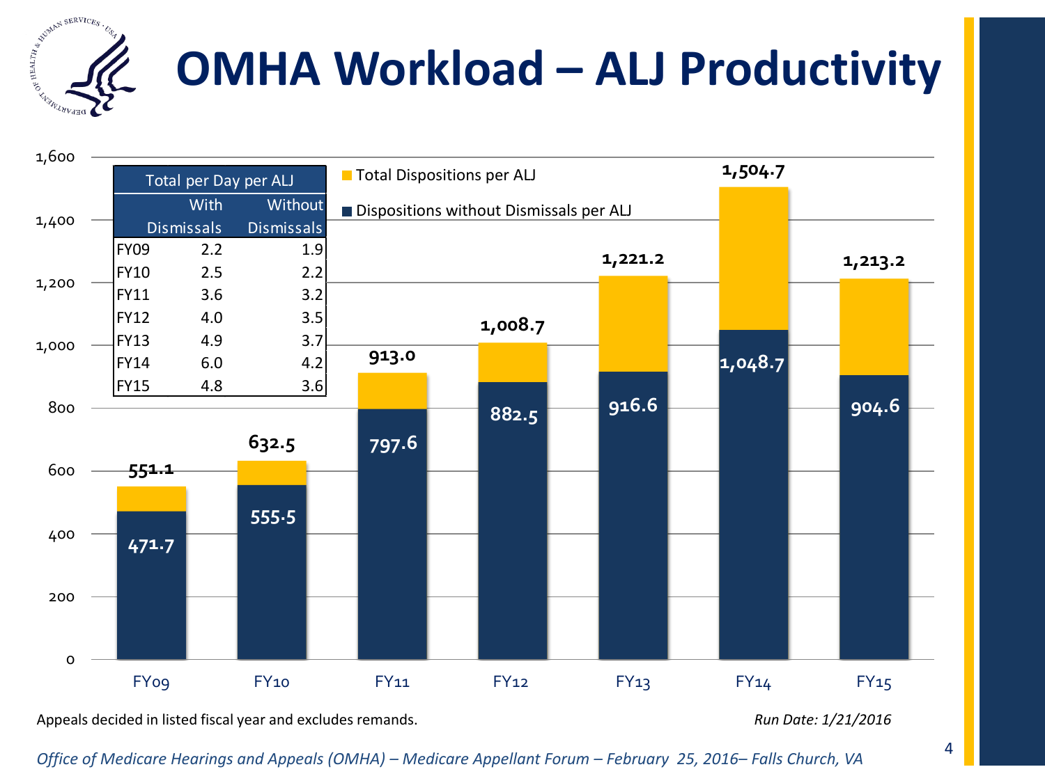# OMHA Workload – ALJ Productivity

| Total per Day per ALJ | With Dismissals | Without Dismissals |
|---|---|---|
| FY09 | 2.2 | 1.9 |
| FY10 | 2.5 | 2.2 |
| FY11 | 3.6 | 3.2 |
| FY12 | 4.0 | 3.5 |
| FY13 | 4.9 | 3.7 |
| FY14 | 6.0 | 4.2 |
| FY15 | 4.8 | 3.6 |

Total Dispositions per ALJ

Dispositions without Dismissals per ALJ

0
200
400
600
800
1,000
1,200
1,400
1,600

FY09: 551.1, 471.7
FY10: 632.5, 555.5
FY11: 913.0, 797.6
FY12: 1,008.7, 882.5
FY13: 1,221.2, 916.6
FY14: 1,504.7, 1,048.7
FY15: 1,213.2, 904.6

Appeals decided in listed fiscal year and excludes remands.

*Run Date: 1/21/2016*

*Office of Medicare Hearings and Appeals (OMHA) – Medicare Appellant Forum – February 25, 2016– Falls Church, VA*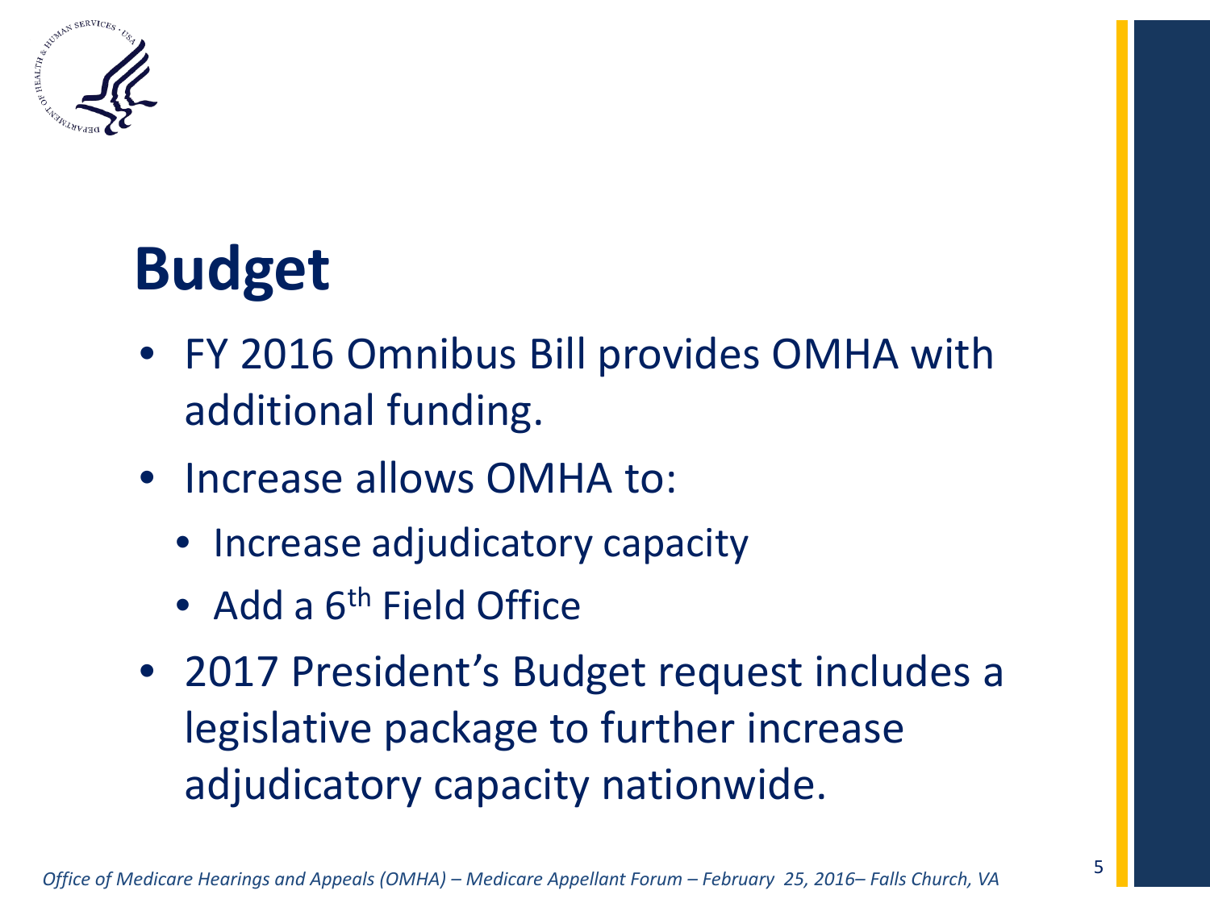# Budget

- FY 2016 Omnibus Bill provides OMHA with additional funding.
- Increase allows OMHA to:
  - Increase adjudicatory capacity
  - Add a 6th Field Office
- 2017 President's Budget request includes a legislative package to further increase adjudicatory capacity nationwide.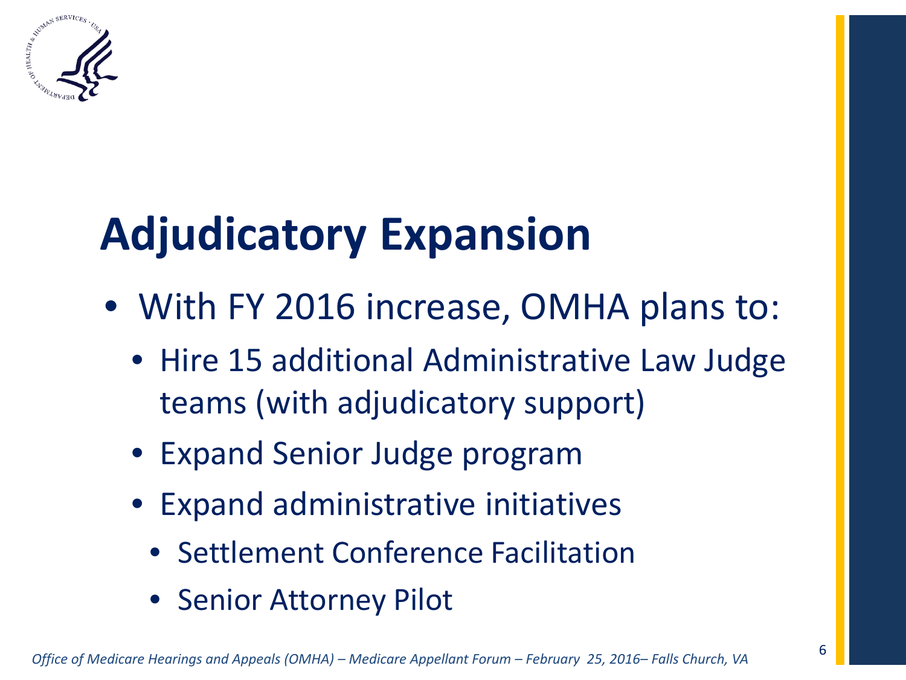# Adjudicatory Expansion

- With FY 2016 increase, OMHA plans to:
  - Hire 15 additional Administrative Law Judge teams (with adjudicatory support)
  - Expand Senior Judge program
  - Expand administrative initiatives
    - Settlement Conference Facilitation
    - Senior Attorney Pilot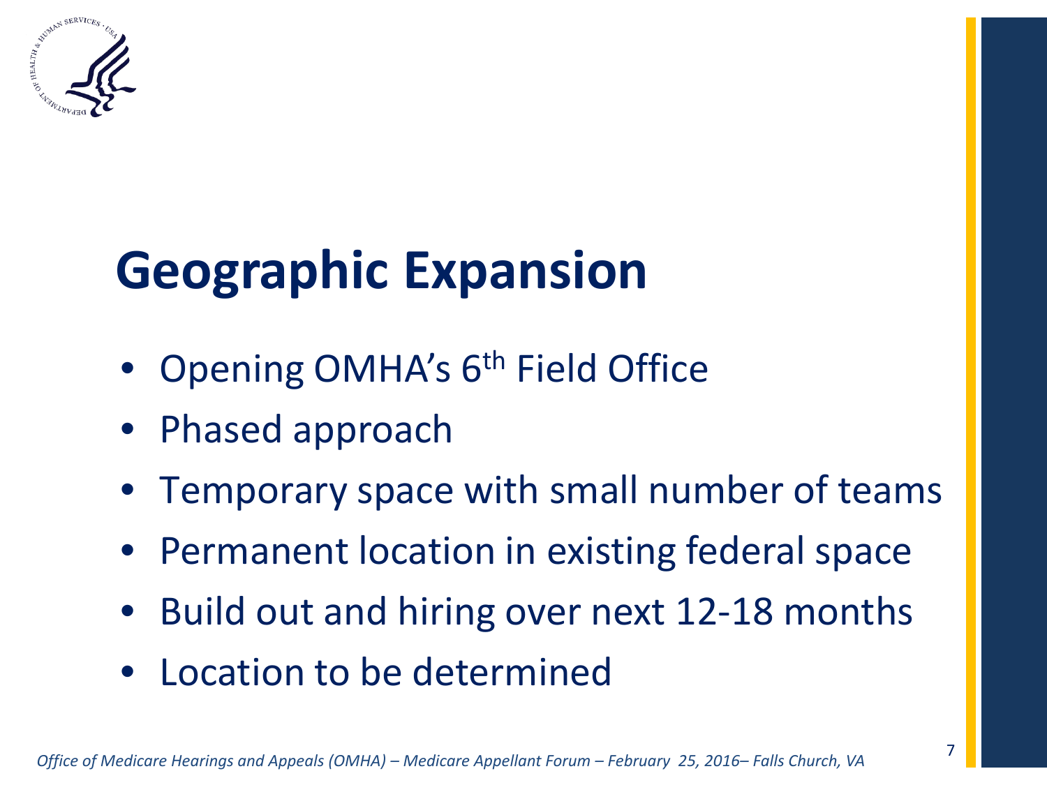# Geographic Expansion

- Opening OMHA's 6th Field Office
- Phased approach
- Temporary space with small number of teams
- Permanent location in existing federal space
- Build out and hiring over next 12-18 months
- Location to be determined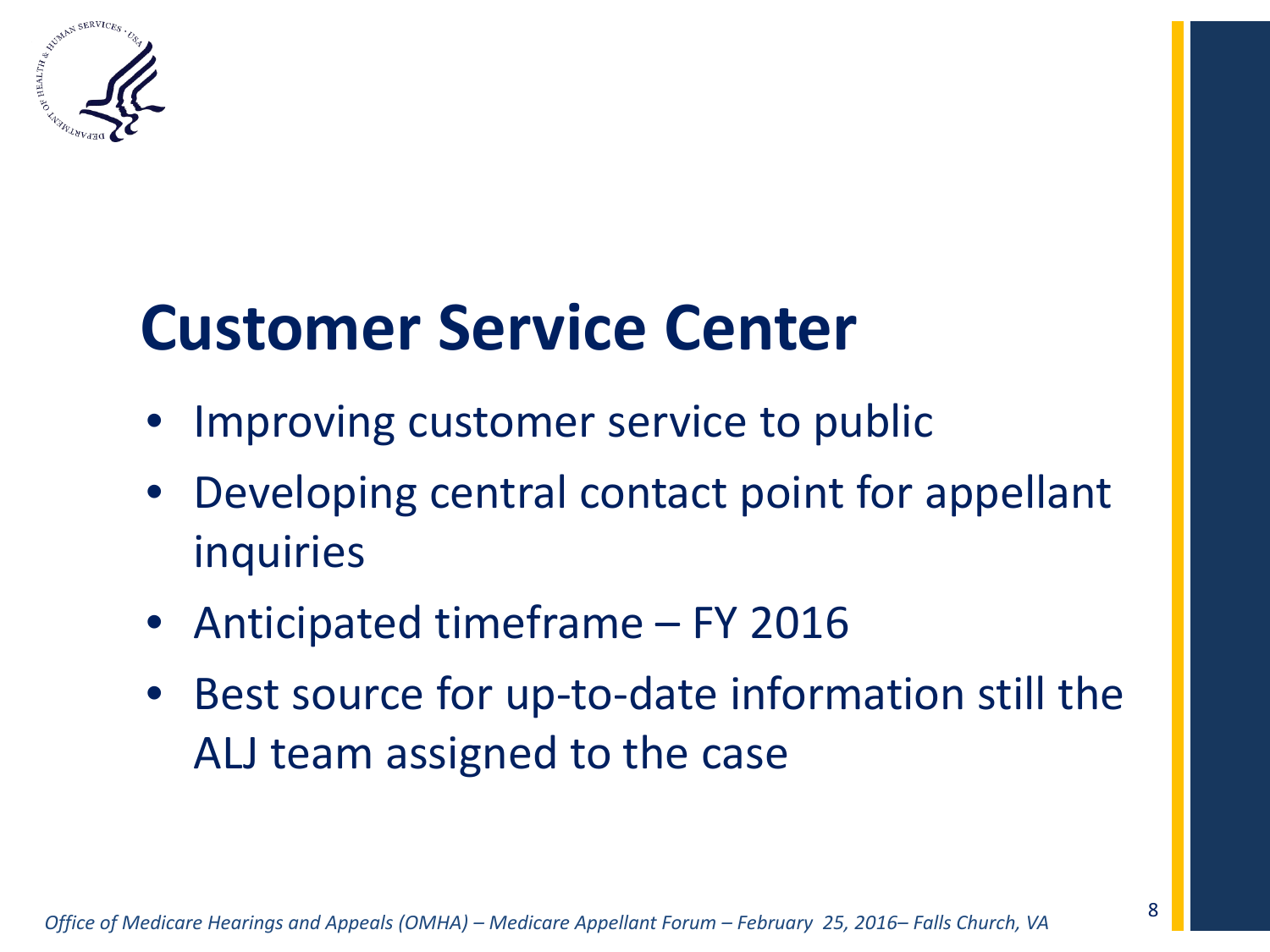# Customer Service Center

- Improving customer service to public
- Developing central contact point for appellant inquiries
- Anticipated timeframe – FY 2016
- Best source for up-to-date information still the ALJ team assigned to the case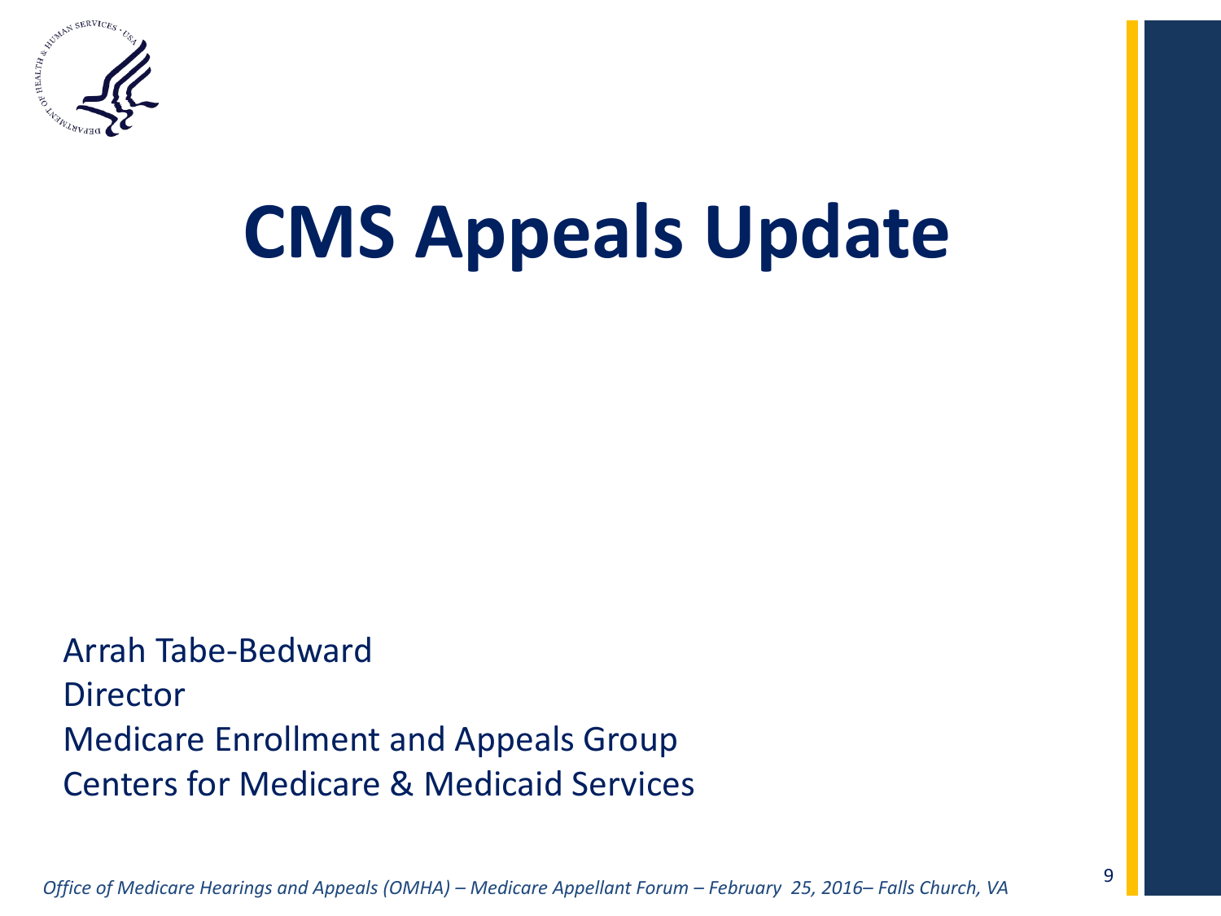# CMS Appeals Update

Arrah Tabe-Bedward
Director
Medicare Enrollment and Appeals Group
Centers for Medicare & Medicaid Services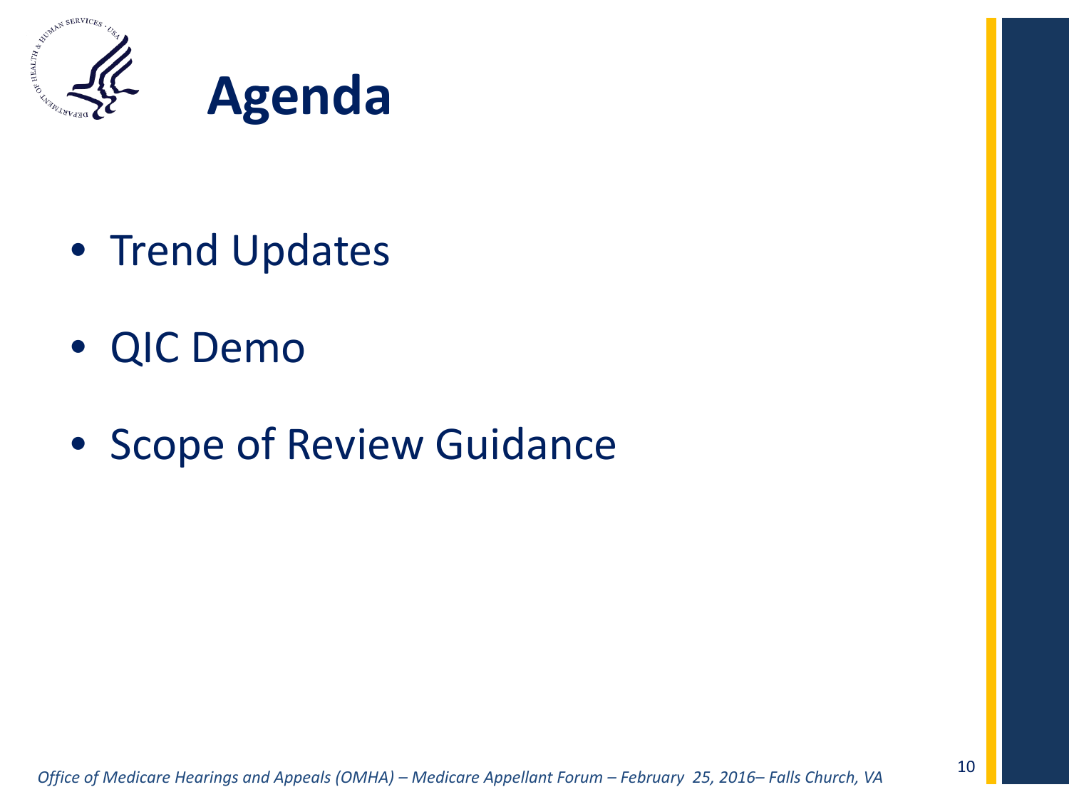# Agenda

- Trend Updates
- QIC Demo
- Scope of Review Guidance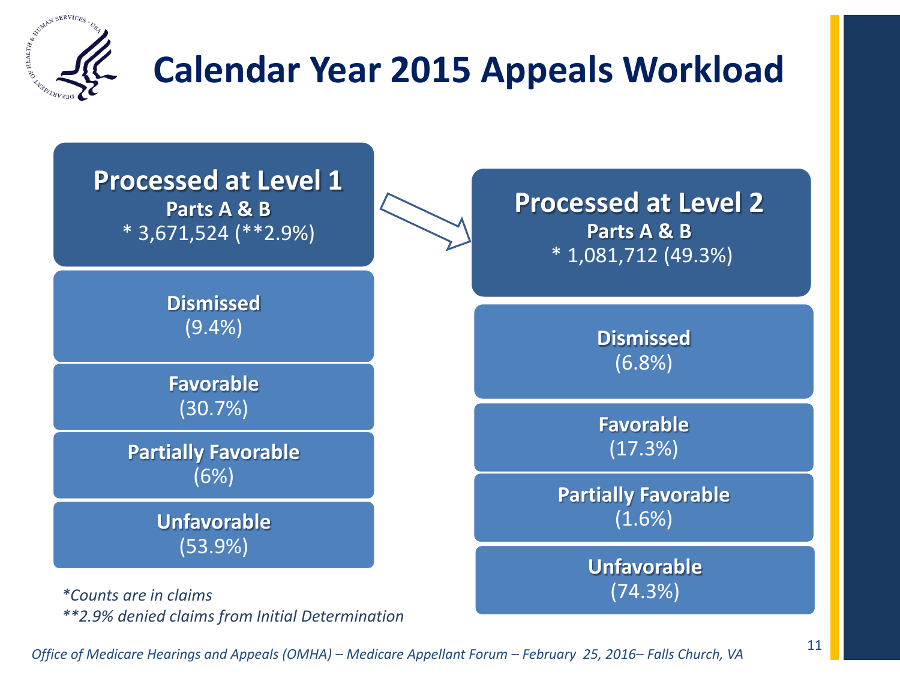# Calendar Year 2015 Appeals Workload

## Processed at Level 1
**Parts A & B**
* 3,671,524 (**2.9%)

**Dismissed**
(9.4%)

**Favorable**
(30.7%)

**Partially Favorable**
(6%)

**Unfavorable**
(53.9%)

## Processed at Level 2
**Parts A & B**
* 1,081,712 (49.3%)

**Dismissed**
(6.8%)

**Favorable**
(17.3%)

**Partially Favorable**
(1.6%)

**Unfavorable**
(74.3%)

*\*Counts are in claims*

*\*\*2.9% denied claims from Initial Determination*

*Office of Medicare Hearings and Appeals (OMHA) – Medicare Appellant Forum – February 25, 2016– Falls Church, VA*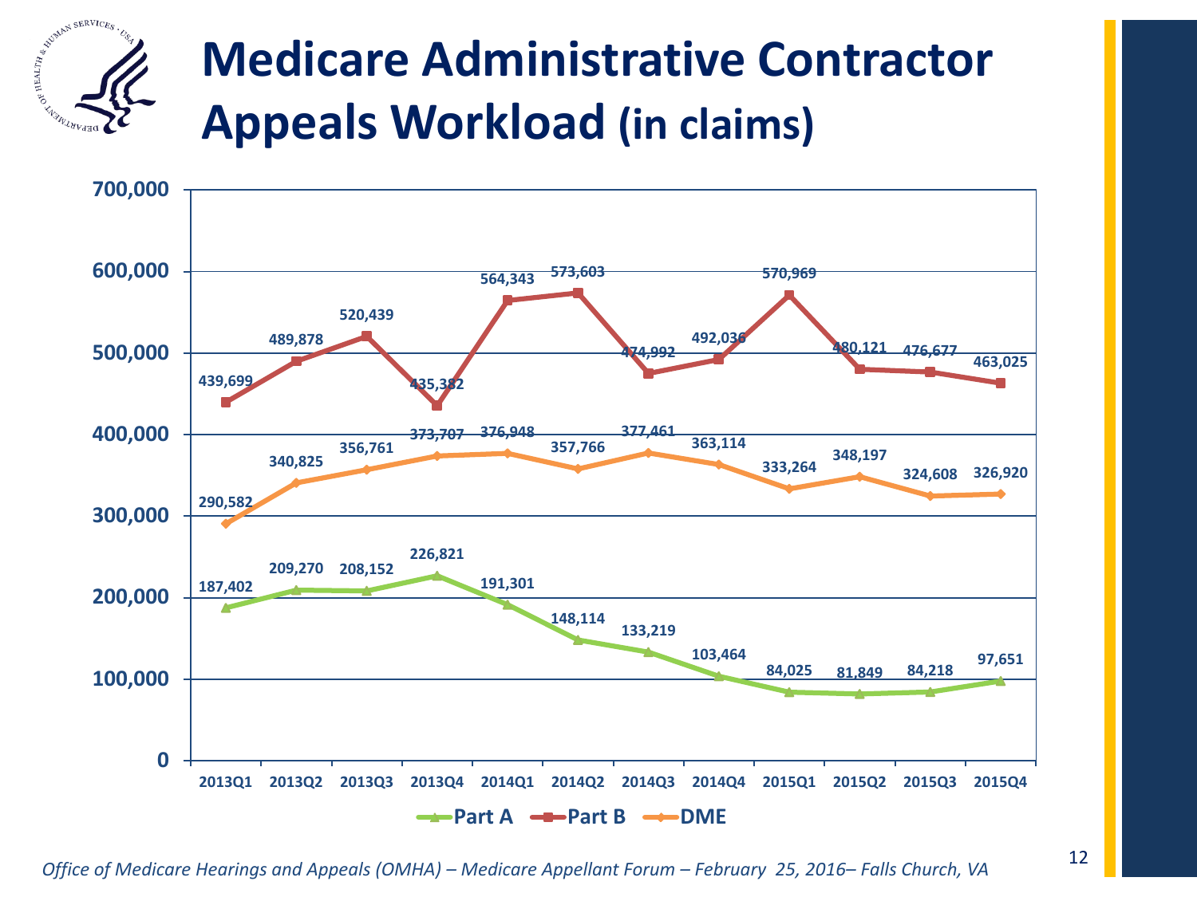# Medicare Administrative Contractor Appeals Workload (in claims)

700,000
600,000
500,000
400,000
300,000
200,000
100,000
0

2013Q1 2013Q2 2013Q3 2013Q4 2014Q1 2014Q2 2014Q3 2014Q4 2015Q1 2015Q2 2015Q3 2015Q4

Part B: 439,699 489,878 520,439 435,382 564,343 573,603 474,992 492,036 570,969 480,121 476,677 463,025

DME: 290,582 340,825 356,761 373,707 376,948 357,766 377,461 363,114 333,264 348,197 324,608 326,920

Part A: 187,402 209,270 208,152 226,821 191,301 148,114 133,219 103,464 84,025 81,849 84,218 97,651

Part A Part B DME

*Office of Medicare Hearings and Appeals (OMHA) – Medicare Appellant Forum – February 25, 2016– Falls Church, VA*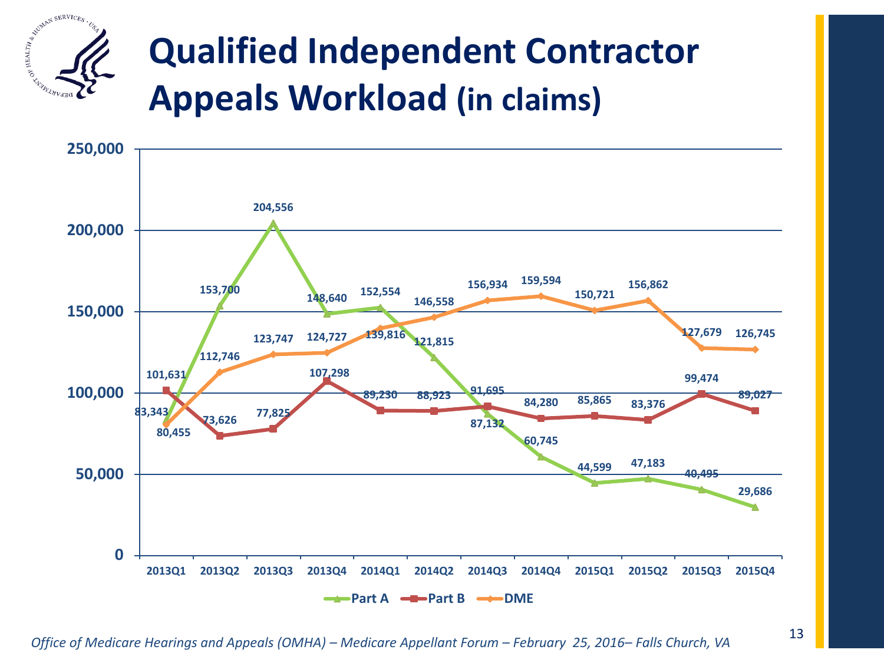# Qualified Independent Contractor Appeals Workload (in claims)

250,000
200,000
150,000
100,000
50,000
0

2013Q1 2013Q2 2013Q3 2013Q4 2014Q1 2014Q2 2014Q3 2014Q4 2015Q1 2015Q2 2015Q3 2015Q4

Part A: 83,343 153,700 204,556 148,640 152,554 121,815 87,132 60,745 44,599 47,183 40,495 29,686

Part B: 101,631 73,626 77,825 107,298 89,230 88,923 91,695 84,280 85,865 83,376 99,474 89,027

DME: 80,455 112,746 123,747 124,727 139,816 146,558 156,934 159,594 150,721 156,862 127,679 126,745

Part A Part B DME

*Office of Medicare Hearings and Appeals (OMHA) – Medicare Appellant Forum – February 25, 2016– Falls Church, VA*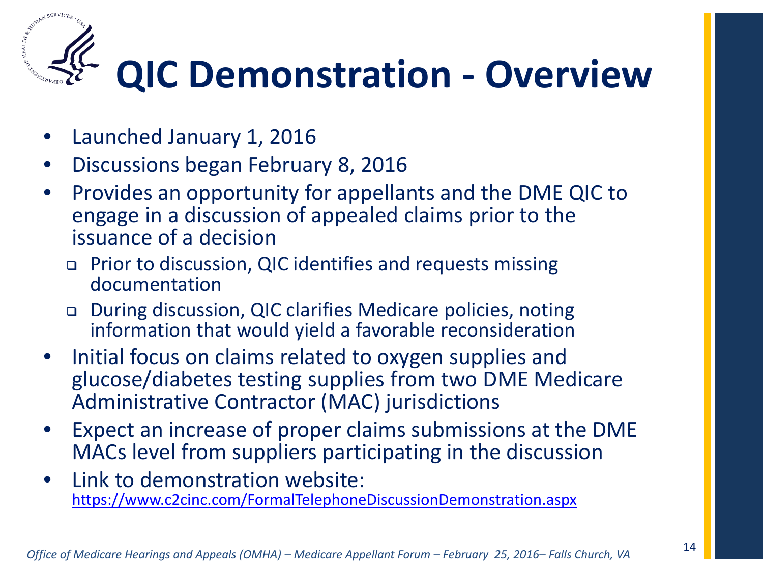# QIC Demonstration - Overview

- Launched January 1, 2016
- Discussions began February 8, 2016
- Provides an opportunity for appellants and the DME QIC to engage in a discussion of appealed claims prior to the issuance of a decision
  - Prior to discussion, QIC identifies and requests missing documentation
  - During discussion, QIC clarifies Medicare policies, noting information that would yield a favorable reconsideration
- Initial focus on claims related to oxygen supplies and glucose/diabetes testing supplies from two DME Medicare Administrative Contractor (MAC) jurisdictions
- Expect an increase of proper claims submissions at the DME MACs level from suppliers participating in the discussion
- Link to demonstration website: https://www.c2cinc.com/FormalTelephoneDiscussionDemonstration.aspx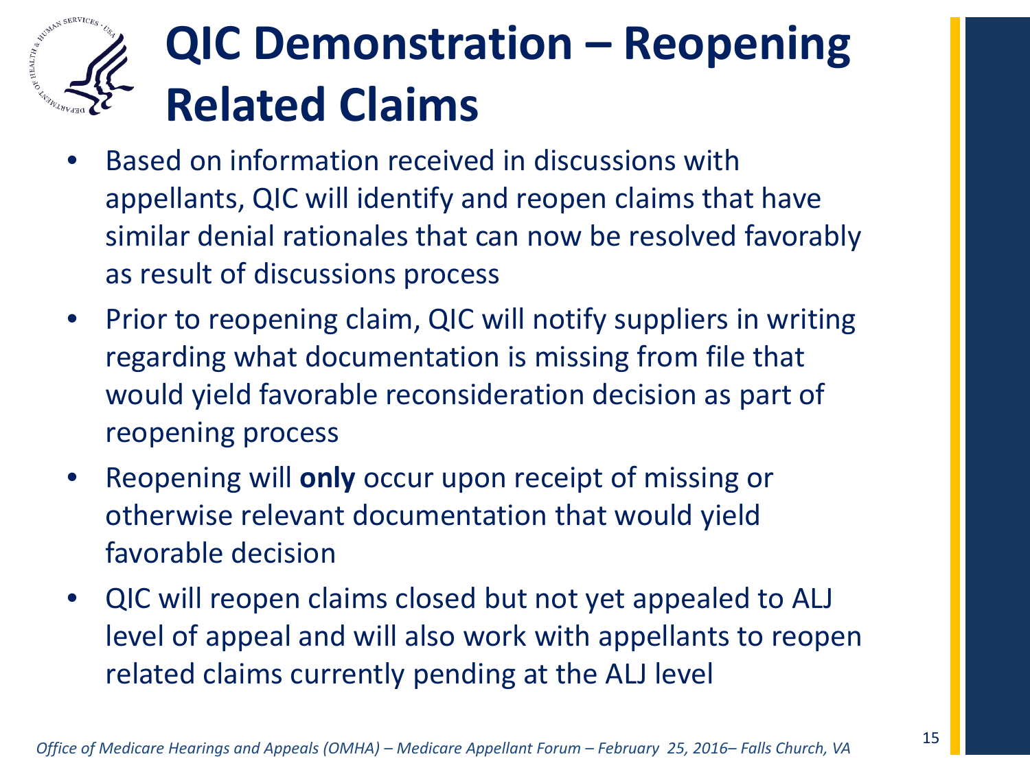# QIC Demonstration – Reopening Related Claims

- Based on information received in discussions with appellants, QIC will identify and reopen claims that have similar denial rationales that can now be resolved favorably as result of discussions process
- Prior to reopening claim, QIC will notify suppliers in writing regarding what documentation is missing from file that would yield favorable reconsideration decision as part of reopening process
- Reopening will **only** occur upon receipt of missing or otherwise relevant documentation that would yield favorable decision
- QIC will reopen claims closed but not yet appealed to ALJ level of appeal and will also work with appellants to reopen related claims currently pending at the ALJ level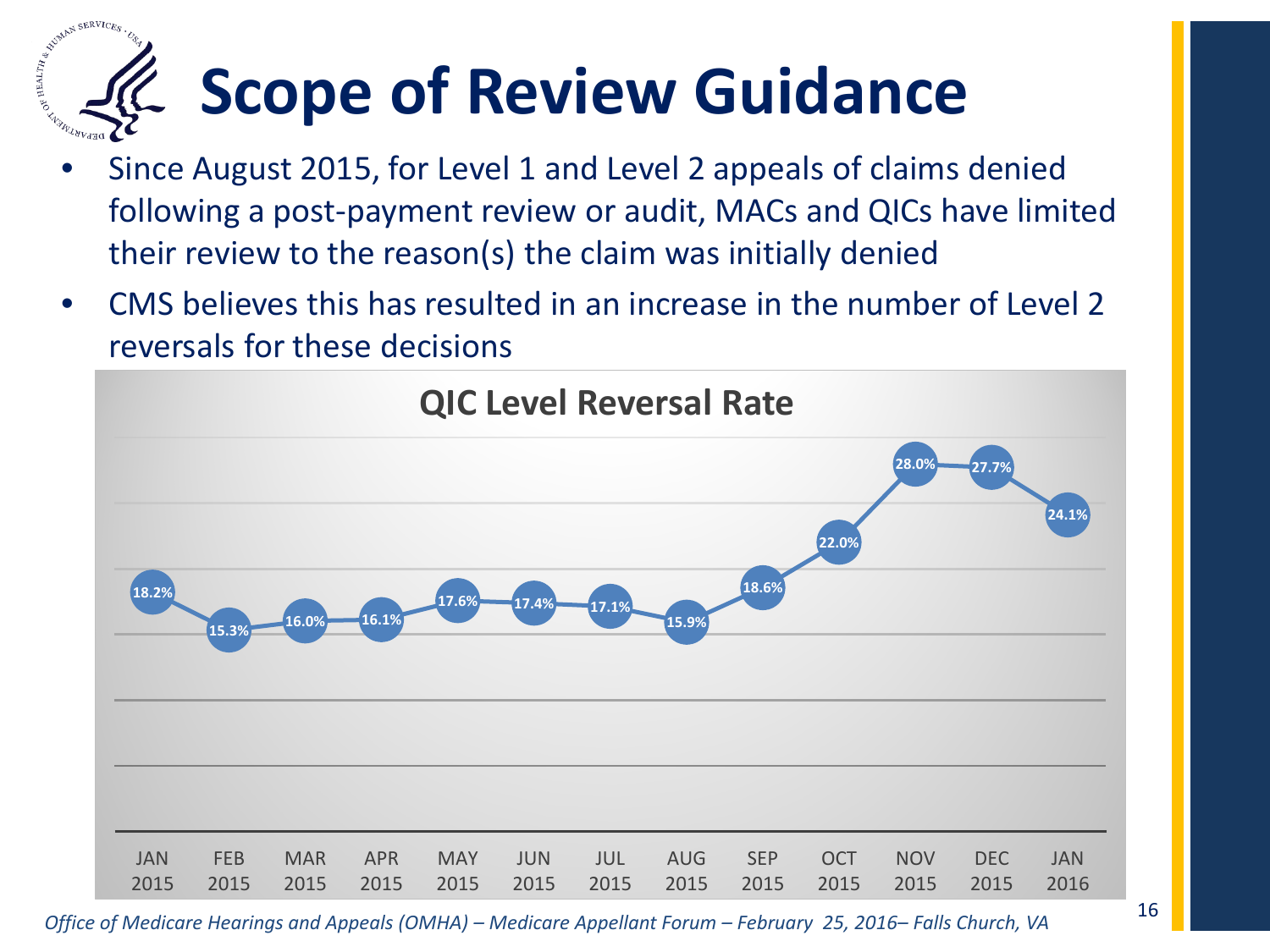# Scope of Review Guidance

- Since August 2015, for Level 1 and Level 2 appeals of claims denied following a post-payment review or audit, MACs and QICs have limited their review to the reason(s) the claim was initially denied
- CMS believes this has resulted in an increase in the number of Level 2 reversals for these decisions

**QIC Level Reversal Rate**

18.2%
15.3%
16.0%
16.1%
17.6%
17.4%
17.1%
15.9%
18.6%
22.0%
28.0%
27.7%
24.1%

JAN 2015
FEB 2015
MAR 2015
APR 2015
MAY 2015
JUN 2015
JUL 2015
AUG 2015
SEP 2015
OCT 2015
NOV 2015
DEC 2015
JAN 2016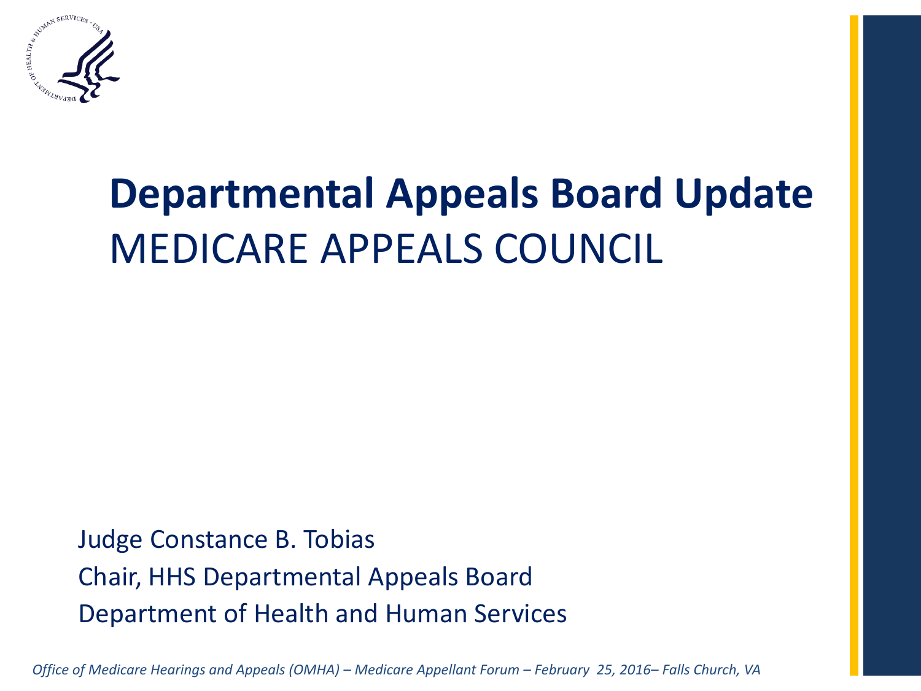# Departmental Appeals Board Update

## MEDICARE APPEALS COUNCIL

Judge Constance B. Tobias

Chair, HHS Departmental Appeals Board

Department of Health and Human Services

*Office of Medicare Hearings and Appeals (OMHA) – Medicare Appellant Forum – February 25, 2016– Falls Church, VA*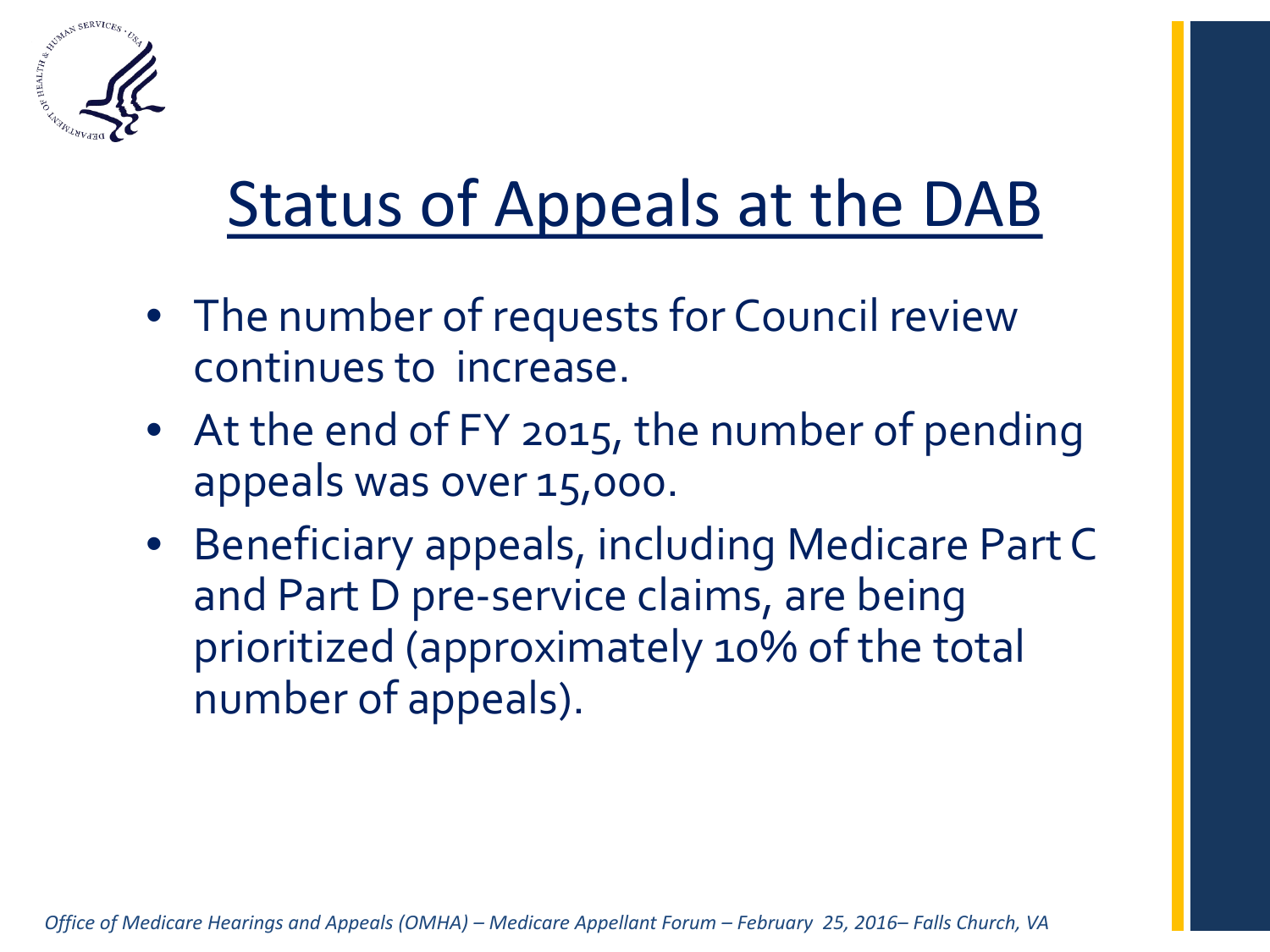# Status of Appeals at the DAB

- The number of requests for Council review continues to increase.
- At the end of FY 2015, the number of pending appeals was over 15,000.
- Beneficiary appeals, including Medicare Part C and Part D pre-service claims, are being prioritized (approximately 10% of the total number of appeals).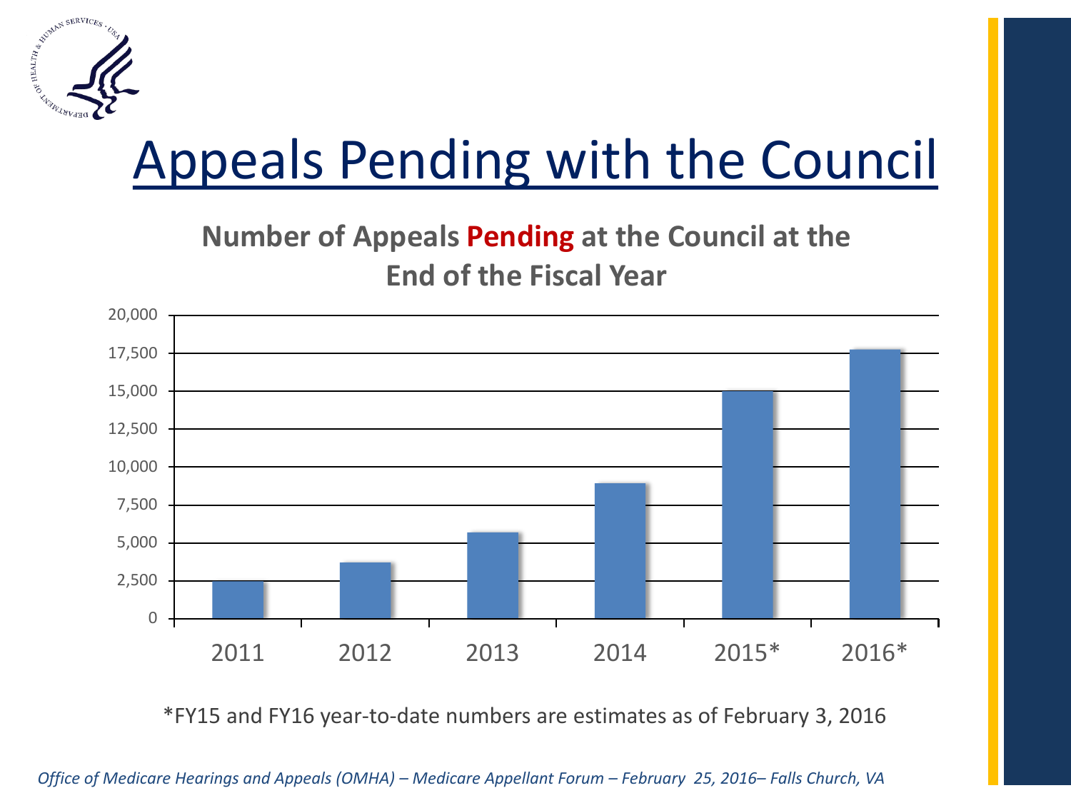# Appeals Pending with the Council

**Number of Appeals Pending at the Council at the End of the Fiscal Year**

20,000
17,500
15,000
12,500
10,000
7,500
5,000
2,500
0

2011 2012 2013 2014 2015* 2016*

*FY15 and FY16 year-to-date numbers are estimates as of February 3, 2016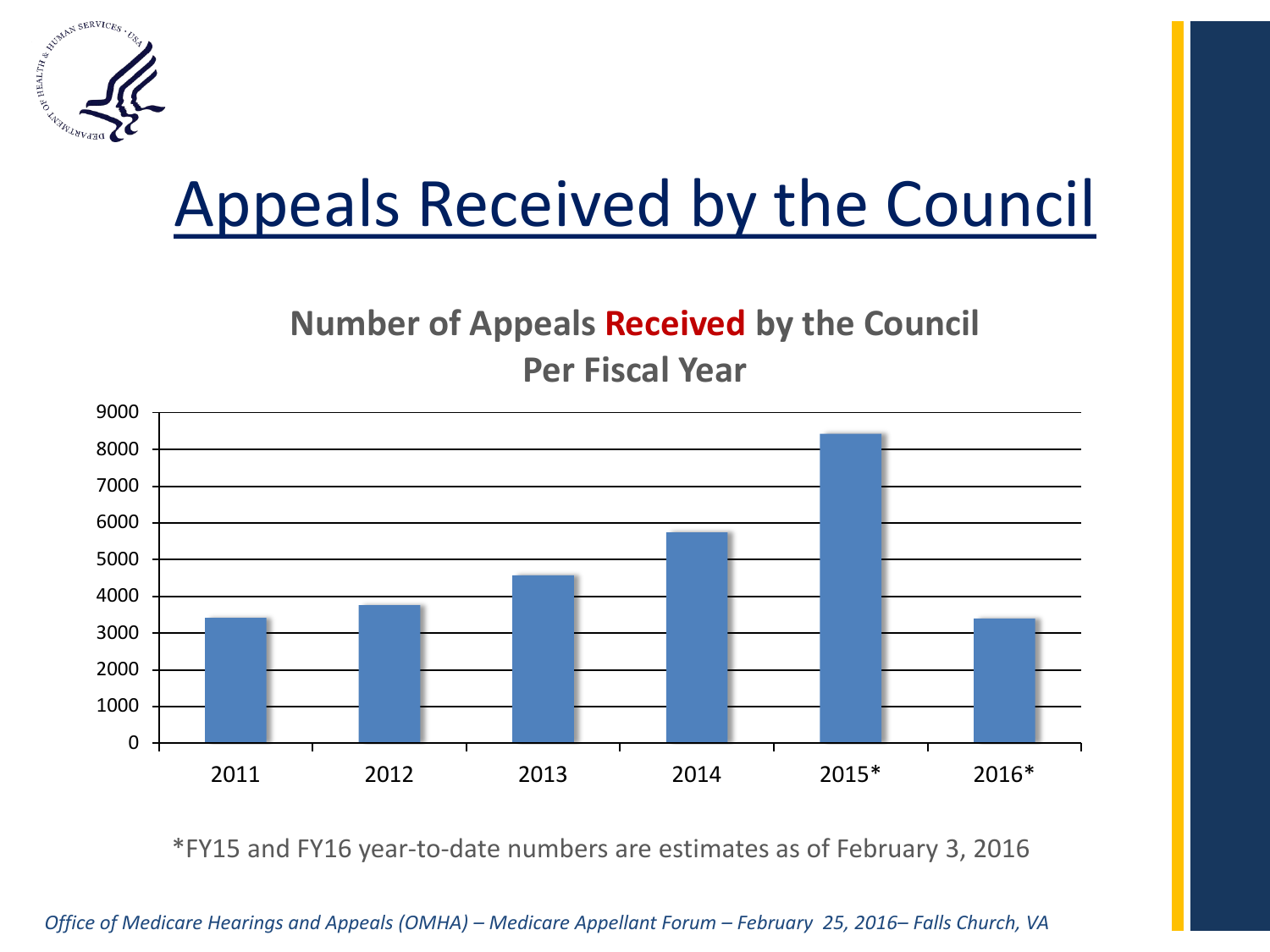# Appeals Received by the Council

**Number of Appeals Received by the Council**
**Per Fiscal Year**

9000
8000
7000
6000
5000
4000
3000
2000
1000
0

2011
2012
2013
2014
2015*
2016*

*FY15 and FY16 year-to-date numbers are estimates as of February 3, 2016

*Office of Medicare Hearings and Appeals (OMHA) – Medicare Appellant Forum – February 25, 2016– Falls Church, VA*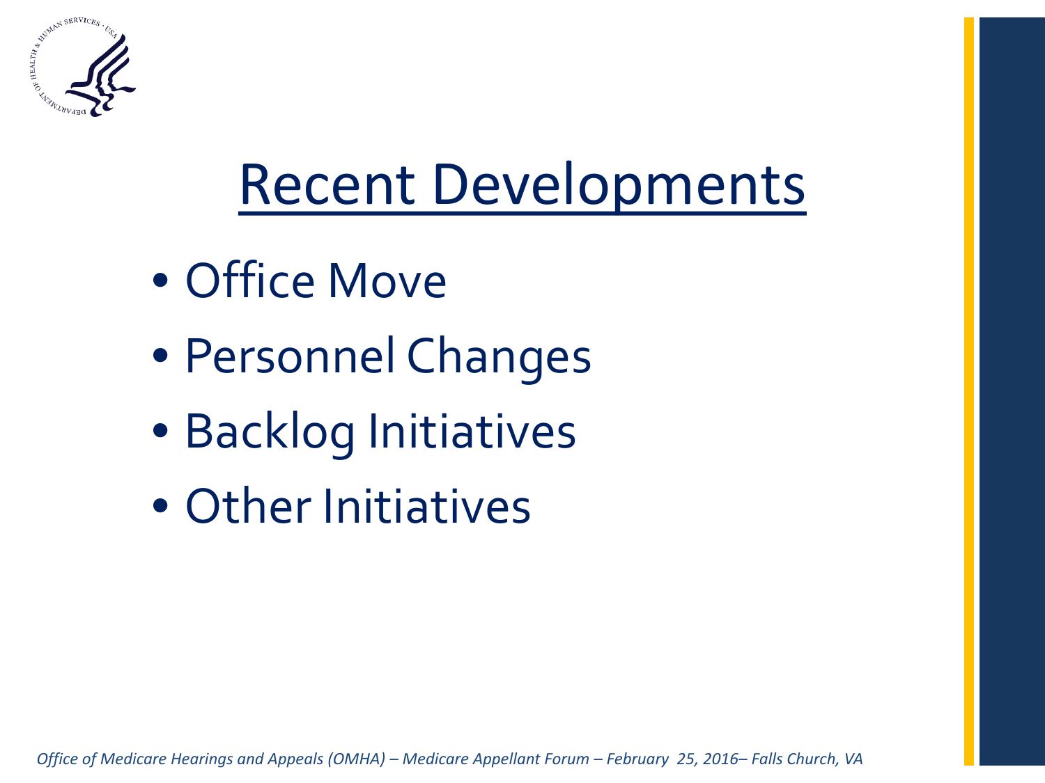# Recent Developments

- Office Move
- Personnel Changes
- Backlog Initiatives
- Other Initiatives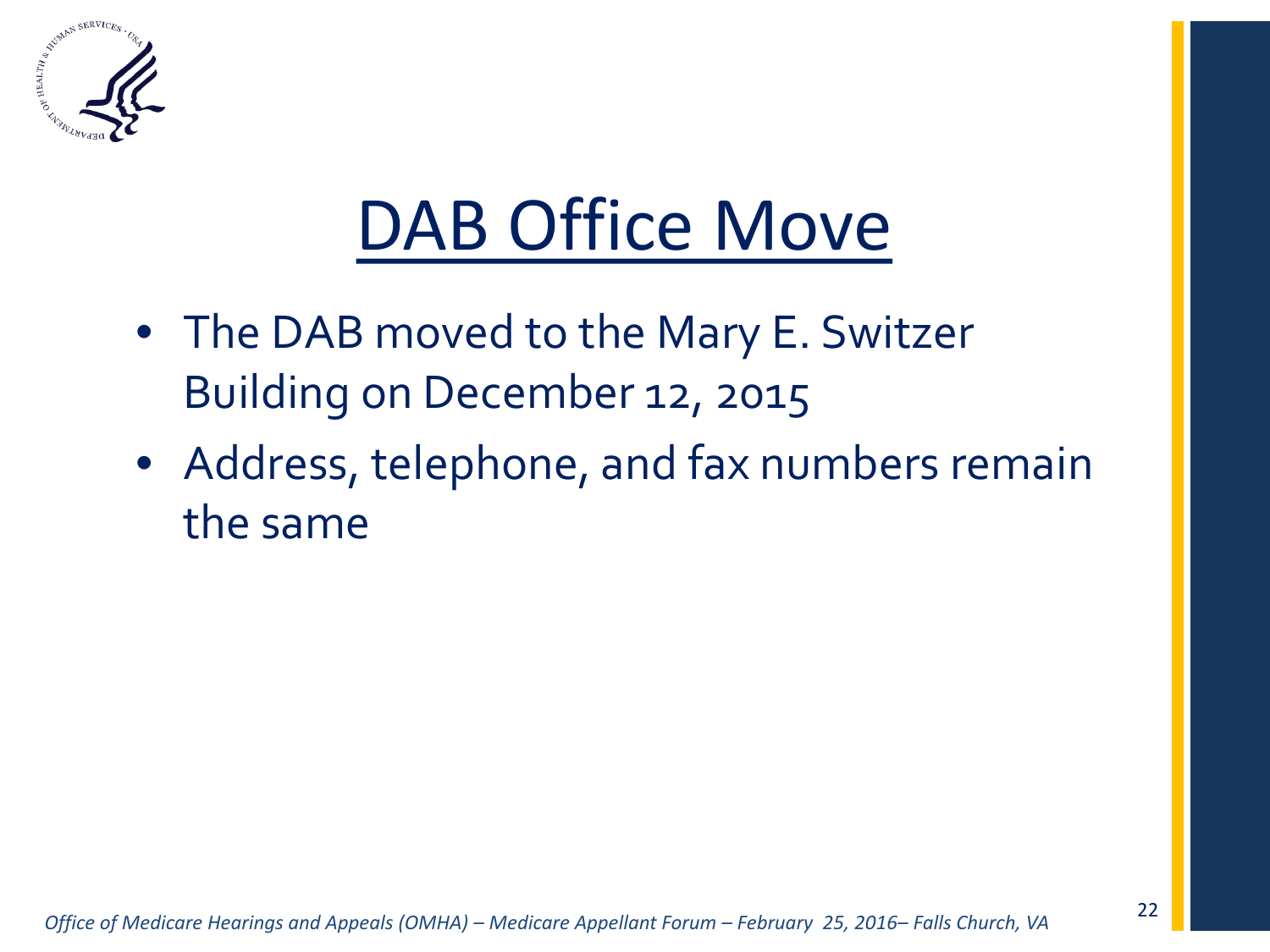# DAB Office Move

- The DAB moved to the Mary E. Switzer Building on December 12, 2015
- Address, telephone, and fax numbers remain the same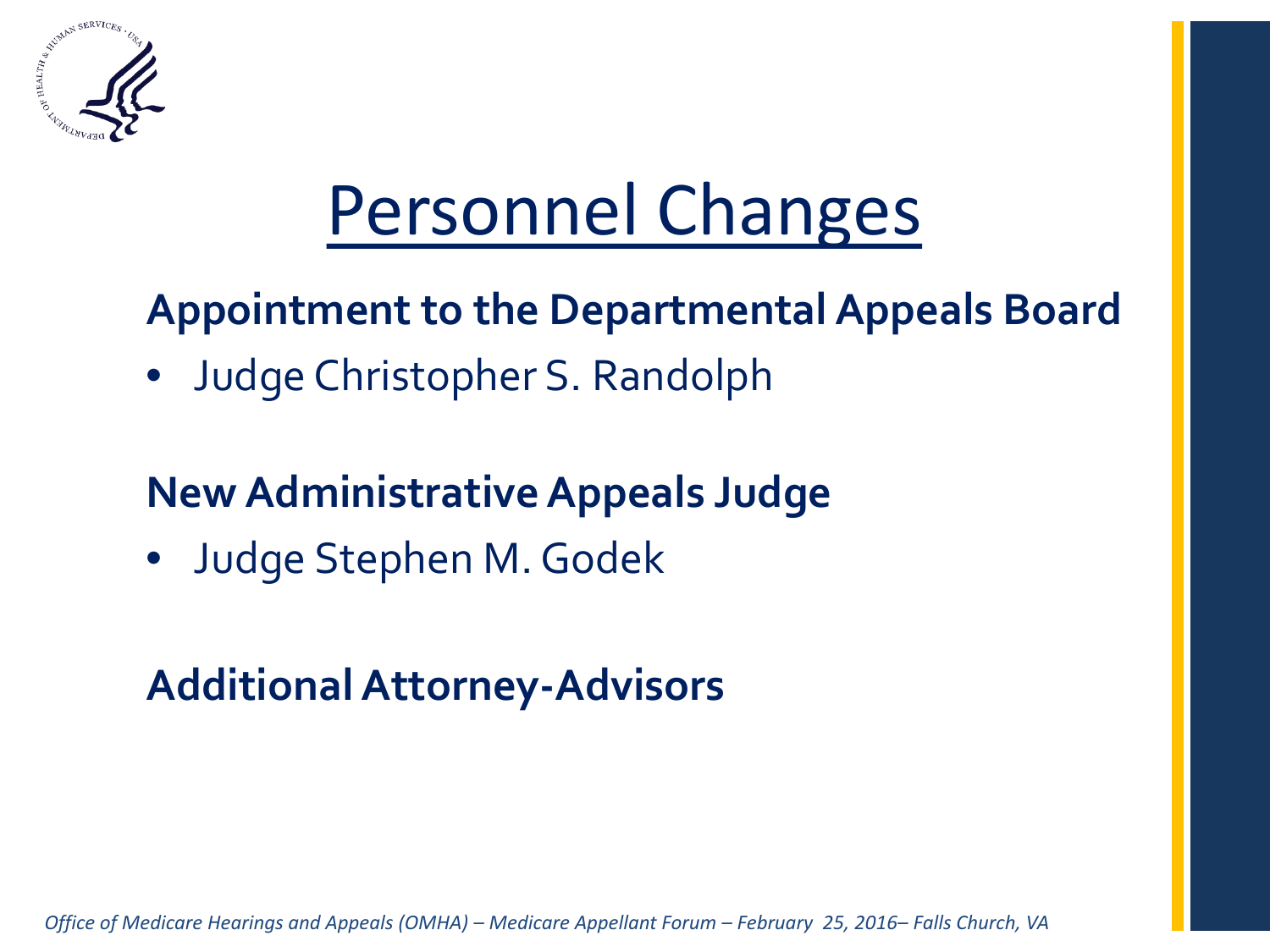# Personnel Changes

**Appointment to the Departmental Appeals Board**

- Judge Christopher S. Randolph

**New Administrative Appeals Judge**

- Judge Stephen M. Godek

**Additional Attorney-Advisors**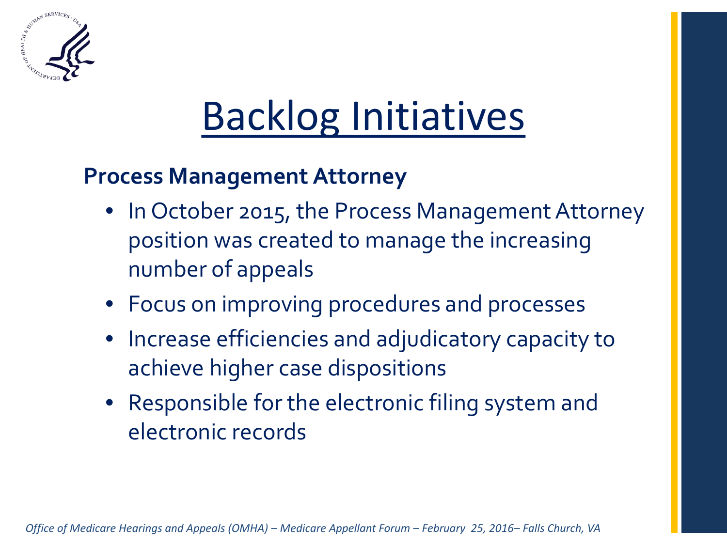# Backlog Initiatives

**Process Management Attorney**

- In October 2015, the Process Management Attorney position was created to manage the increasing number of appeals
- Focus on improving procedures and processes
- Increase efficiencies and adjudicatory capacity to achieve higher case dispositions
- Responsible for the electronic filing system and electronic records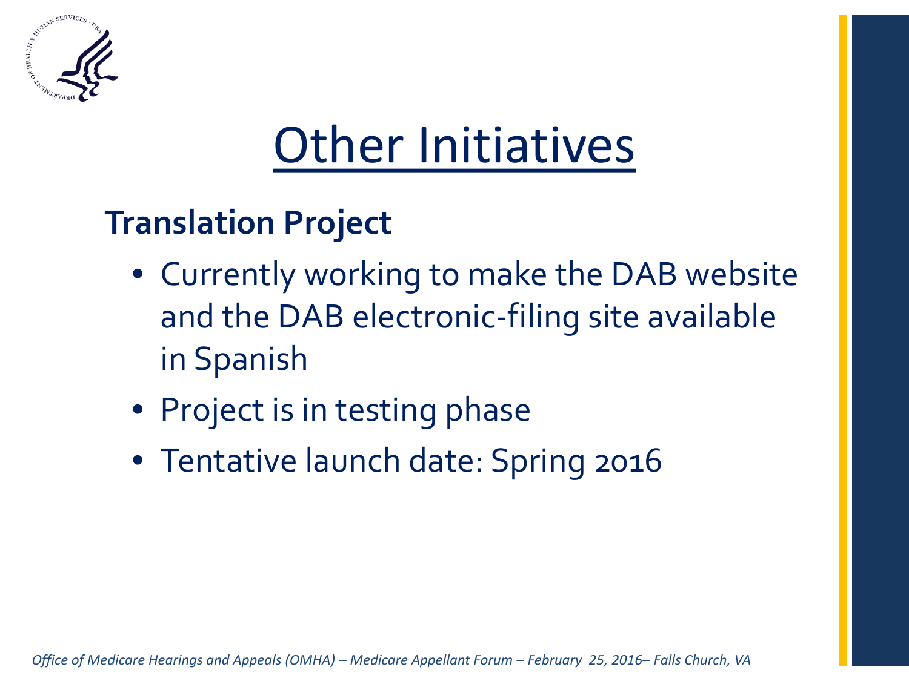# Other Initiatives

## Translation Project

- Currently working to make the DAB website and the DAB electronic-filing site available in Spanish
- Project is in testing phase
- Tentative launch date: Spring 2016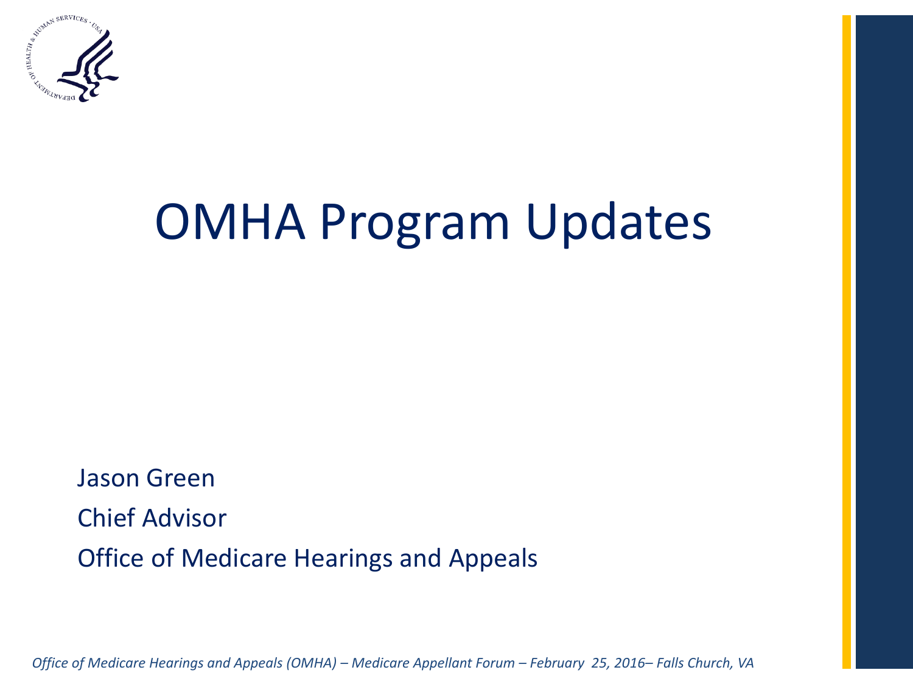# OMHA Program Updates

Jason Green

Chief Advisor

Office of Medicare Hearings and Appeals

*Office of Medicare Hearings and Appeals (OMHA) – Medicare Appellant Forum – February 25, 2016– Falls Church, VA*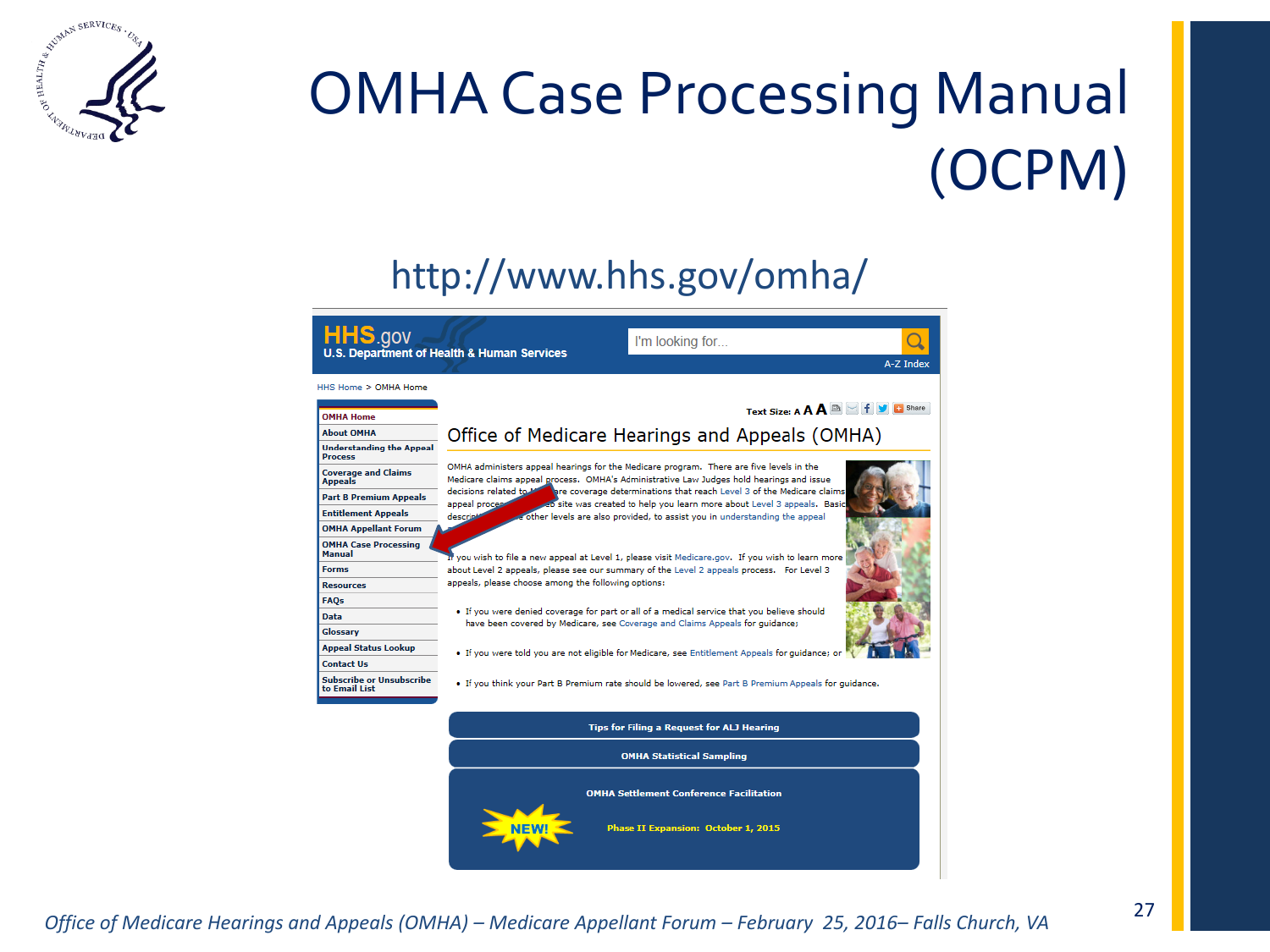# OMHA Case Processing Manual (OCPM)

http://www.hhs.gov/omha/

**HHS.gov**
U.S. Department of Health & Human Services

I'm looking for...

A-Z Index

HHS Home > OMHA Home

- OMHA Home
- About OMHA
- Understanding the Appeal Process
- Coverage and Claims Appeals
- Part B Premium Appeals
- Entitlement Appeals
- OMHA Appellant Forum
- OMHA Case Processing Manual
- Forms
- Resources
- FAQs
- Data
- Glossary
- Appeal Status Lookup
- Contact Us
- Subscribe or Unsubscribe to Email List

Text Size: A A A Share

## Office of Medicare Hearings and Appeals (OMHA)

OMHA administers appeal hearings for the Medicare program. There are five levels in the Medicare claims appeal process. OMHA's Administrative Law Judges hold hearings and issue decisions related to Medicare coverage determinations that reach Level 3 of the Medicare claims appeal process. This web site was created to help you learn more about Level 3 appeals. Basic descriptions of the other levels are also provided, to assist you in understanding the appeal process.

If you wish to file a new appeal at Level 1, please visit Medicare.gov. If you wish to learn more about Level 2 appeals, please see our summary of the Level 2 appeals process. For Level 3 appeals, please choose among the following options:

- If you were denied coverage for part or all of a medical service that you believe should have been covered by Medicare, see Coverage and Claims Appeals for guidance;
- If you were told you are not eligible for Medicare, see Entitlement Appeals for guidance; or
- If you think your Part B Premium rate should be lowered, see Part B Premium Appeals for guidance.

Tips for Filing a Request for ALJ Hearing

OMHA Statistical Sampling

OMHA Settlement Conference Facilitation

NEW!

Phase II Expansion: October 1, 2015

*Office of Medicare Hearings and Appeals (OMHA) – Medicare Appellant Forum – February 25, 2016– Falls Church, VA*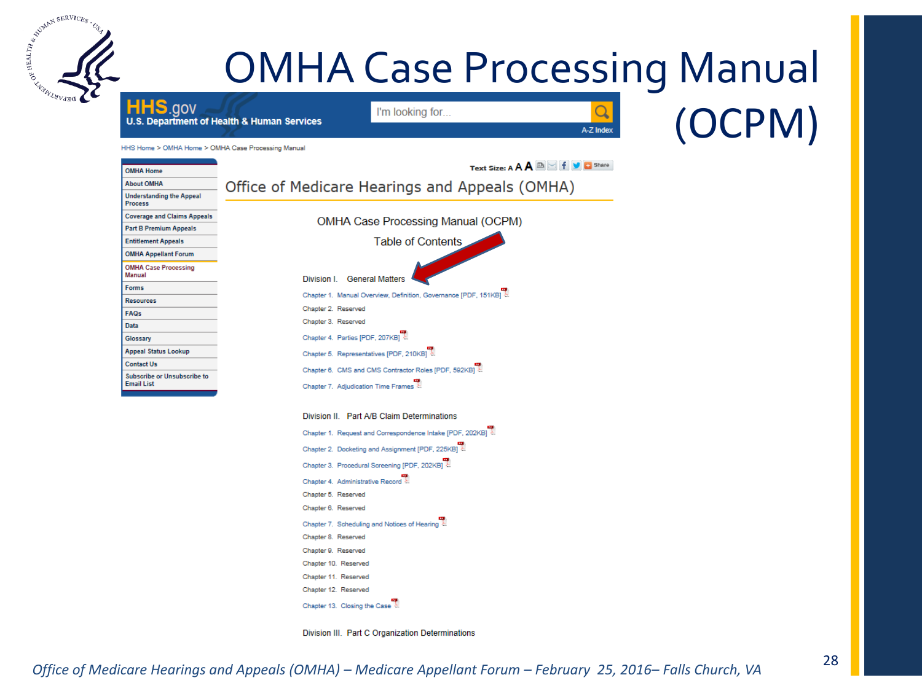# OMHA Case Processing Manual (OCPM)

HHS.gov
U.S. Department of Health & Human Services

I'm looking for...

A-Z Index

HHS Home > OMHA Home > OMHA Case Processing Manual

- OMHA Home
- About OMHA
- Understanding the Appeal Process
- Coverage and Claims Appeals
- Part B Premium Appeals
- Entitlement Appeals
- OMHA Appellant Forum
- OMHA Case Processing Manual
- Forms
- Resources
- FAQs
- Data
- Glossary
- Appeal Status Lookup
- Contact Us
- Subscribe or Unsubscribe to Email List

Text Size: A A A Share

## Office of Medicare Hearings and Appeals (OMHA)

OMHA Case Processing Manual (OCPM)

Table of Contents

Division I. General Matters

- Chapter 1. Manual Overview, Definition, Governance [PDF, 151KB]
- Chapter 2. Reserved
- Chapter 3. Reserved
- Chapter 4. Parties [PDF, 207KB]
- Chapter 5. Representatives [PDF, 210KB]
- Chapter 6. CMS and CMS Contractor Roles [PDF, 592KB]
- Chapter 7. Adjudication Time Frames

Division II. Part A/B Claim Determinations

- Chapter 1. Request and Correspondence Intake [PDF, 202KB]
- Chapter 2. Docketing and Assignment [PDF, 225KB]
- Chapter 3. Procedural Screening [PDF, 202KB]
- Chapter 4. Administrative Record
- Chapter 5. Reserved
- Chapter 6. Reserved
- Chapter 7. Scheduling and Notices of Hearing
- Chapter 8. Reserved
- Chapter 9. Reserved
- Chapter 10. Reserved
- Chapter 11. Reserved
- Chapter 12. Reserved
- Chapter 13. Closing the Case

Division III. Part C Organization Determinations

*Office of Medicare Hearings and Appeals (OMHA) – Medicare Appellant Forum – February 25, 2016– Falls Church, VA*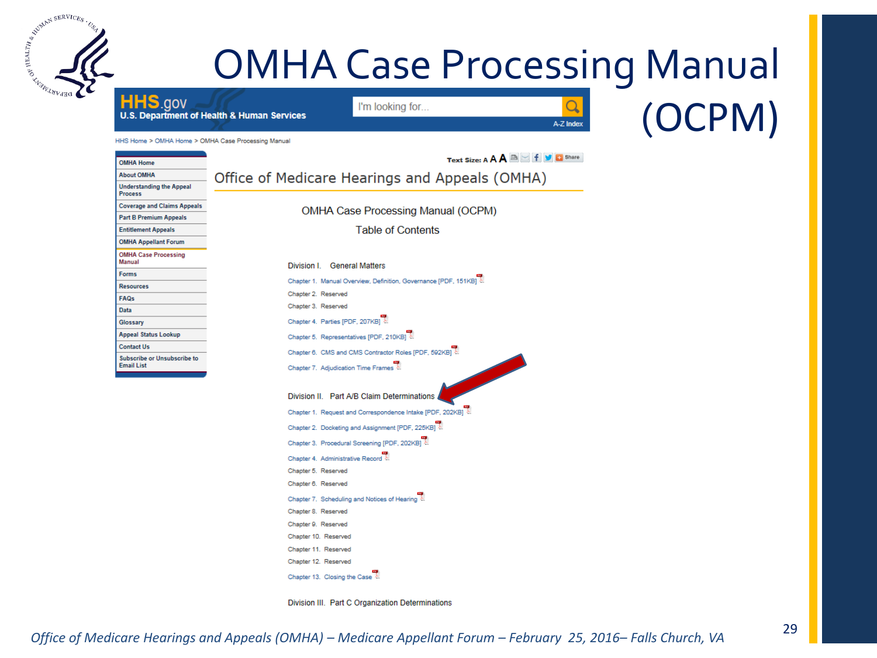# OMHA Case Processing Manual (OCPM)

HHS.gov
U.S. Department of Health & Human Services

I'm looking for...

A-Z Index

HHS Home > OMHA Home > OMHA Case Processing Manual

- OMHA Home
- About OMHA
- Understanding the Appeal Process
- Coverage and Claims Appeals
- Part B Premium Appeals
- Entitlement Appeals
- OMHA Appellant Forum
- OMHA Case Processing Manual
- Forms
- Resources
- FAQs
- Data
- Glossary
- Appeal Status Lookup
- Contact Us
- Subscribe or Unsubscribe to Email List

Text Size: A A A

## Office of Medicare Hearings and Appeals (OMHA)

OMHA Case Processing Manual (OCPM)

Table of Contents

Division I. General Matters

- Chapter 1. Manual Overview, Definition, Governance [PDF, 151KB]
- Chapter 2. Reserved
- Chapter 3. Reserved
- Chapter 4. Parties [PDF, 207KB]
- Chapter 5. Representatives [PDF, 210KB]
- Chapter 6. CMS and CMS Contractor Roles [PDF, 592KB]
- Chapter 7. Adjudication Time Frames

Division II. Part A/B Claim Determinations

- Chapter 1. Request and Correspondence Intake [PDF, 202KB]
- Chapter 2. Docketing and Assignment [PDF, 225KB]
- Chapter 3. Procedural Screening [PDF, 202KB]
- Chapter 4. Administrative Record
- Chapter 5. Reserved
- Chapter 6. Reserved
- Chapter 7. Scheduling and Notices of Hearing
- Chapter 8. Reserved
- Chapter 9. Reserved
- Chapter 10. Reserved
- Chapter 11. Reserved
- Chapter 12. Reserved
- Chapter 13. Closing the Case

Division III. Part C Organization Determinations

*Office of Medicare Hearings and Appeals (OMHA) – Medicare Appellant Forum – February 25, 2016– Falls Church, VA*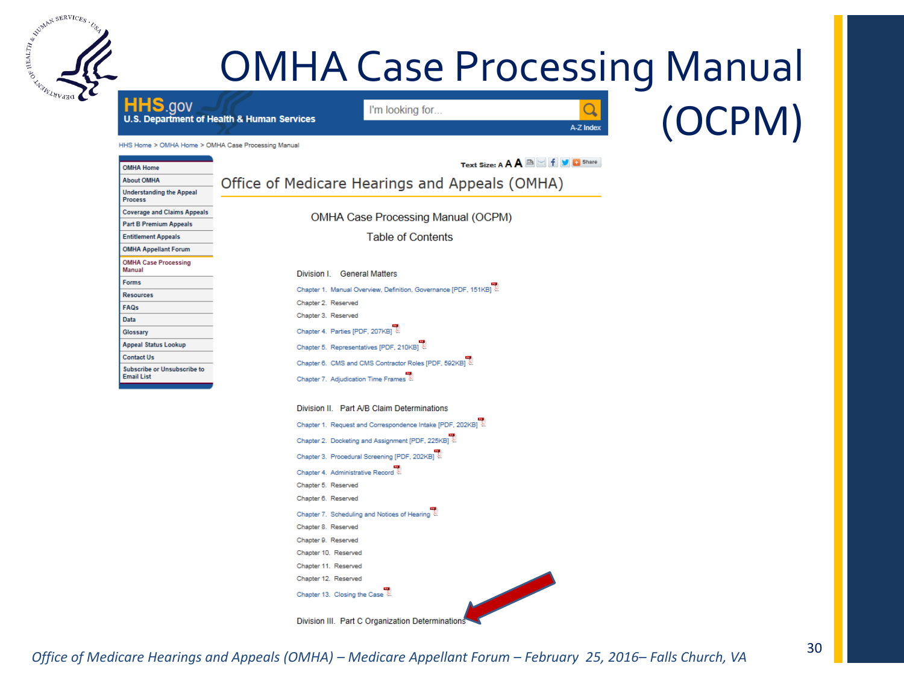# OMHA Case Processing Manual (OCPM)

HHS.gov
U.S. Department of Health & Human Services

I'm looking for...

A-Z Index

HHS Home > OMHA Home > OMHA Case Processing Manual

- OMHA Home
- About OMHA
- Understanding the Appeal Process
- Coverage and Claims Appeals
- Part B Premium Appeals
- Entitlement Appeals
- OMHA Appellant Forum
- OMHA Case Processing Manual
- Forms
- Resources
- FAQs
- Data
- Glossary
- Appeal Status Lookup
- Contact Us
- Subscribe or Unsubscribe to Email List

Text Size: A A A Share

## Office of Medicare Hearings and Appeals (OMHA)

OMHA Case Processing Manual (OCPM)

Table of Contents

Division I. General Matters

- Chapter 1. Manual Overview, Definition, Governance [PDF, 151KB]
- Chapter 2. Reserved
- Chapter 3. Reserved
- Chapter 4. Parties [PDF, 207KB]
- Chapter 5. Representatives [PDF, 210KB]
- Chapter 6. CMS and CMS Contractor Roles [PDF, 592KB]
- Chapter 7. Adjudication Time Frames

Division II. Part A/B Claim Determinations

- Chapter 1. Request and Correspondence Intake [PDF, 202KB]
- Chapter 2. Docketing and Assignment [PDF, 225KB]
- Chapter 3. Procedural Screening [PDF, 202KB]
- Chapter 4. Administrative Record
- Chapter 5. Reserved
- Chapter 6. Reserved
- Chapter 7. Scheduling and Notices of Hearing
- Chapter 8. Reserved
- Chapter 9. Reserved
- Chapter 10. Reserved
- Chapter 11. Reserved
- Chapter 12. Reserved
- Chapter 13. Closing the Case

Division III. Part C Organization Determinations

*Office of Medicare Hearings and Appeals (OMHA) – Medicare Appellant Forum – February 25, 2016– Falls Church, VA*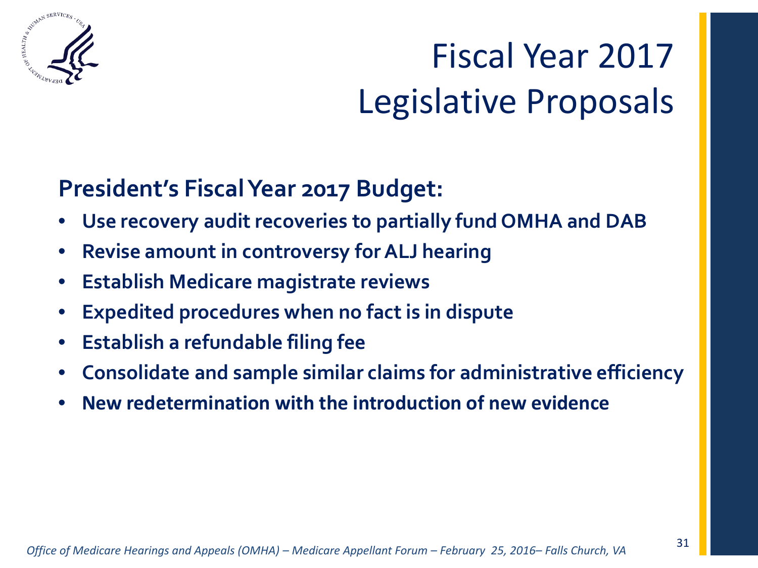# Fiscal Year 2017 Legislative Proposals

**President's Fiscal Year 2017 Budget:**

- **Use recovery audit recoveries to partially fund OMHA and DAB**
- **Revise amount in controversy for ALJ hearing**
- **Establish Medicare magistrate reviews**
- **Expedited procedures when no fact is in dispute**
- **Establish a refundable filing fee**
- **Consolidate and sample similar claims for administrative efficiency**
- **New redetermination with the introduction of new evidence**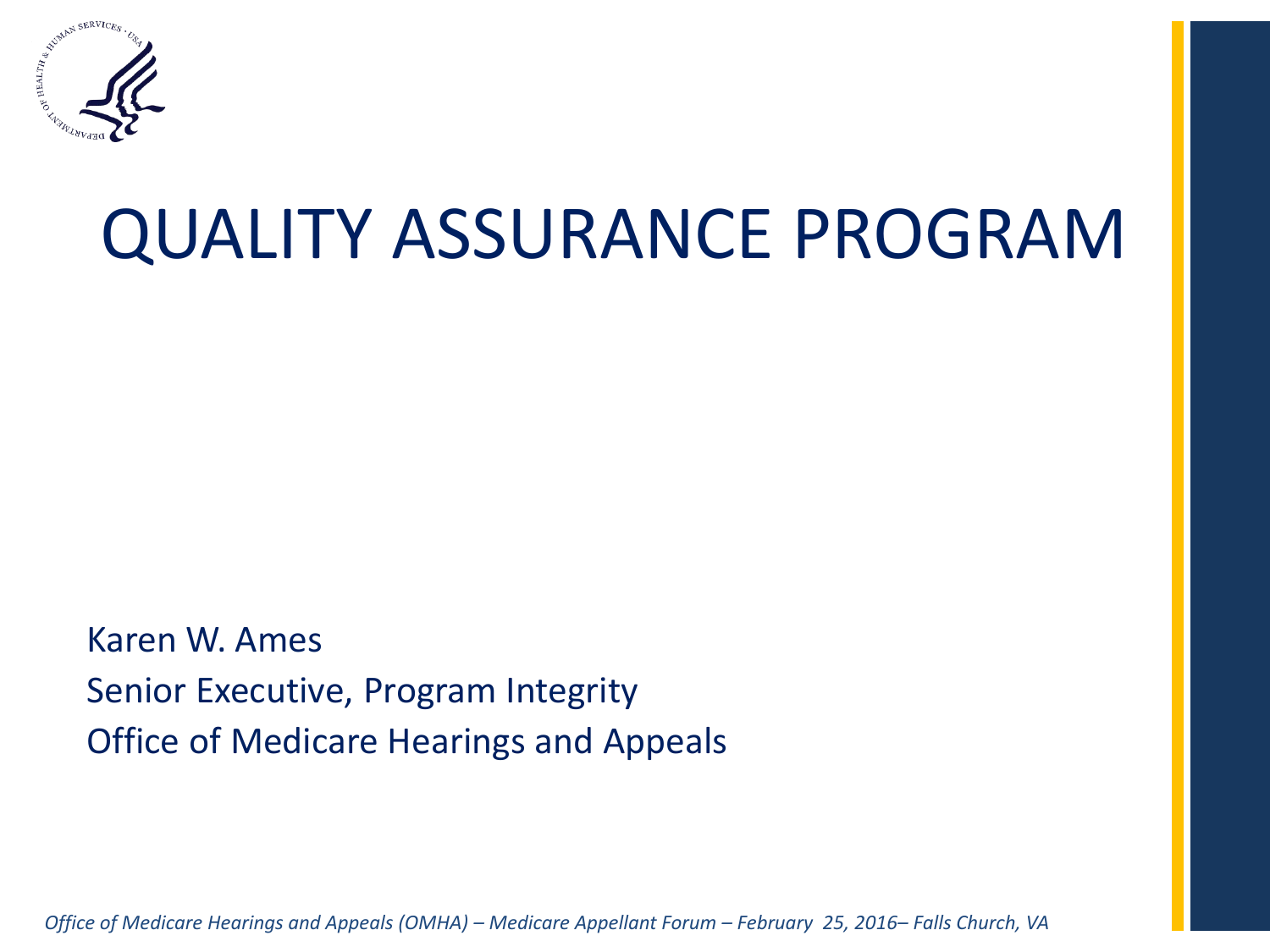# QUALITY ASSURANCE PROGRAM

Karen W. Ames

Senior Executive, Program Integrity

Office of Medicare Hearings and Appeals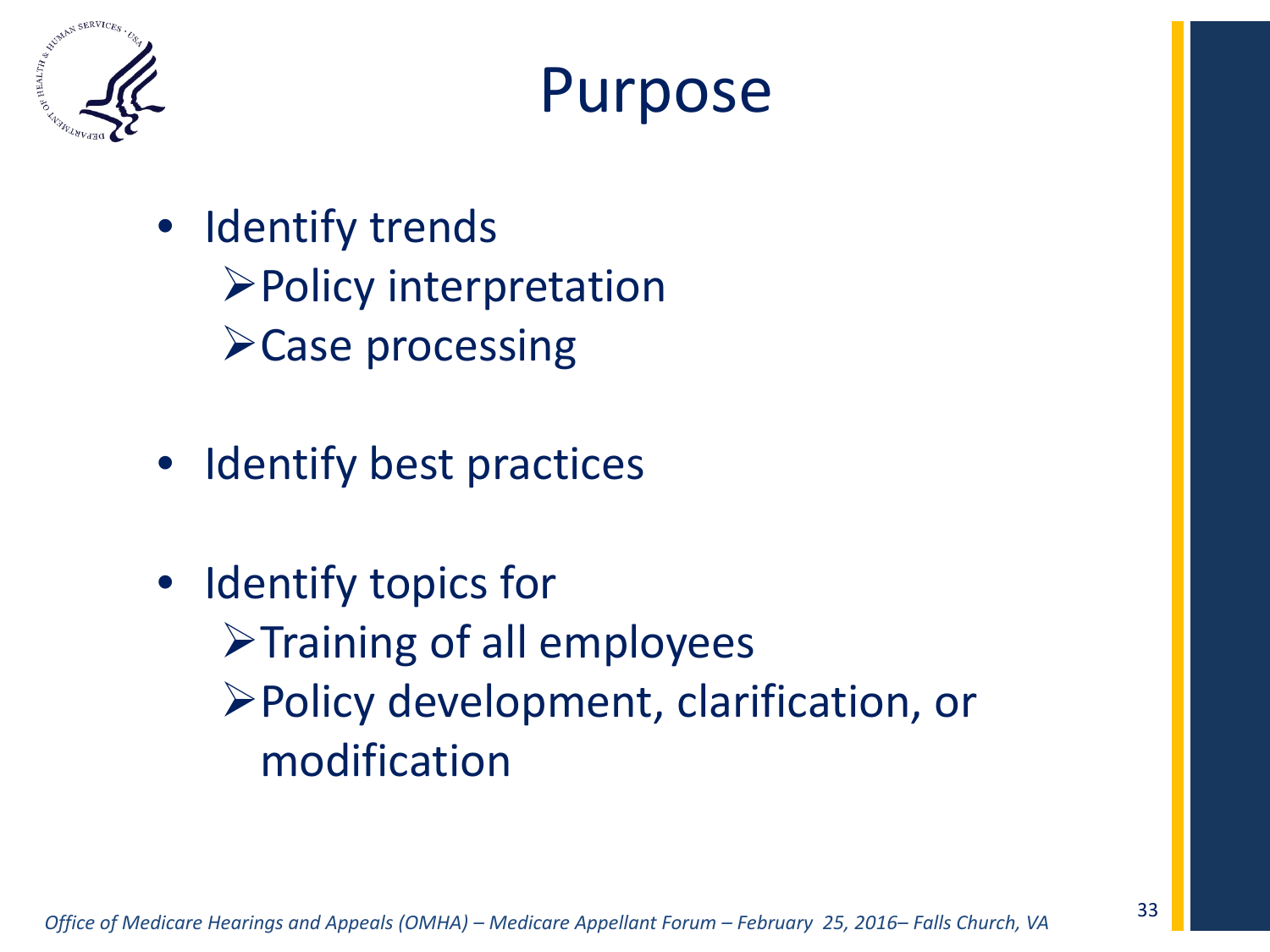# Purpose

- Identify trends
  - Policy interpretation
  - Case processing
- Identify best practices
- Identify topics for
  - Training of all employees
  - Policy development, clarification, or modification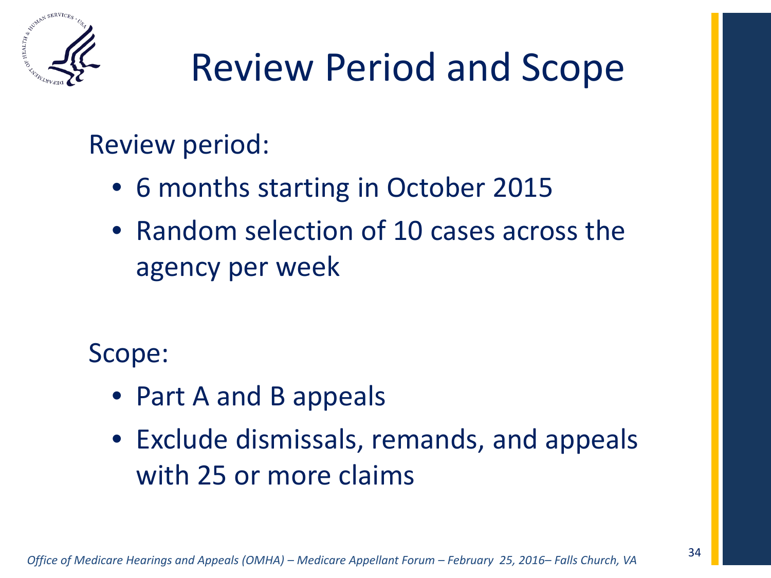# Review Period and Scope

Review period:

- 6 months starting in October 2015
- Random selection of 10 cases across the agency per week

Scope:

- Part A and B appeals
- Exclude dismissals, remands, and appeals with 25 or more claims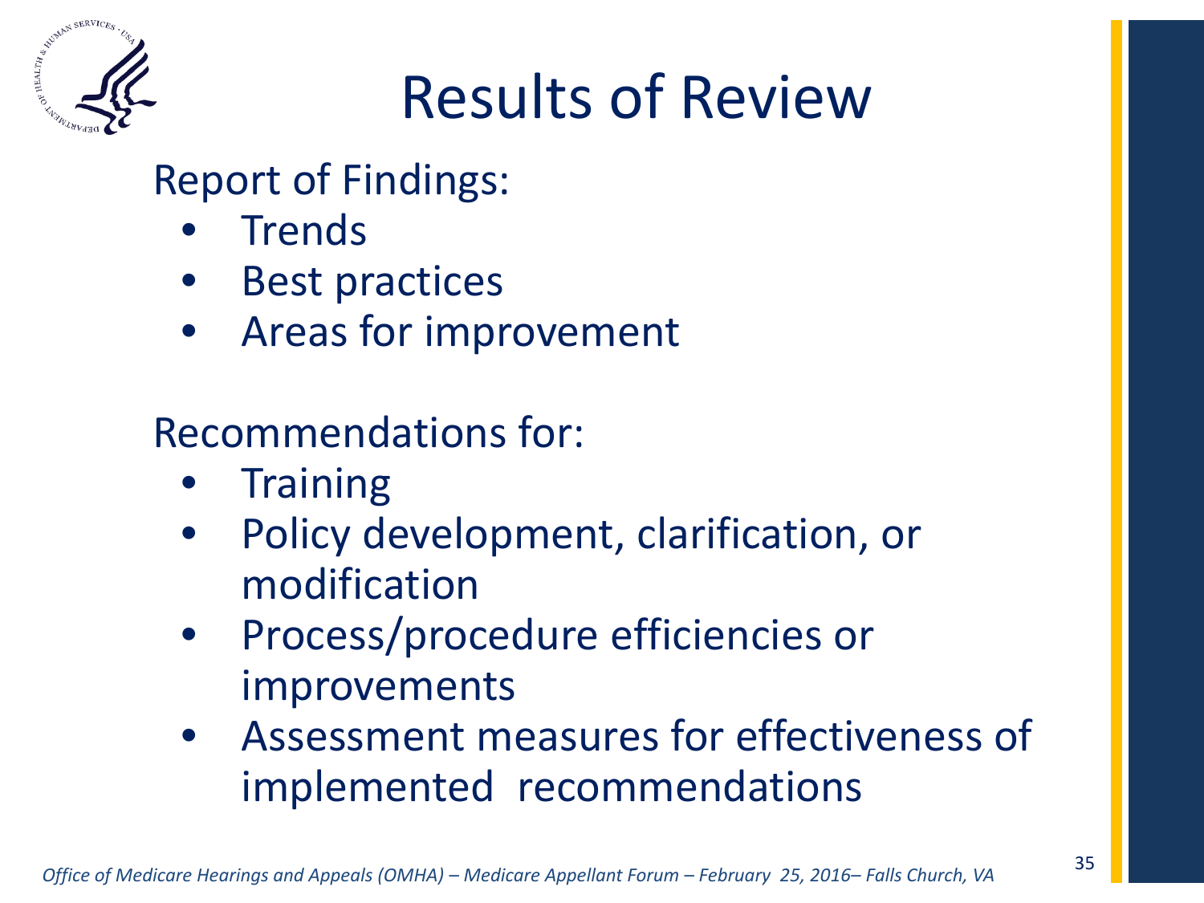# Results of Review

Report of Findings:

- Trends
- Best practices
- Areas for improvement

Recommendations for:

- Training
- Policy development, clarification, or modification
- Process/procedure efficiencies or improvements
- Assessment measures for effectiveness of implemented recommendations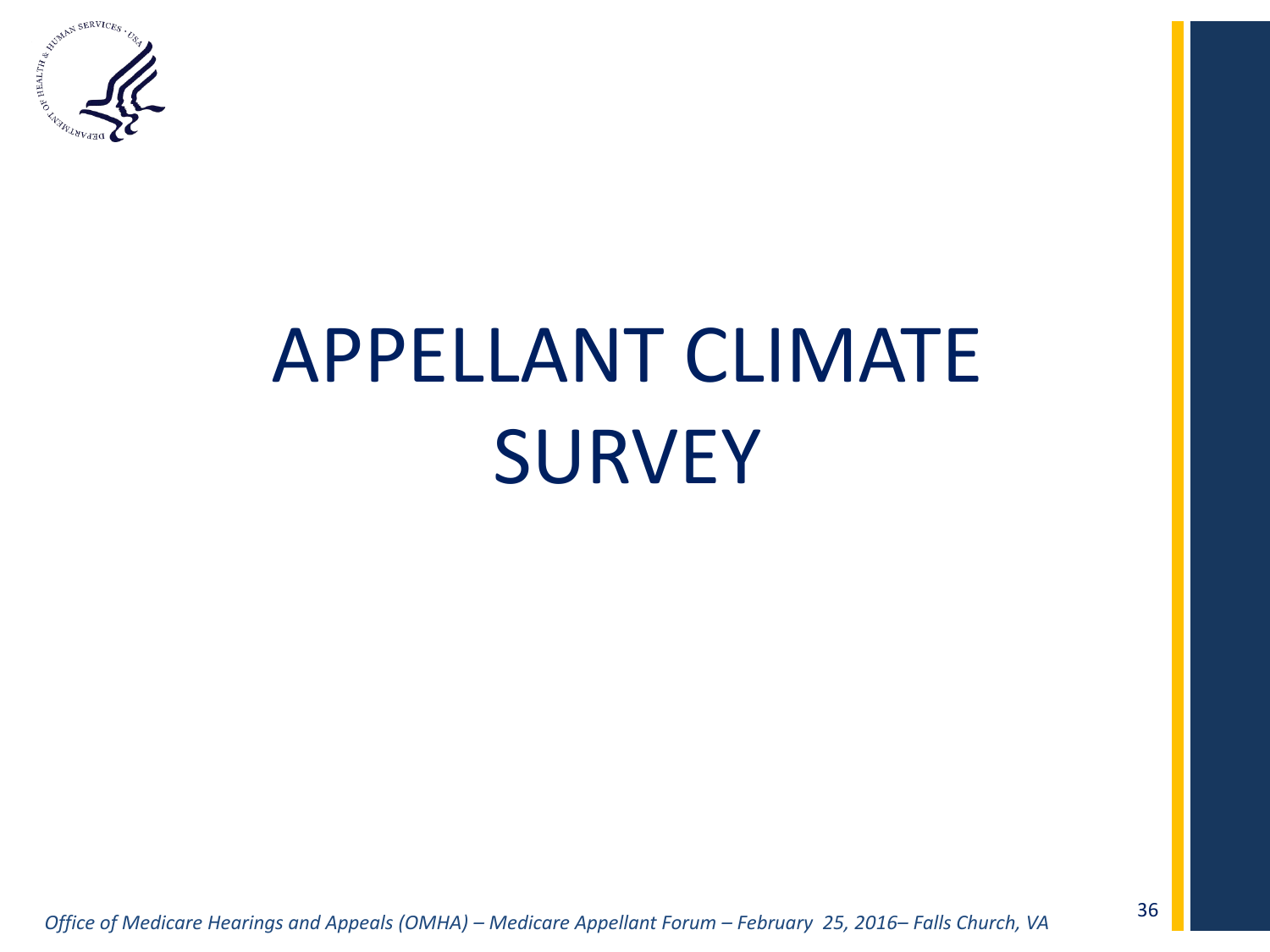# APPELLANT CLIMATE SURVEY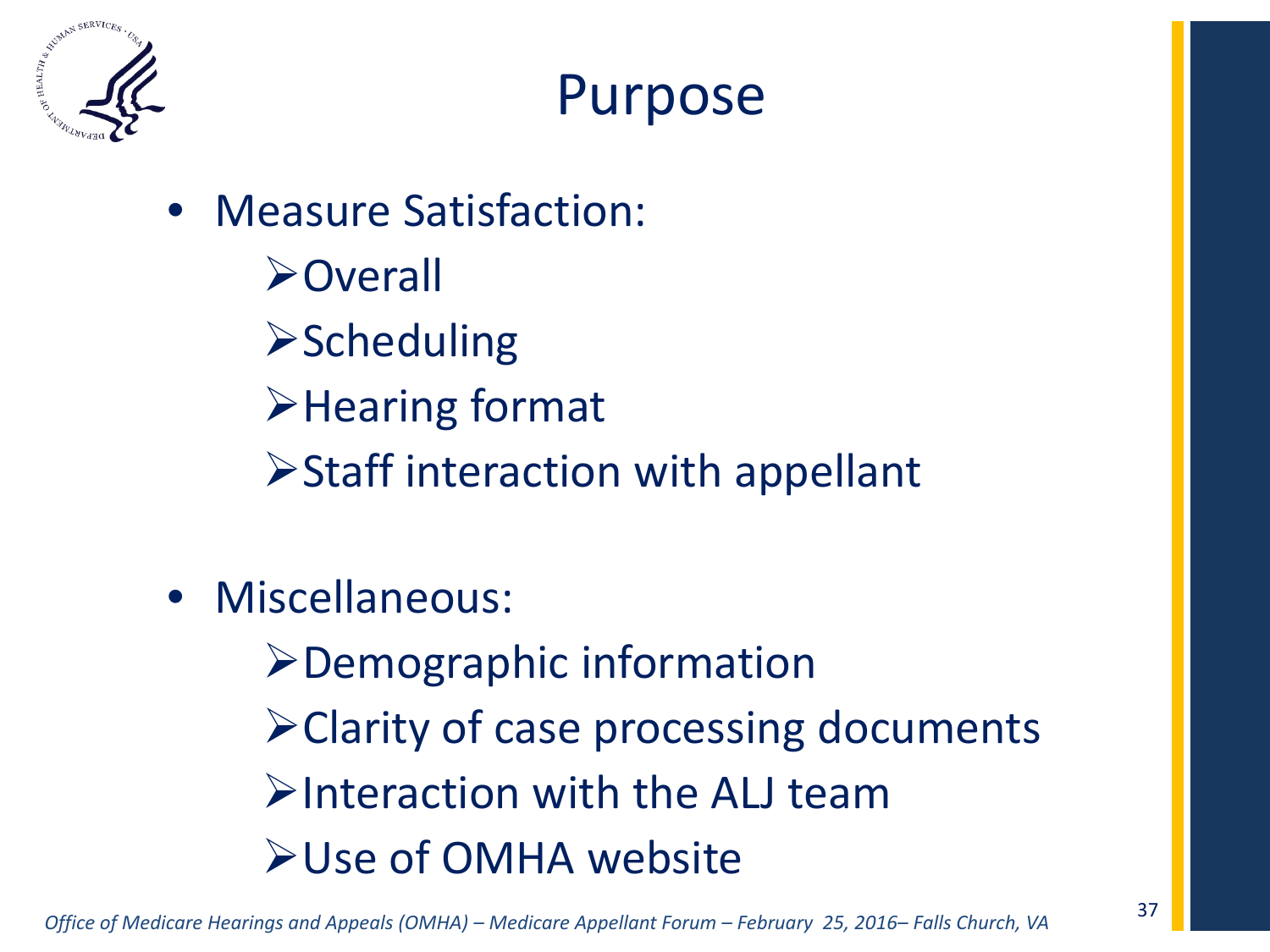# Purpose

- Measure Satisfaction:
  - Overall
  - Scheduling
  - Hearing format
  - Staff interaction with appellant
- Miscellaneous:
  - Demographic information
  - Clarity of case processing documents
  - Interaction with the ALJ team
  - Use of OMHA website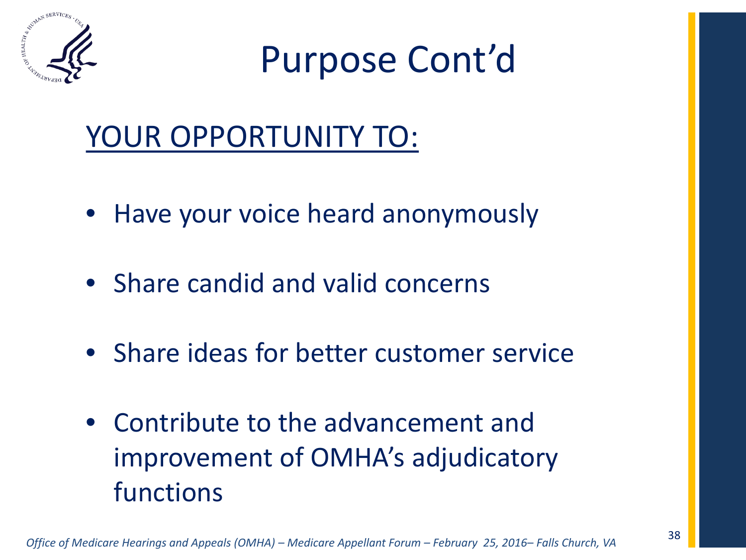# Purpose Cont'd

## YOUR OPPORTUNITY TO:

- Have your voice heard anonymously
- Share candid and valid concerns
- Share ideas for better customer service
- Contribute to the advancement and improvement of OMHA's adjudicatory functions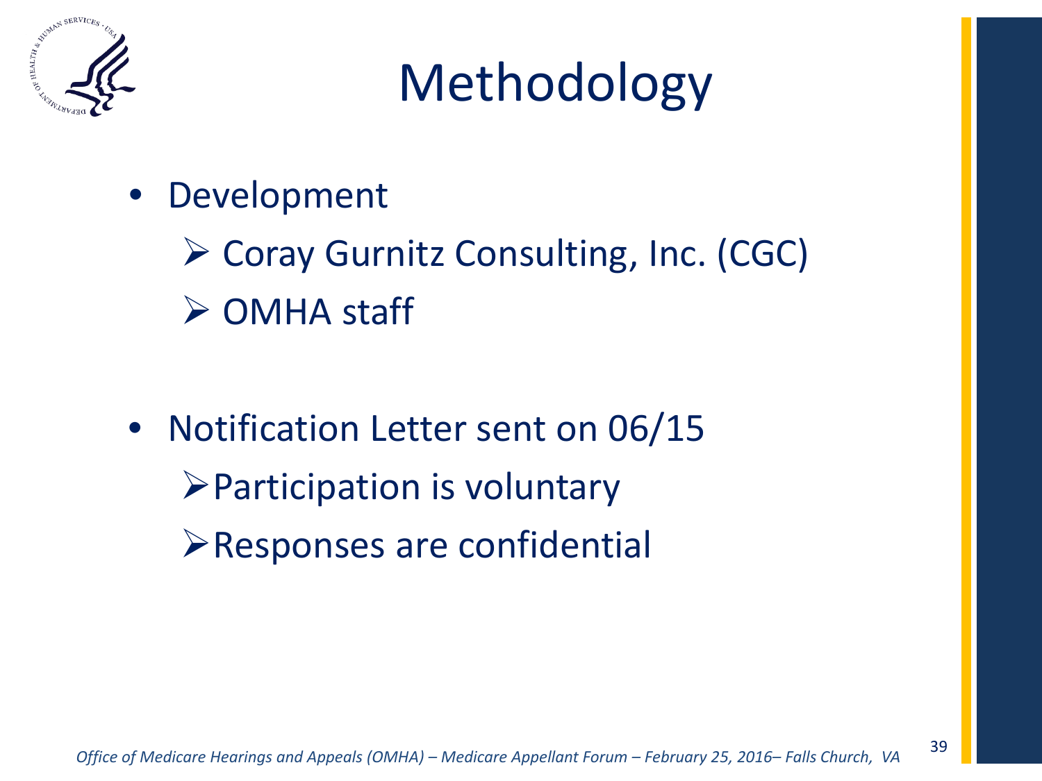# Methodology

- Development
  - Coray Gurnitz Consulting, Inc. (CGC)
  - OMHA staff

- Notification Letter sent on 06/15
  - Participation is voluntary
  - Responses are confidential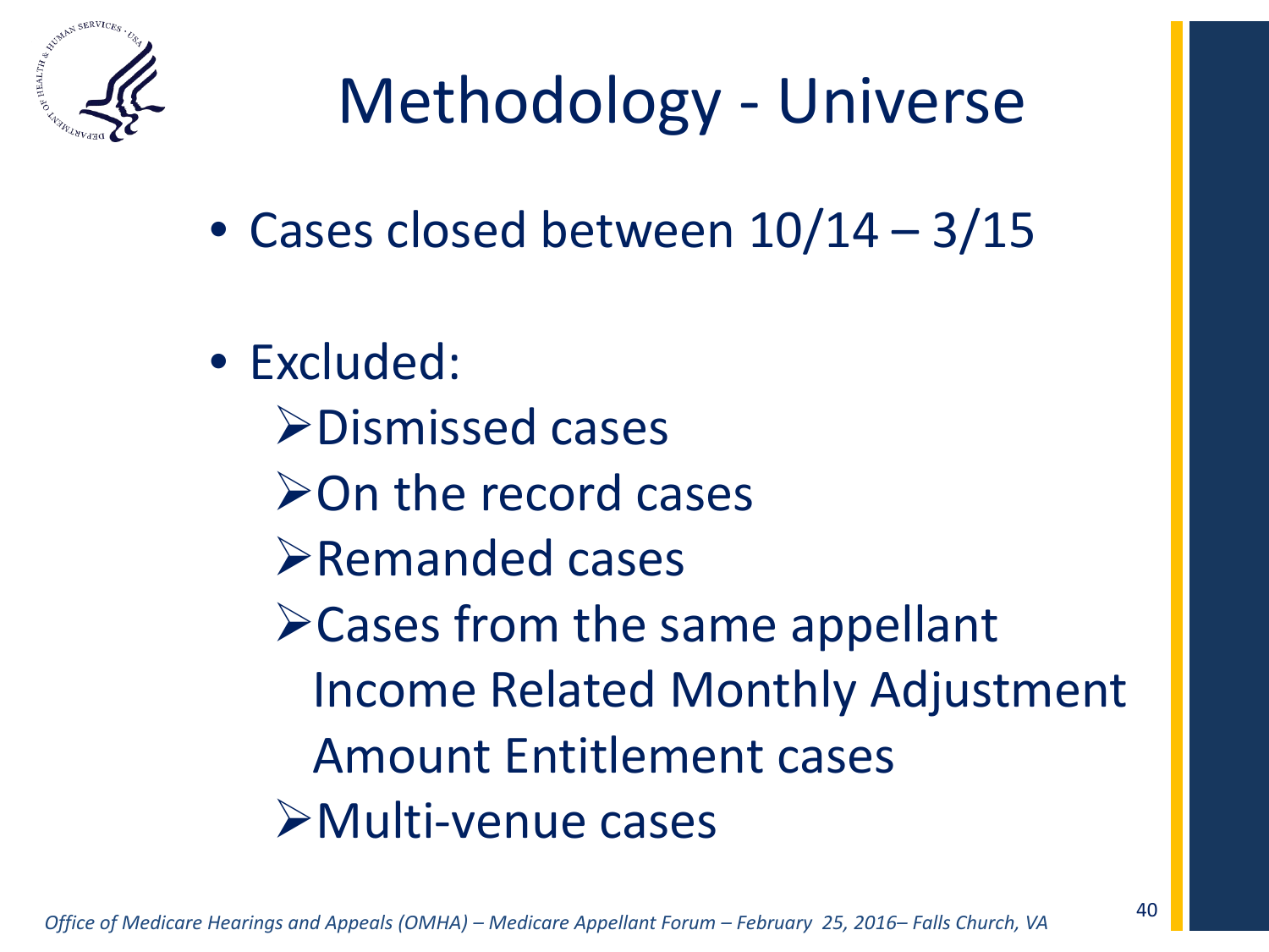# Methodology - Universe

- Cases closed between 10/14 – 3/15
- Excluded:
  - Dismissed cases
  - On the record cases
  - Remanded cases
  - Cases from the same appellant Income Related Monthly Adjustment Amount Entitlement cases
  - Multi-venue cases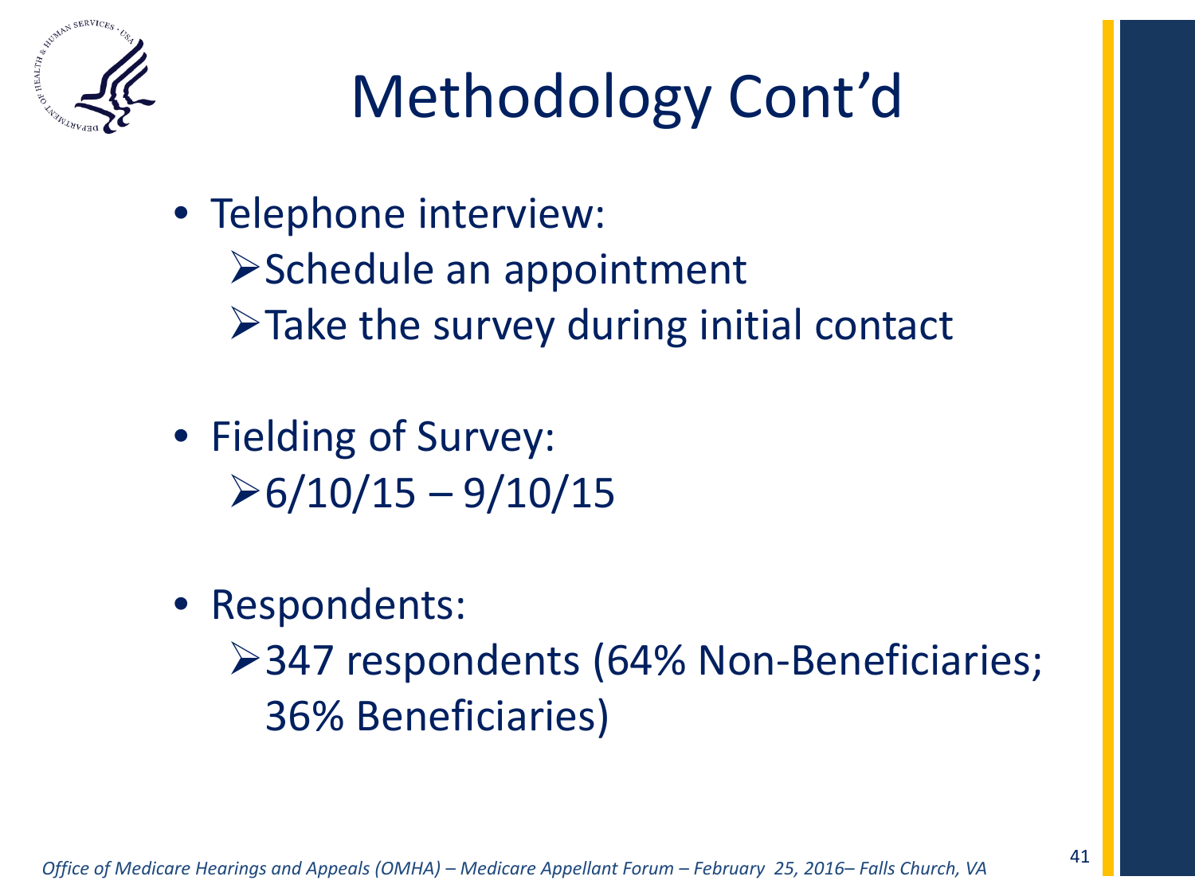# Methodology Cont'd

- Telephone interview:
  - Schedule an appointment
  - Take the survey during initial contact
- Fielding of Survey:
  - 6/10/15 – 9/10/15
- Respondents:
  - 347 respondents (64% Non-Beneficiaries; 36% Beneficiaries)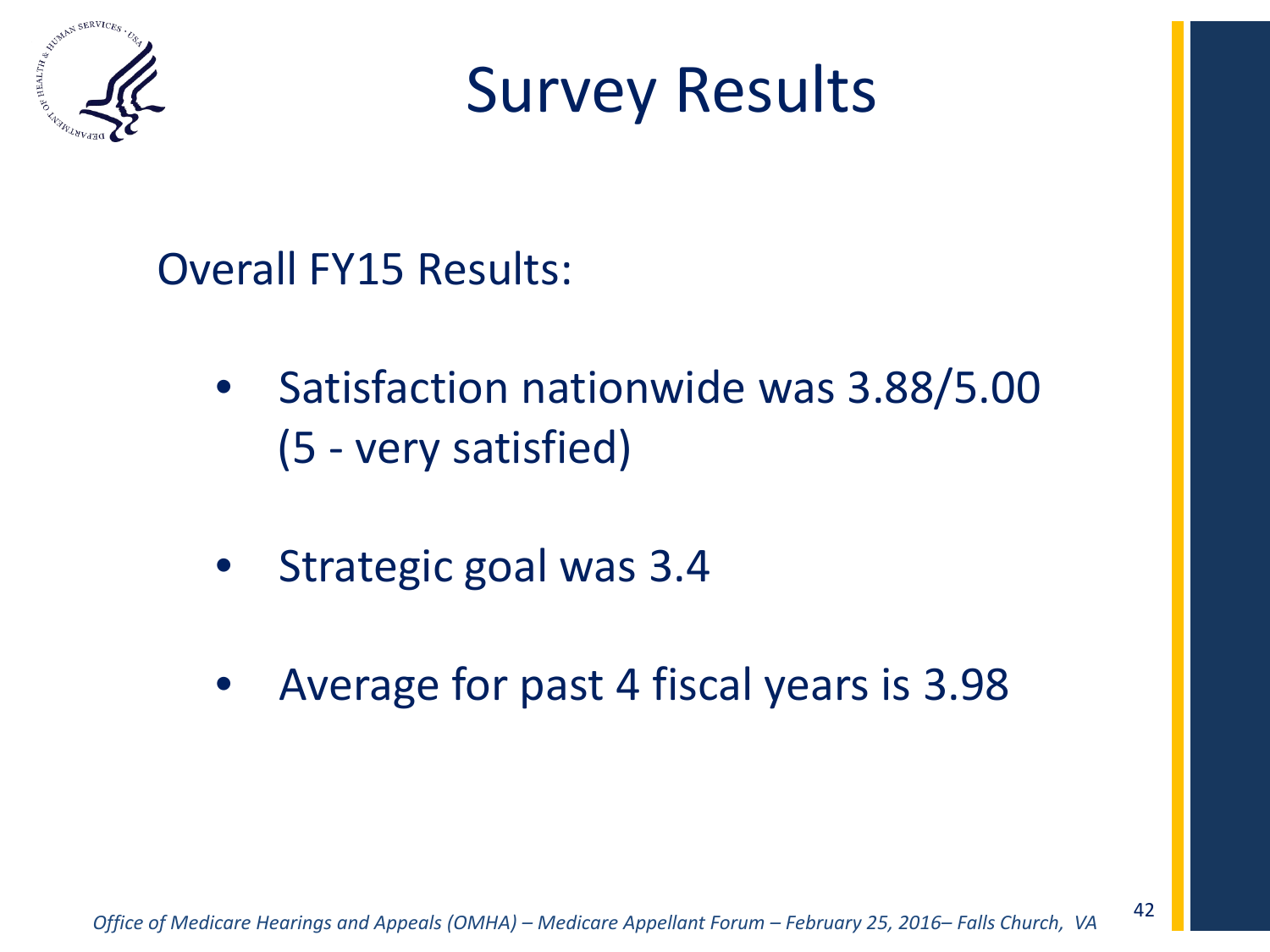# Survey Results

Overall FY15 Results:

- Satisfaction nationwide was 3.88/5.00 (5 - very satisfied)
- Strategic goal was 3.4
- Average for past 4 fiscal years is 3.98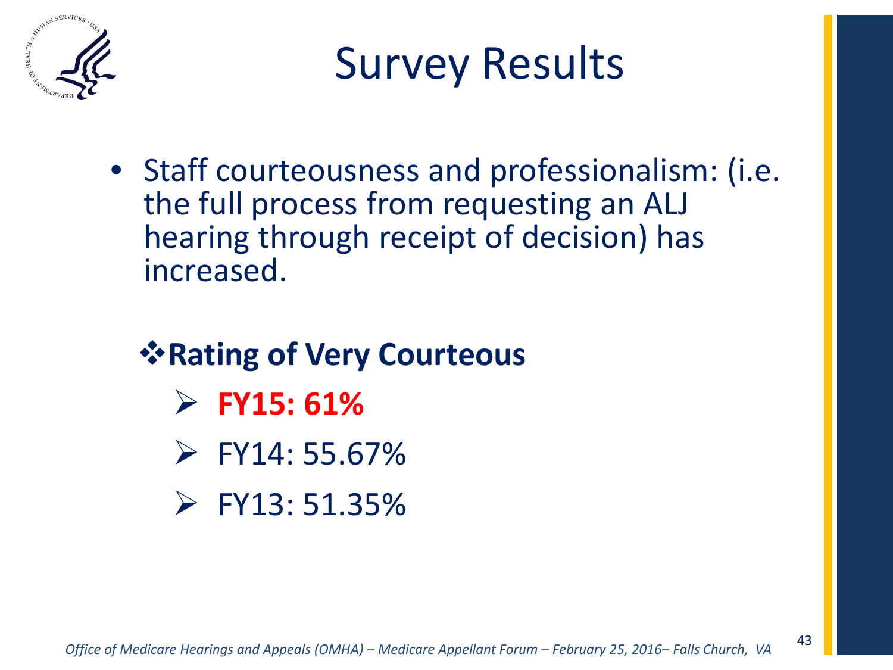# Survey Results

- Staff courteousness and professionalism: (i.e. the full process from requesting an ALJ hearing through receipt of decision) has increased.

**Rating of Very Courteous**

- **FY15: 61%**
- FY14: 55.67%
- FY13: 51.35%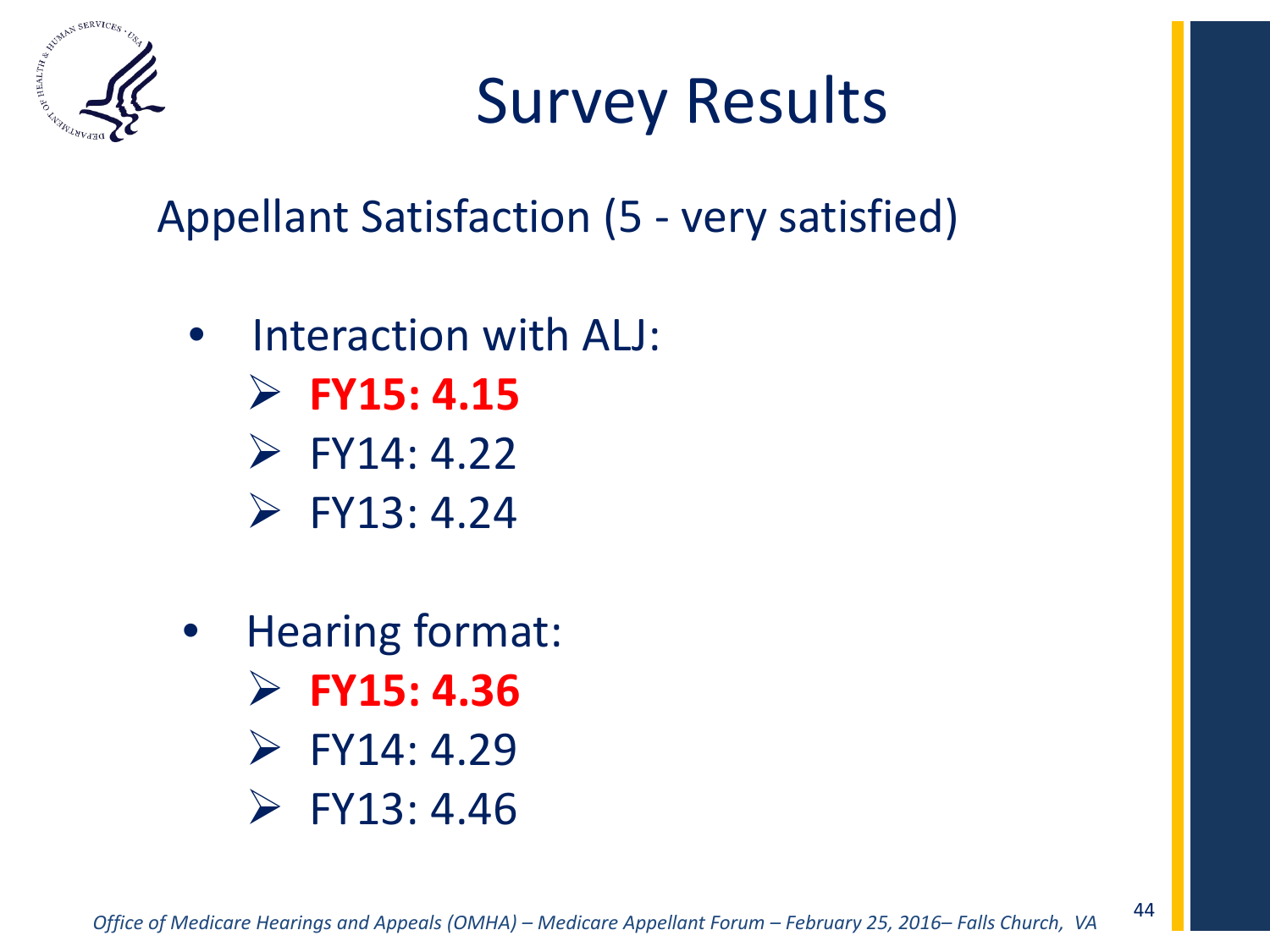# Survey Results

Appellant Satisfaction (5 - very satisfied)

- Interaction with ALJ:
  - **FY15: 4.15**
  - FY14: 4.22
  - FY13: 4.24

- Hearing format:
  - **FY15: 4.36**
  - FY14: 4.29
  - FY13: 4.46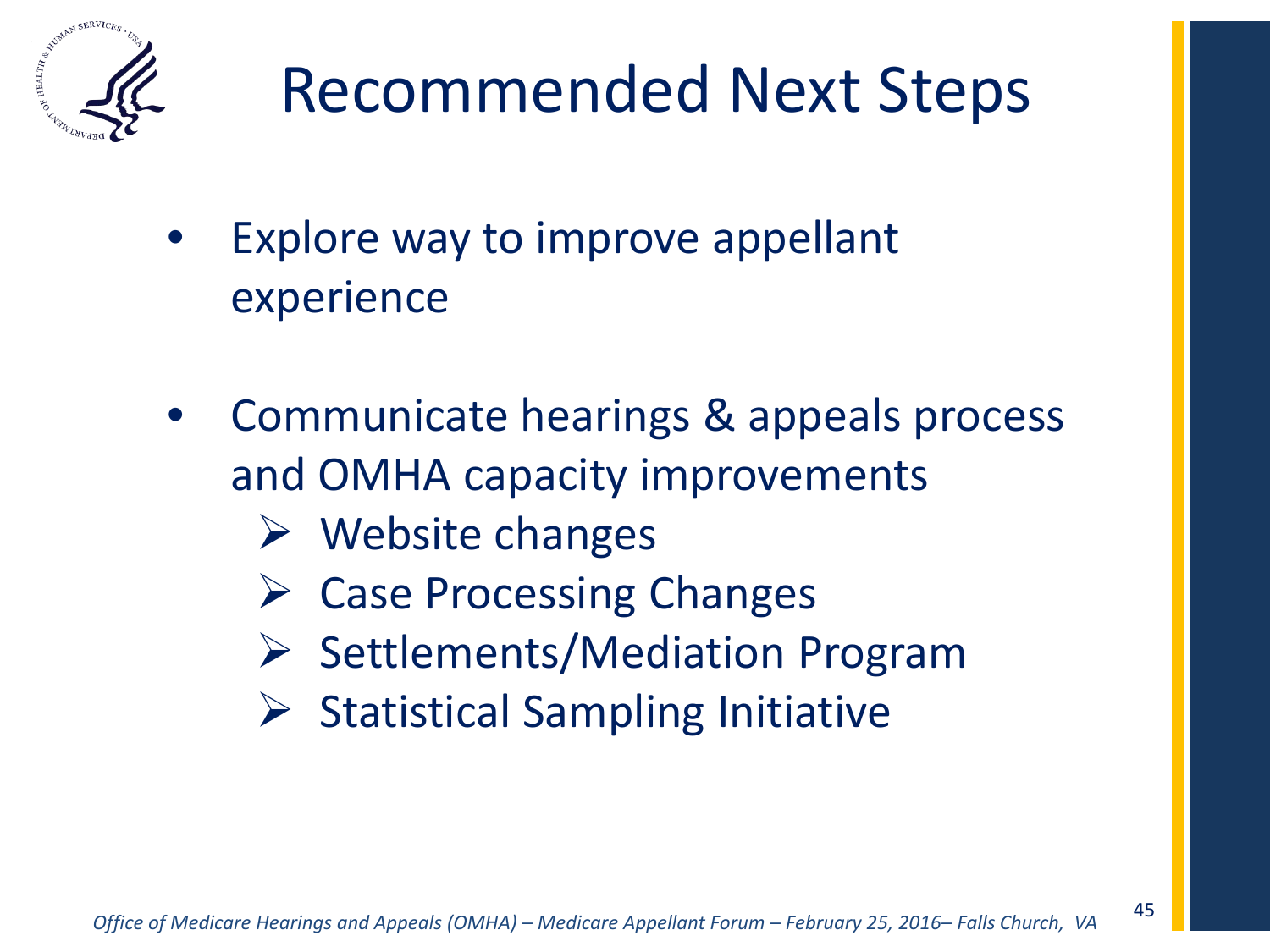# Recommended Next Steps

- Explore way to improve appellant experience
- Communicate hearings & appeals process and OMHA capacity improvements
  - Website changes
  - Case Processing Changes
  - Settlements/Mediation Program
  - Statistical Sampling Initiative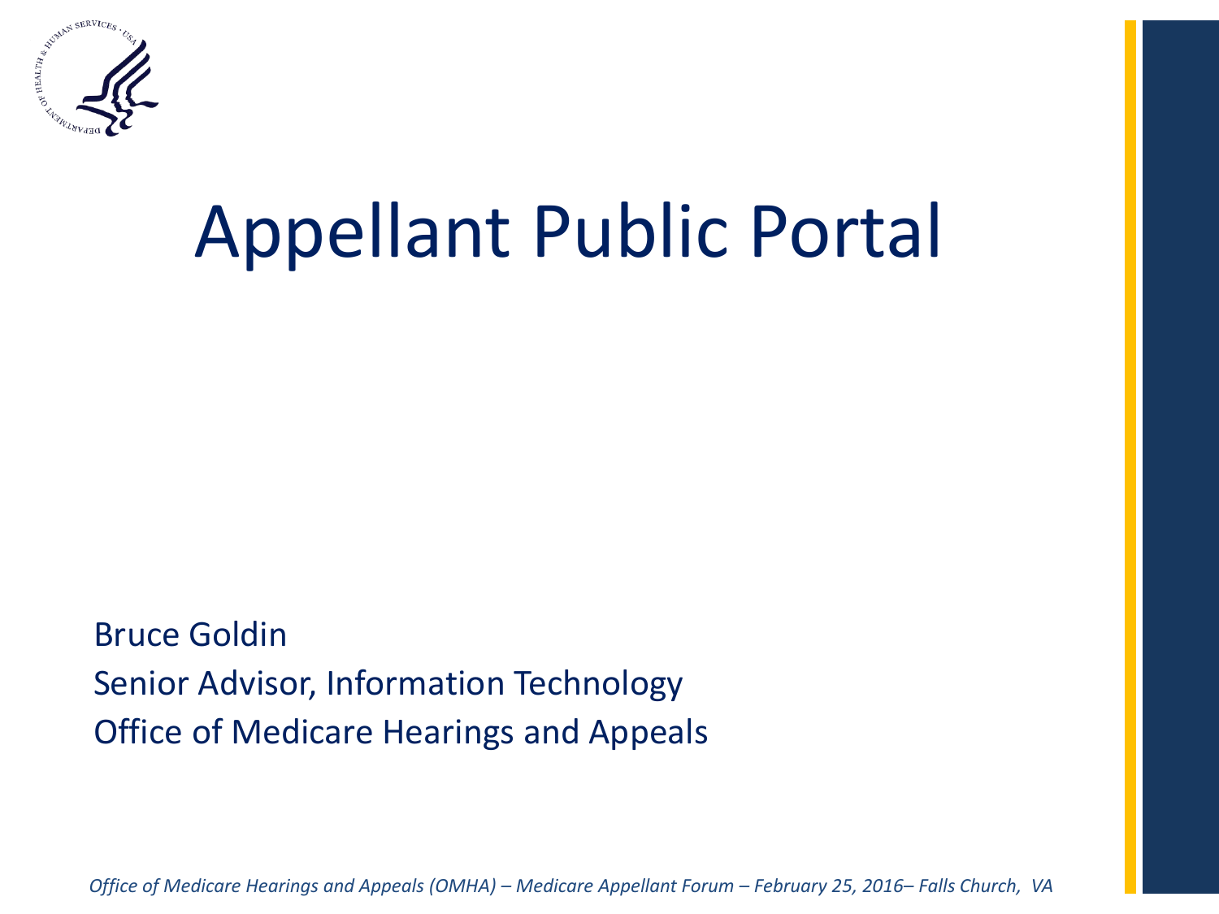# Appellant Public Portal

Bruce Goldin

Senior Advisor, Information Technology

Office of Medicare Hearings and Appeals

*Office of Medicare Hearings and Appeals (OMHA) – Medicare Appellant Forum – February 25, 2016– Falls Church, VA*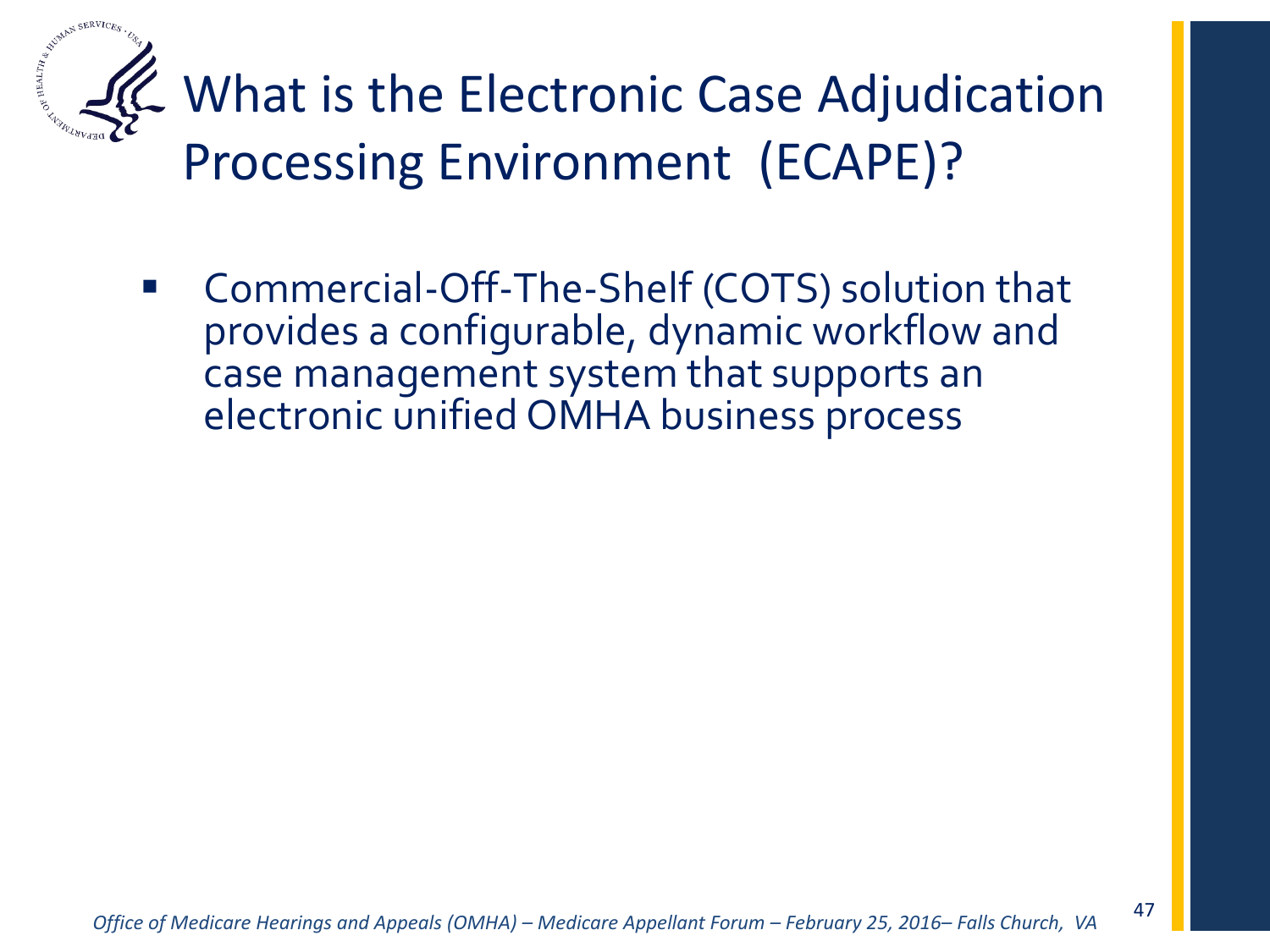# What is the Electronic Case Adjudication Processing Environment (ECAPE)?

- Commercial-Off-The-Shelf (COTS) solution that provides a configurable, dynamic workflow and case management system that supports an electronic unified OMHA business process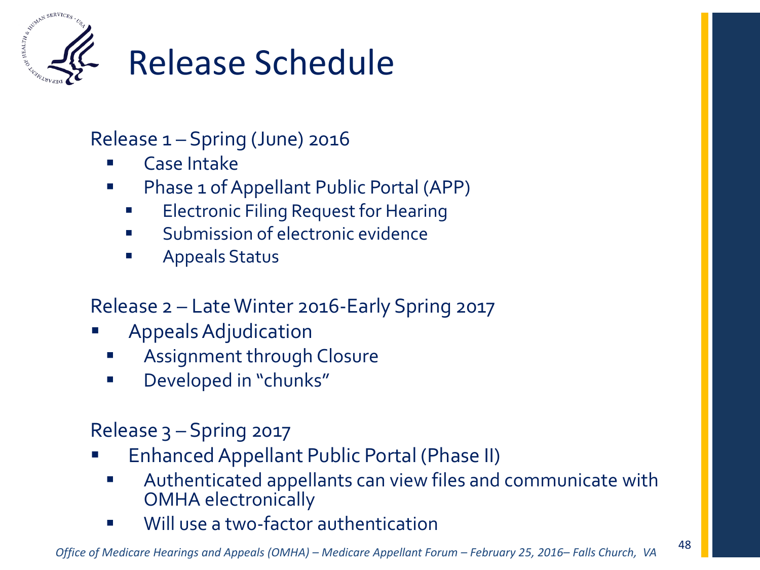# Release Schedule

Release 1 – Spring (June) 2016

- Case Intake
- Phase 1 of Appellant Public Portal (APP)
  - Electronic Filing Request for Hearing
  - Submission of electronic evidence
  - Appeals Status

Release 2 – Late Winter 2016-Early Spring 2017

- Appeals Adjudication
  - Assignment through Closure
  - Developed in "chunks"

Release 3 – Spring 2017

- Enhanced Appellant Public Portal (Phase II)
  - Authenticated appellants can view files and communicate with OMHA electronically
  - Will use a two-factor authentication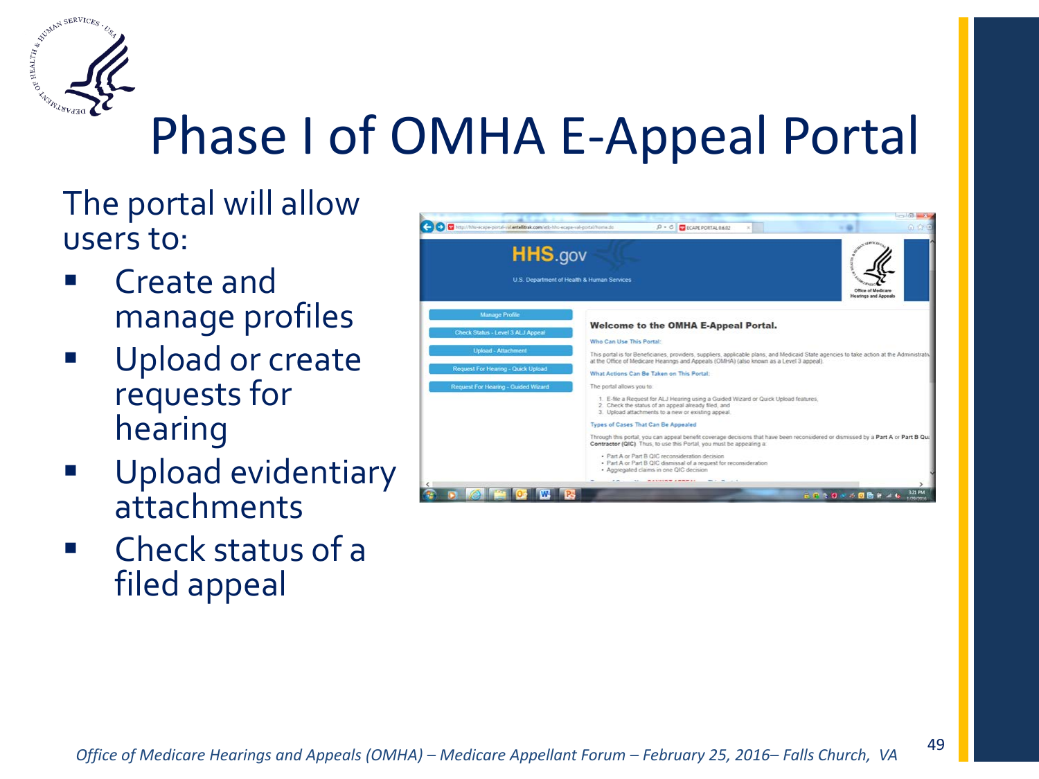# Phase I of OMHA E-Appeal Portal

The portal will allow users to:

- Create and manage profiles
- Upload or create requests for hearing
- Upload evidentiary attachments
- Check status of a filed appeal

*Office of Medicare Hearings and Appeals (OMHA) – Medicare Appellant Forum – February 25, 2016– Falls Church, VA*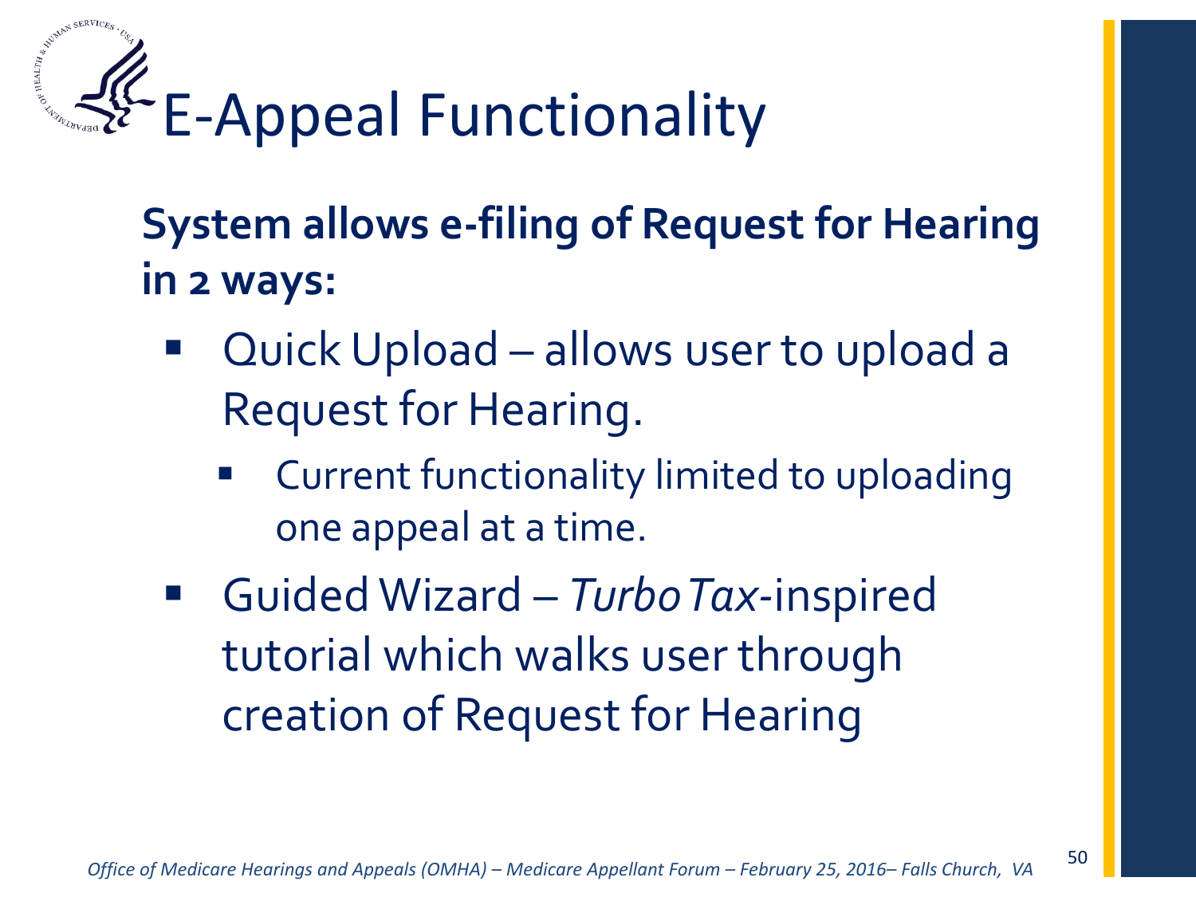# E-Appeal Functionality

**System allows e-filing of Request for Hearing in 2 ways:**

- Quick Upload – allows user to upload a Request for Hearing.
  - Current functionality limited to uploading one appeal at a time.
- Guided Wizard – *TurboTax*-inspired tutorial which walks user through creation of Request for Hearing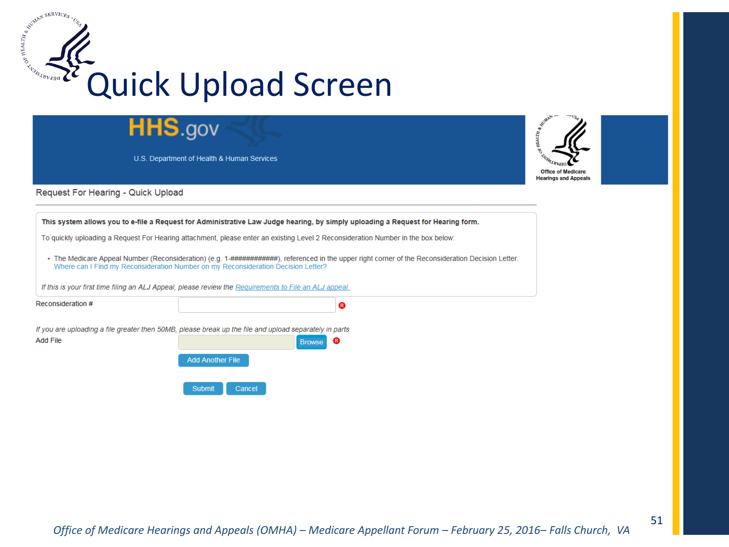# Quick Upload Screen

HHS.gov

U.S. Department of Health & Human Services

Office of Medicare Hearings and Appeals

Request For Hearing - Quick Upload

**This system allows you to e-file a Request for Administrative Law Judge hearing, by simply uploading a Request for Hearing form.**

To quickly uploading a Request For Hearing attachment, please enter an existing Level 2 Reconsideration Number in the box below:

- The Medicare Appeal Number (Reconsideration) (e.g. 1-############), referenced in the upper right corner of the Reconsideration Decision Letter.
  Where can I Find my Reconsideration Number on my Reconsideration Decision Letter?

*If this is your first time filing an ALJ Appeal, please review the Requirements to File an ALJ appeal.*

Reconsideration #

*If you are uploading a file greater then 50MB, please break up the file and upload separately in parts*

Add File

Browse

Add Another File

Submit Cancel

*Office of Medicare Hearings and Appeals (OMHA) – Medicare Appellant Forum – February 25, 2016– Falls Church, VA*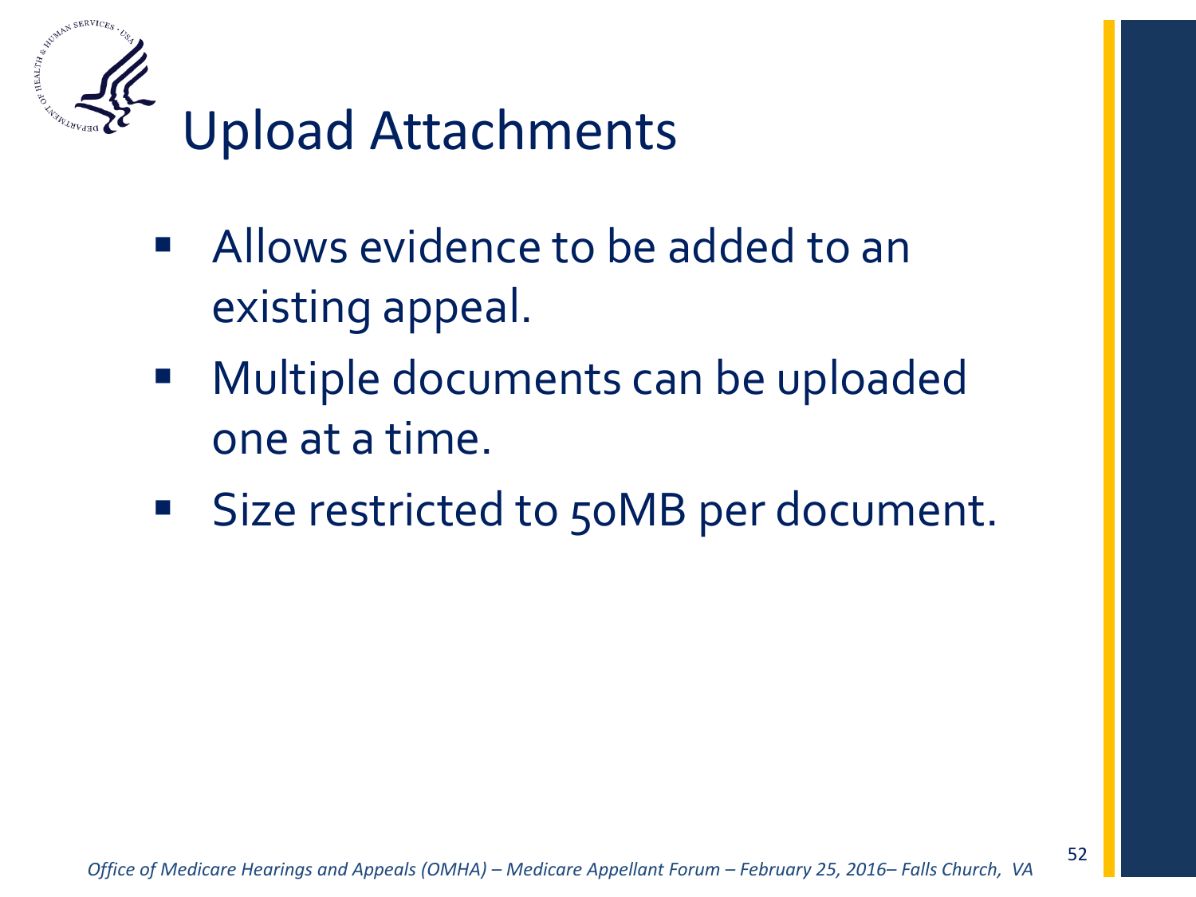# Upload Attachments

- Allows evidence to be added to an existing appeal.
- Multiple documents can be uploaded one at a time.
- Size restricted to 50MB per document.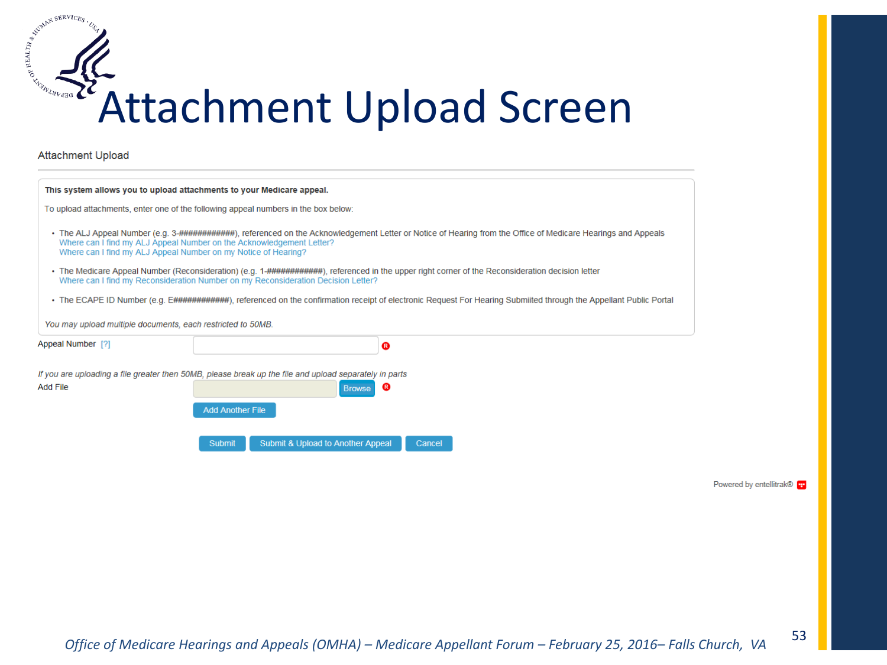# Attachment Upload Screen

Attachment Upload

**This system allows you to upload attachments to your Medicare appeal.**

To upload attachments, enter one of the following appeal numbers in the box below:

- The ALJ Appeal Number (e.g. 3-############), referenced on the Acknowledgement Letter or Notice of Hearing from the Office of Medicare Hearings and Appeals
  Where can I find my ALJ Appeal Number on the Acknowledgement Letter?
  Where can I find my ALJ Appeal Number on my Notice of Hearing?
- The Medicare Appeal Number (Reconsideration) (e.g. 1-############), referenced in the upper right corner of the Reconsideration decision letter
  Where can I find my Reconsideration Number on my Reconsideration Decision Letter?
- The ECAPE ID Number (e.g. E############), referenced on the confirmation receipt of electronic Request For Hearing Submiited through the Appellant Public Portal

*You may upload multiple documents, each restricted to 50MB.*

Appeal Number [?]

*If you are uploading a file greater then 50MB, please break up the file and upload separately in parts*

Add File — Browse

Add Another File

Submit | Submit & Upload to Another Appeal | Cancel

Powered by entellitrak®

*Office of Medicare Hearings and Appeals (OMHA) – Medicare Appellant Forum – February 25, 2016– Falls Church, VA*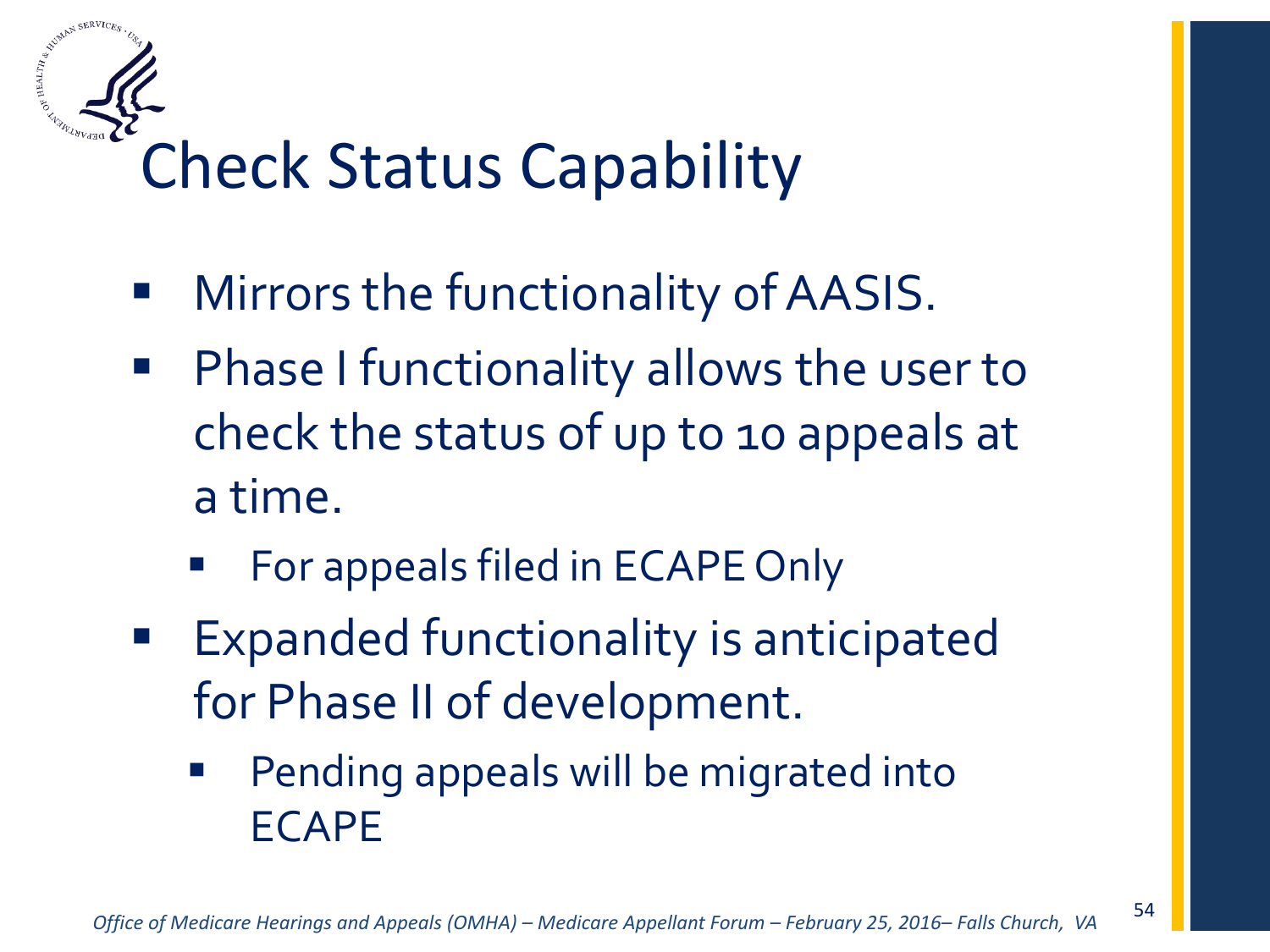# Check Status Capability

- Mirrors the functionality of AASIS.
- Phase I functionality allows the user to check the status of up to 10 appeals at a time.
  - For appeals filed in ECAPE Only
- Expanded functionality is anticipated for Phase II of development.
  - Pending appeals will be migrated into ECAPE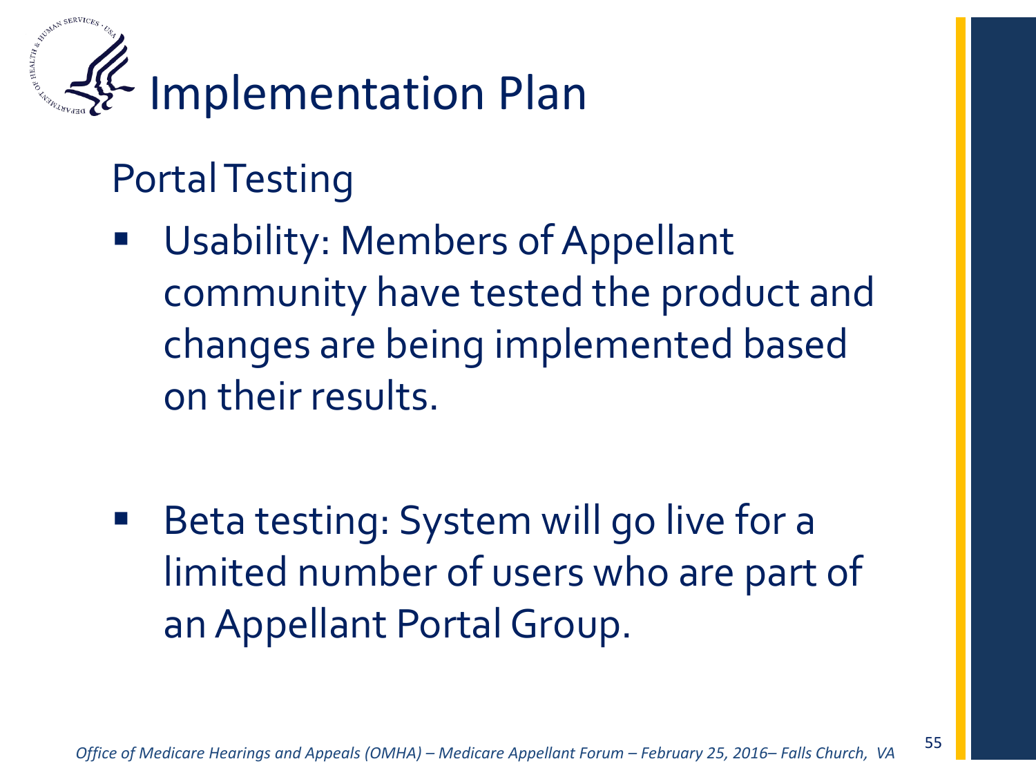# Implementation Plan

## Portal Testing

- Usability: Members of Appellant community have tested the product and changes are being implemented based on their results.

- Beta testing: System will go live for a limited number of users who are part of an Appellant Portal Group.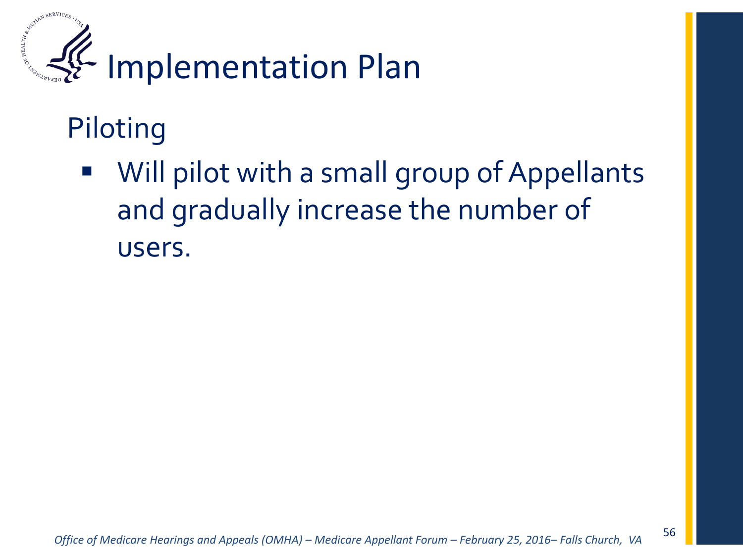# Implementation Plan

## Piloting

- Will pilot with a small group of Appellants and gradually increase the number of users.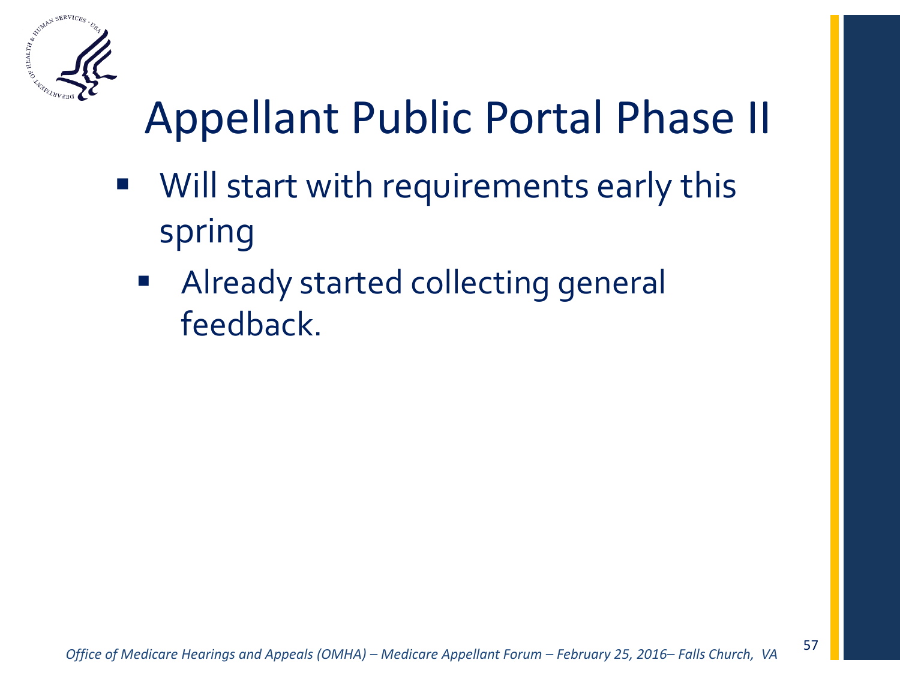# Appellant Public Portal Phase II

- Will start with requirements early this spring
  - Already started collecting general feedback.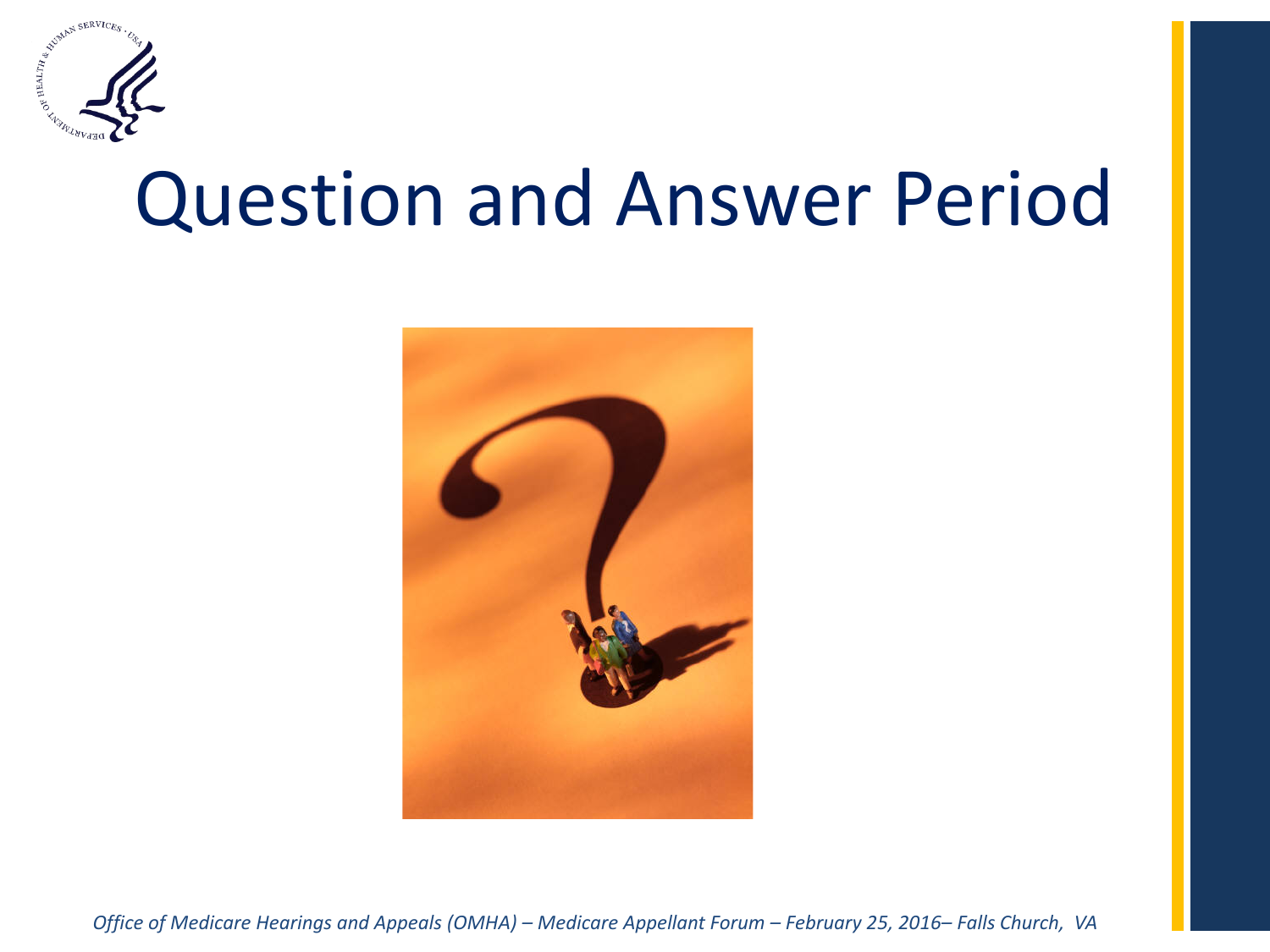# Question and Answer Period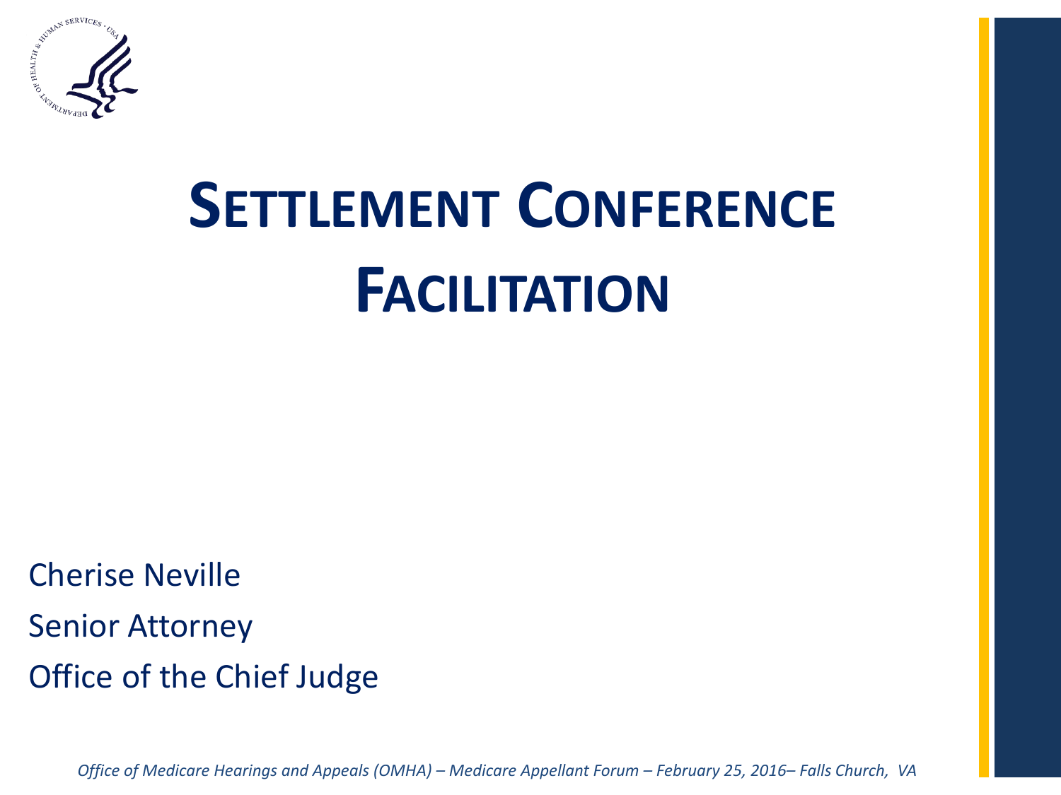# Settlement Conference Facilitation

Cherise Neville

Senior Attorney

Office of the Chief Judge

*Office of Medicare Hearings and Appeals (OMHA) – Medicare Appellant Forum – February 25, 2016– Falls Church, VA*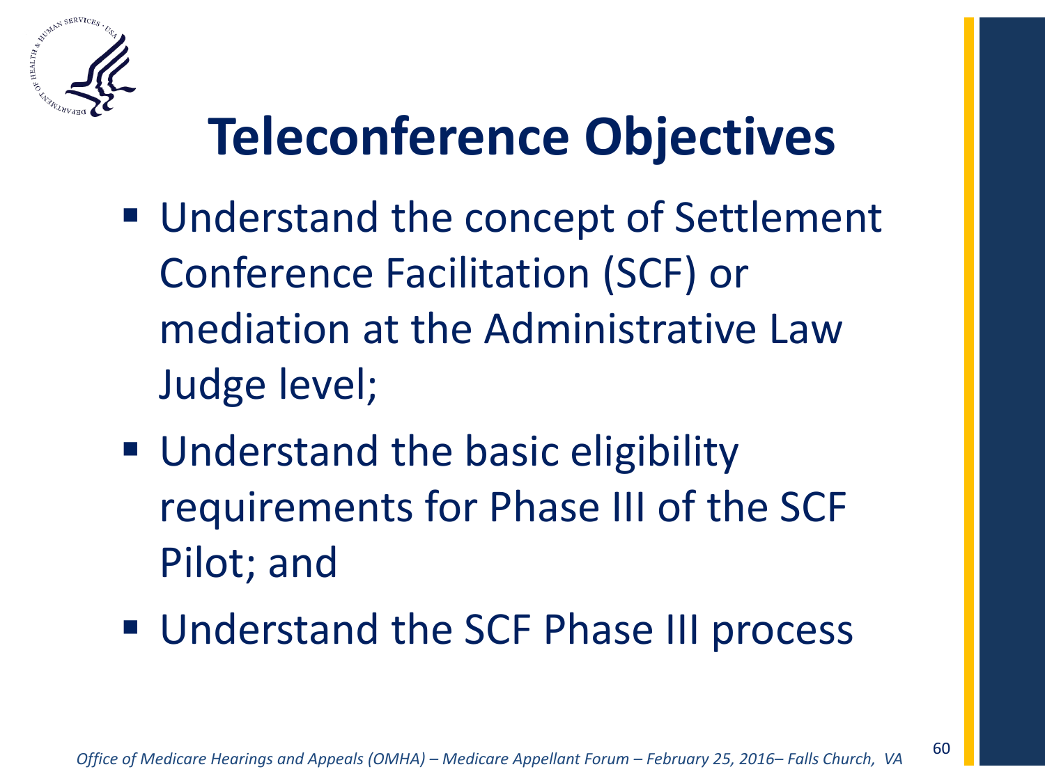# Teleconference Objectives

- Understand the concept of Settlement Conference Facilitation (SCF) or mediation at the Administrative Law Judge level;
- Understand the basic eligibility requirements for Phase III of the SCF Pilot; and
- Understand the SCF Phase III process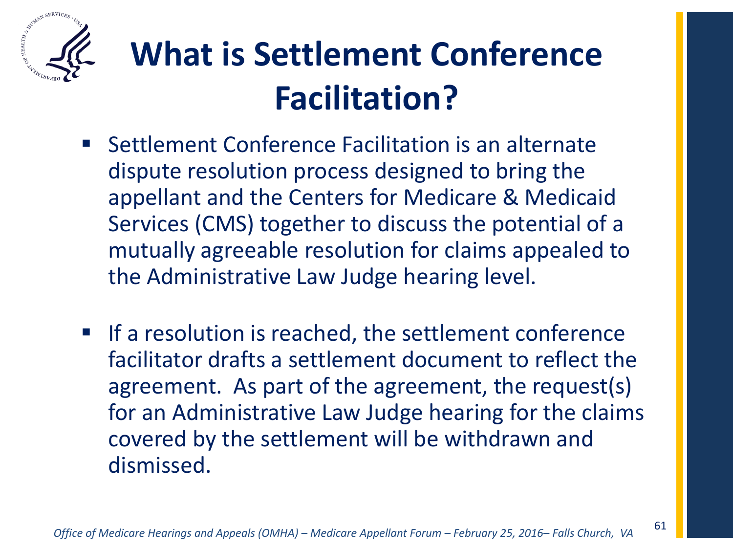# What is Settlement Conference Facilitation?

- Settlement Conference Facilitation is an alternate dispute resolution process designed to bring the appellant and the Centers for Medicare & Medicaid Services (CMS) together to discuss the potential of a mutually agreeable resolution for claims appealed to the Administrative Law Judge hearing level.

- If a resolution is reached, the settlement conference facilitator drafts a settlement document to reflect the agreement. As part of the agreement, the request(s) for an Administrative Law Judge hearing for the claims covered by the settlement will be withdrawn and dismissed.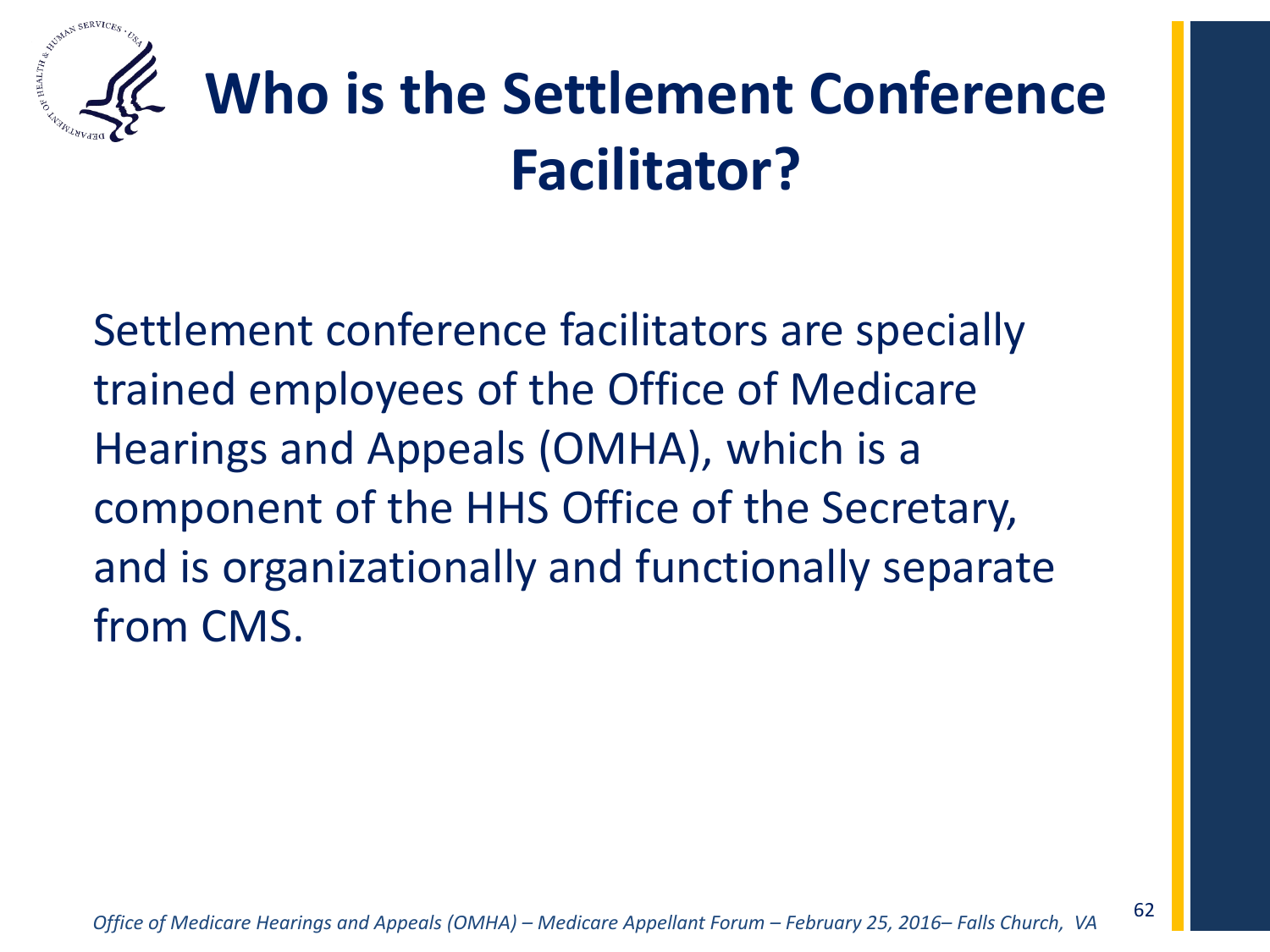# Who is the Settlement Conference Facilitator?

Settlement conference facilitators are specially trained employees of the Office of Medicare Hearings and Appeals (OMHA), which is a component of the HHS Office of the Secretary, and is organizationally and functionally separate from CMS.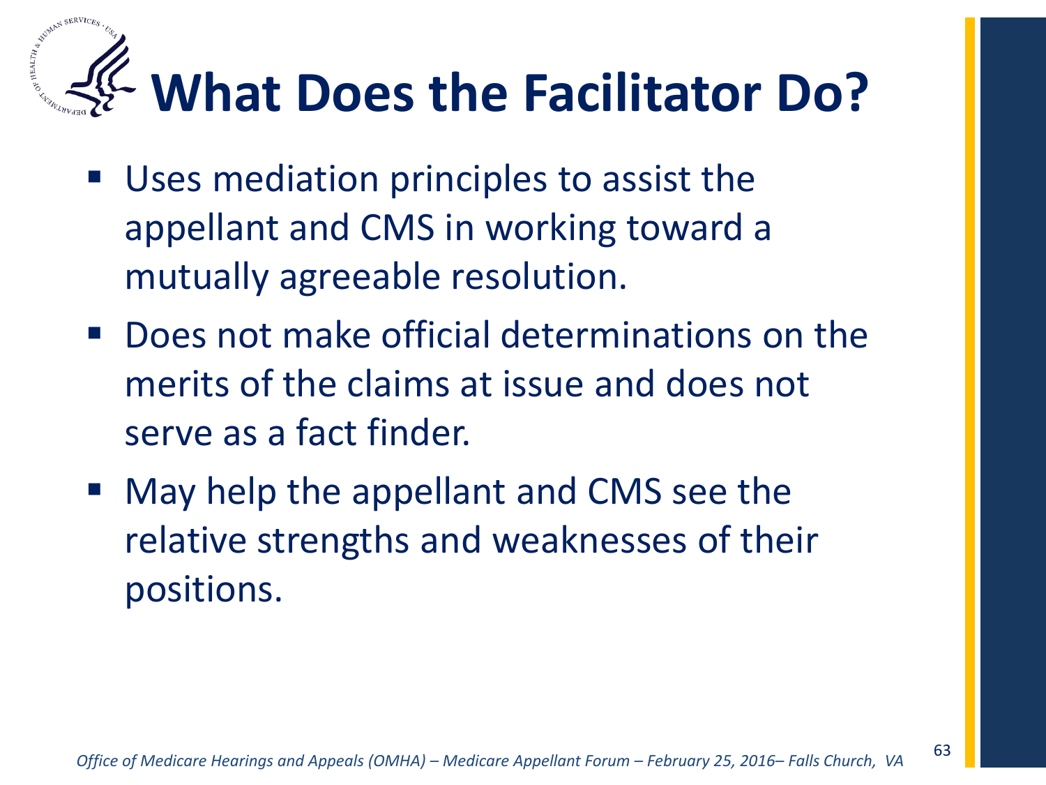# What Does the Facilitator Do?

- Uses mediation principles to assist the appellant and CMS in working toward a mutually agreeable resolution.
- Does not make official determinations on the merits of the claims at issue and does not serve as a fact finder.
- May help the appellant and CMS see the relative strengths and weaknesses of their positions.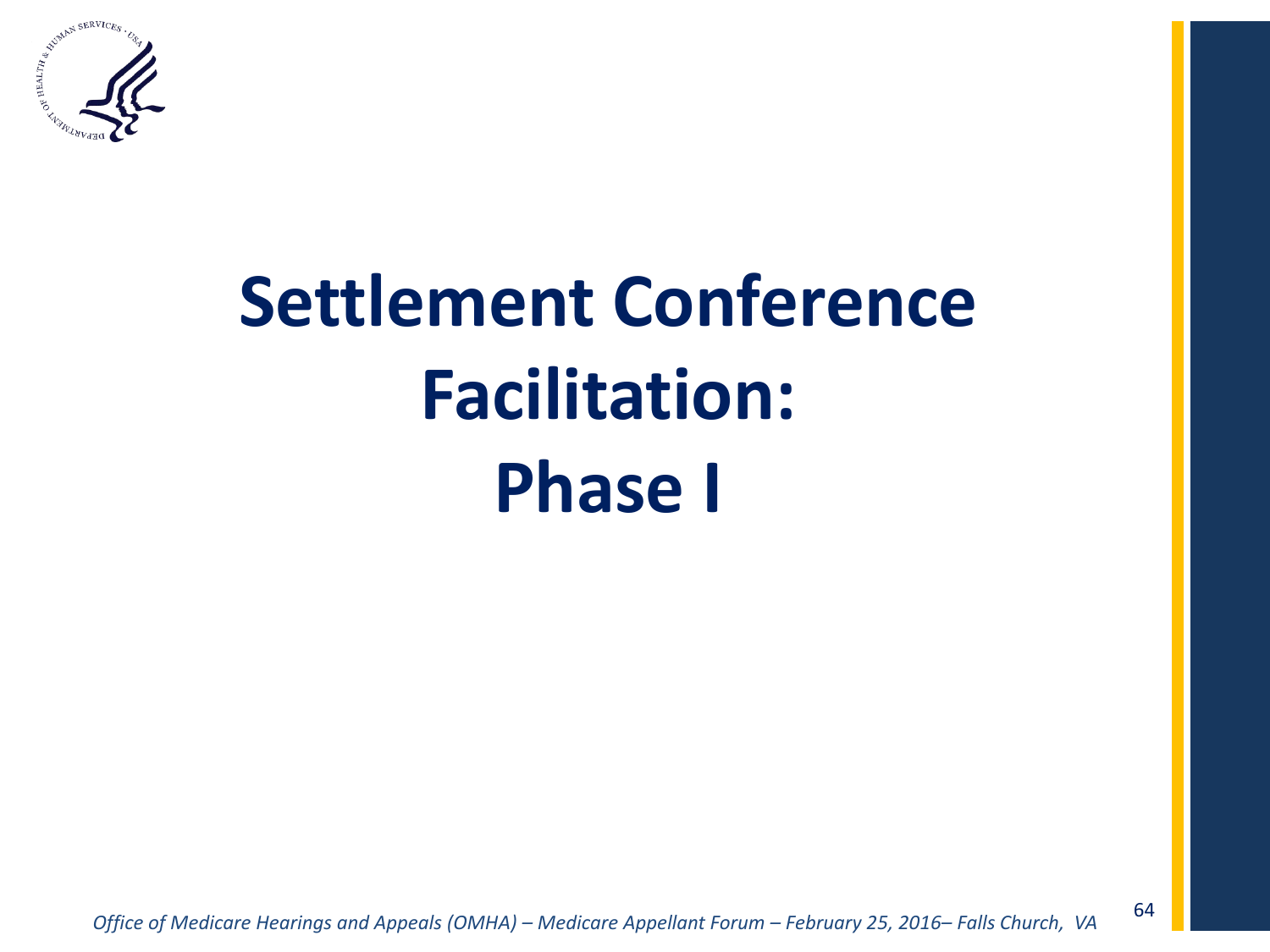# Settlement Conference Facilitation: Phase I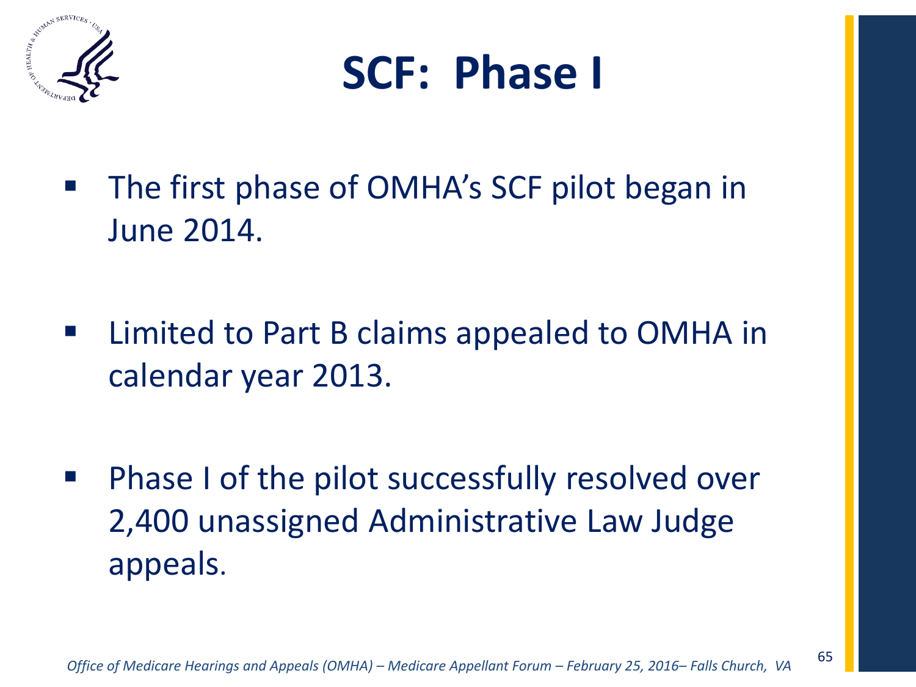# SCF: Phase I

- The first phase of OMHA's SCF pilot began in June 2014.
- Limited to Part B claims appealed to OMHA in calendar year 2013.
- Phase I of the pilot successfully resolved over 2,400 unassigned Administrative Law Judge appeals.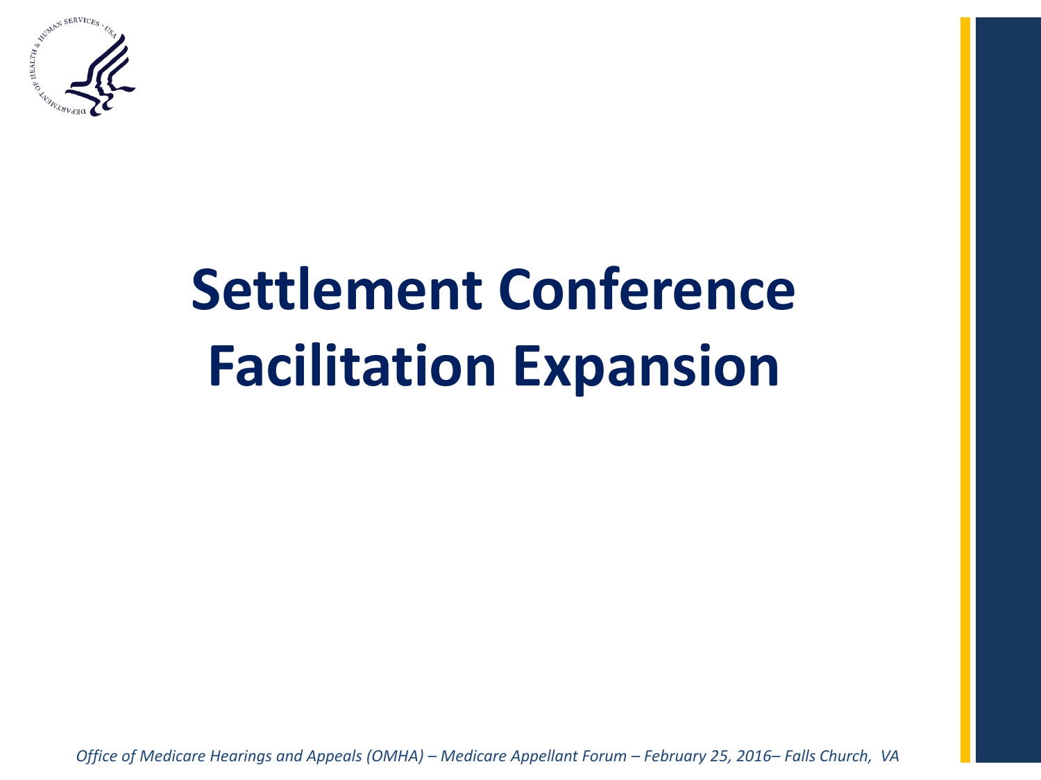# Settlement Conference Facilitation Expansion

*Office of Medicare Hearings and Appeals (OMHA) – Medicare Appellant Forum – February 25, 2016– Falls Church, VA*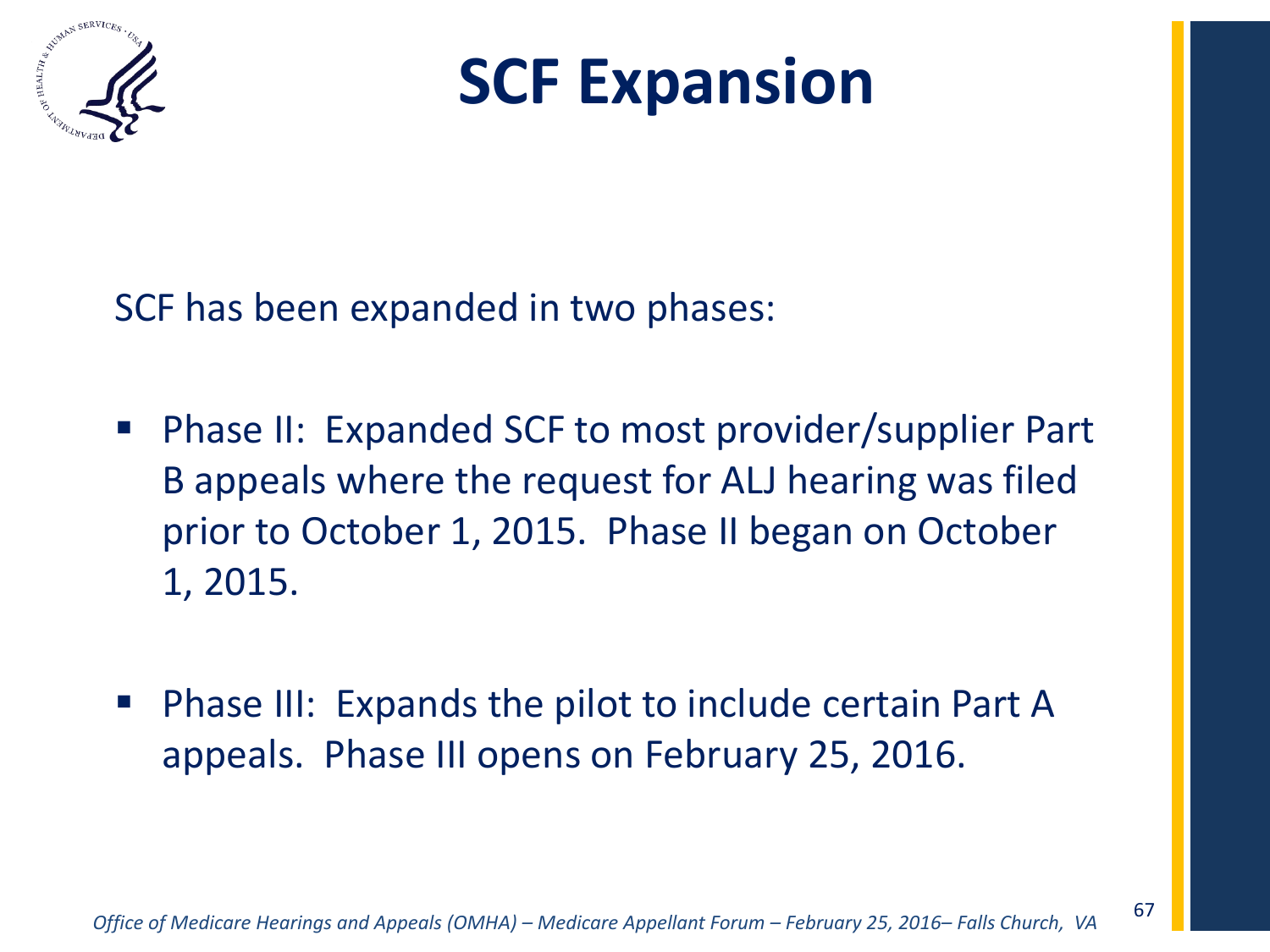# SCF Expansion

SCF has been expanded in two phases:

- Phase II: Expanded SCF to most provider/supplier Part B appeals where the request for ALJ hearing was filed prior to October 1, 2015. Phase II began on October 1, 2015.
- Phase III: Expands the pilot to include certain Part A appeals. Phase III opens on February 25, 2016.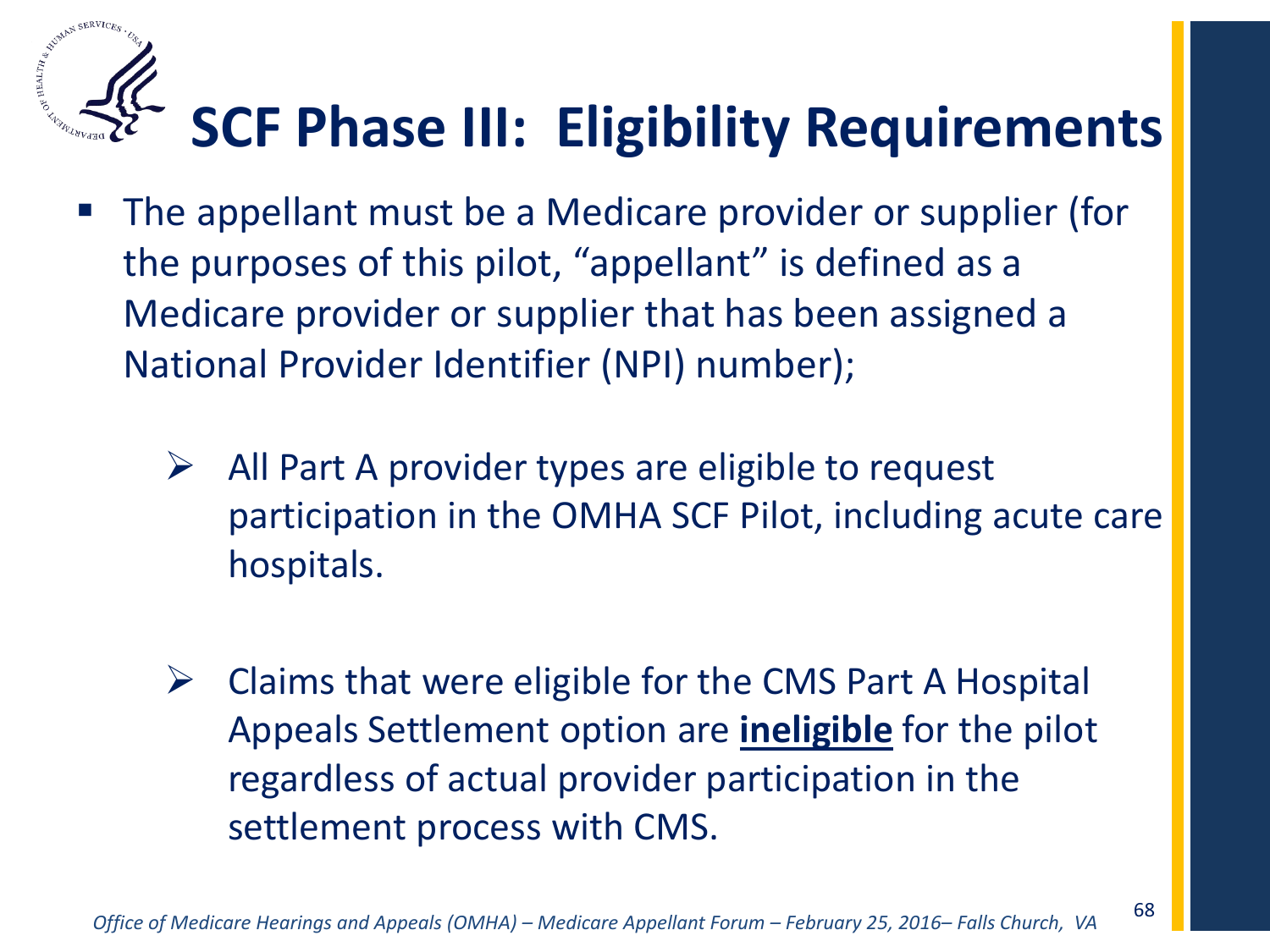# SCF Phase III: Eligibility Requirements

- The appellant must be a Medicare provider or supplier (for the purposes of this pilot, "appellant" is defined as a Medicare provider or supplier that has been assigned a National Provider Identifier (NPI) number);
  - All Part A provider types are eligible to request participation in the OMHA SCF Pilot, including acute care hospitals.
  - Claims that were eligible for the CMS Part A Hospital Appeals Settlement option are **ineligible** for the pilot regardless of actual provider participation in the settlement process with CMS.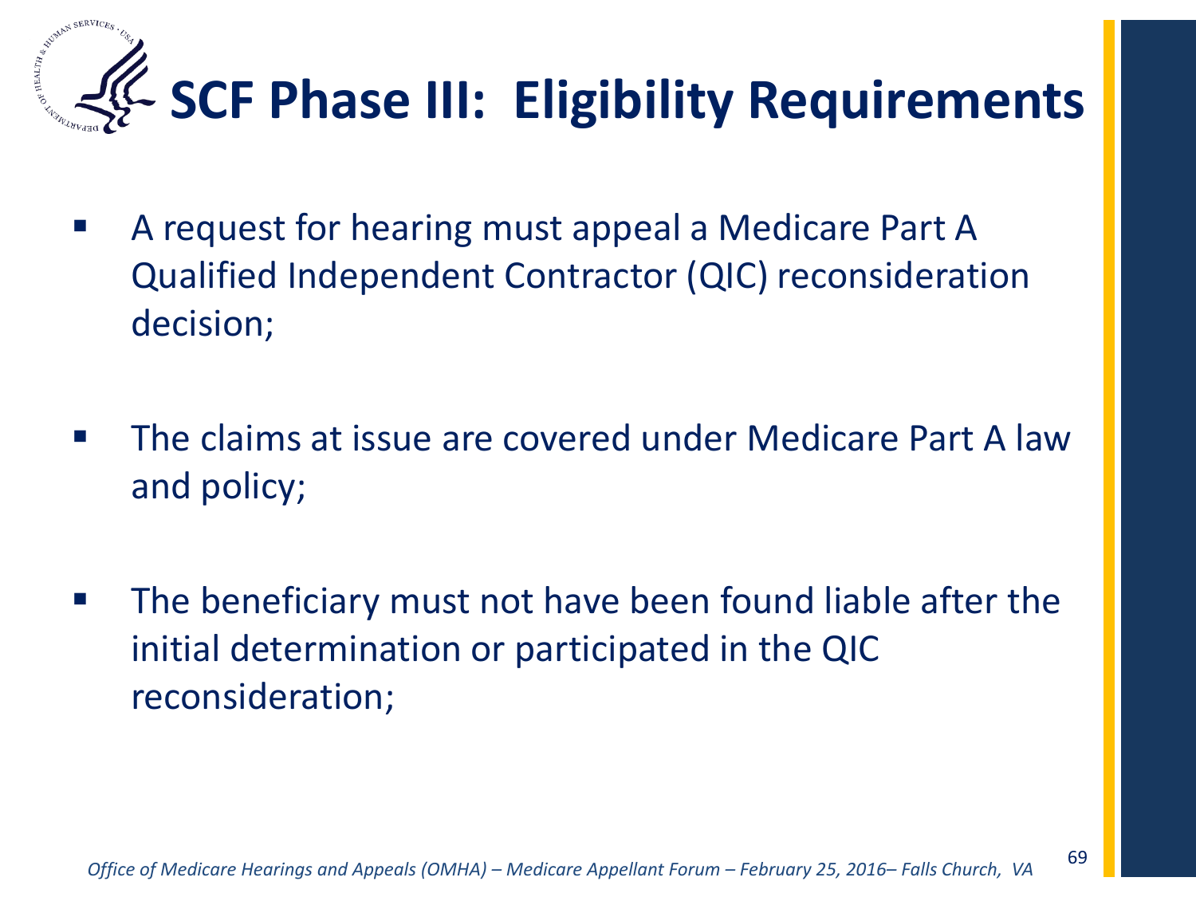# SCF Phase III: Eligibility Requirements

- A request for hearing must appeal a Medicare Part A Qualified Independent Contractor (QIC) reconsideration decision;
- The claims at issue are covered under Medicare Part A law and policy;
- The beneficiary must not have been found liable after the initial determination or participated in the QIC reconsideration;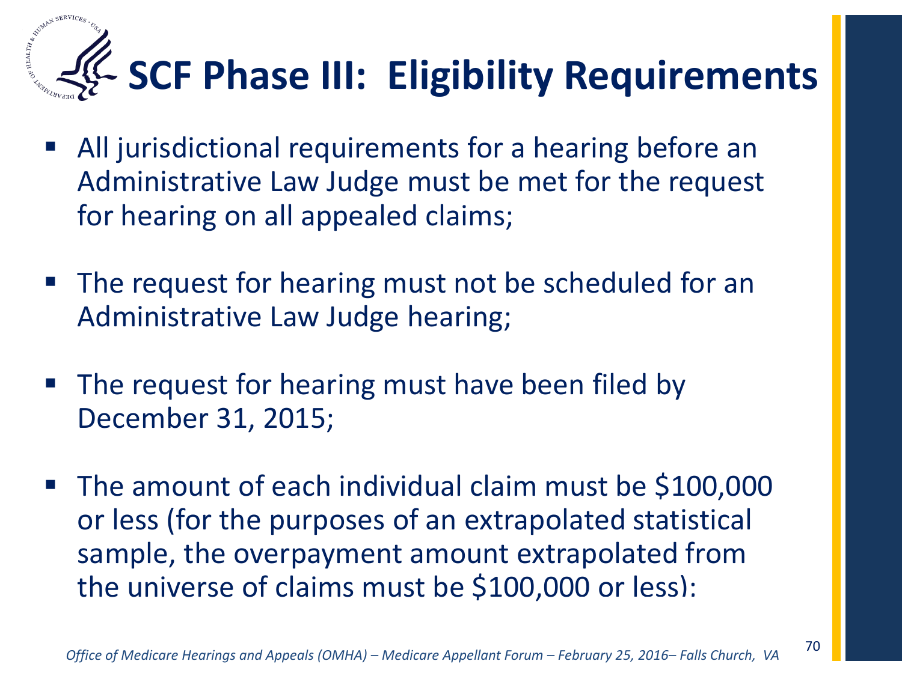# SCF Phase III: Eligibility Requirements

- All jurisdictional requirements for a hearing before an Administrative Law Judge must be met for the request for hearing on all appealed claims;
- The request for hearing must not be scheduled for an Administrative Law Judge hearing;
- The request for hearing must have been filed by December 31, 2015;
- The amount of each individual claim must be $100,000 or less (for the purposes of an extrapolated statistical sample, the overpayment amount extrapolated from the universe of claims must be $100,000 or less):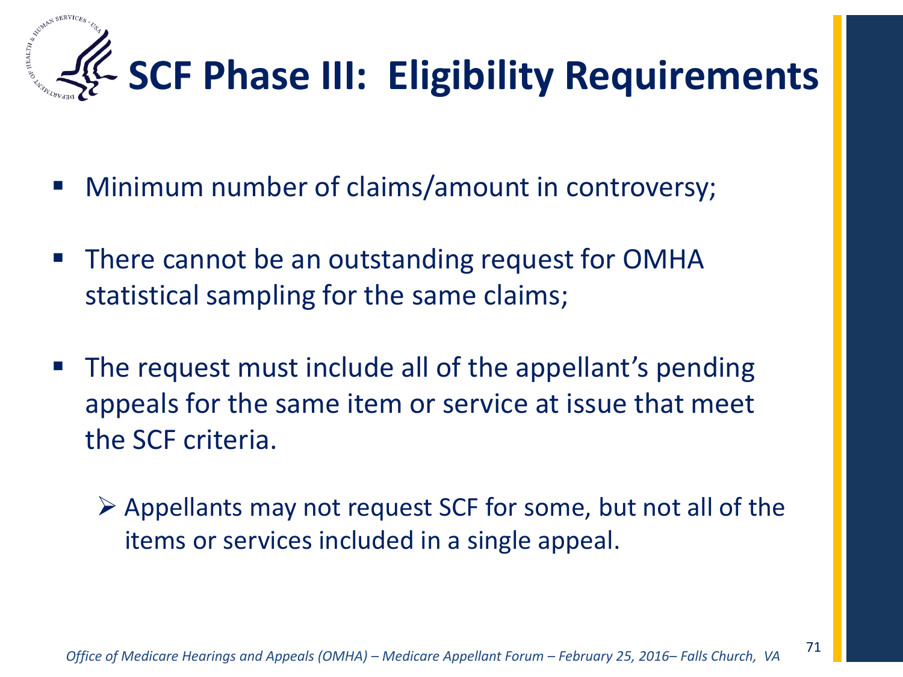# SCF Phase III: Eligibility Requirements

- Minimum number of claims/amount in controversy;
- There cannot be an outstanding request for OMHA statistical sampling for the same claims;
- The request must include all of the appellant's pending appeals for the same item or service at issue that meet the SCF criteria.
  - Appellants may not request SCF for some, but not all of the items or services included in a single appeal.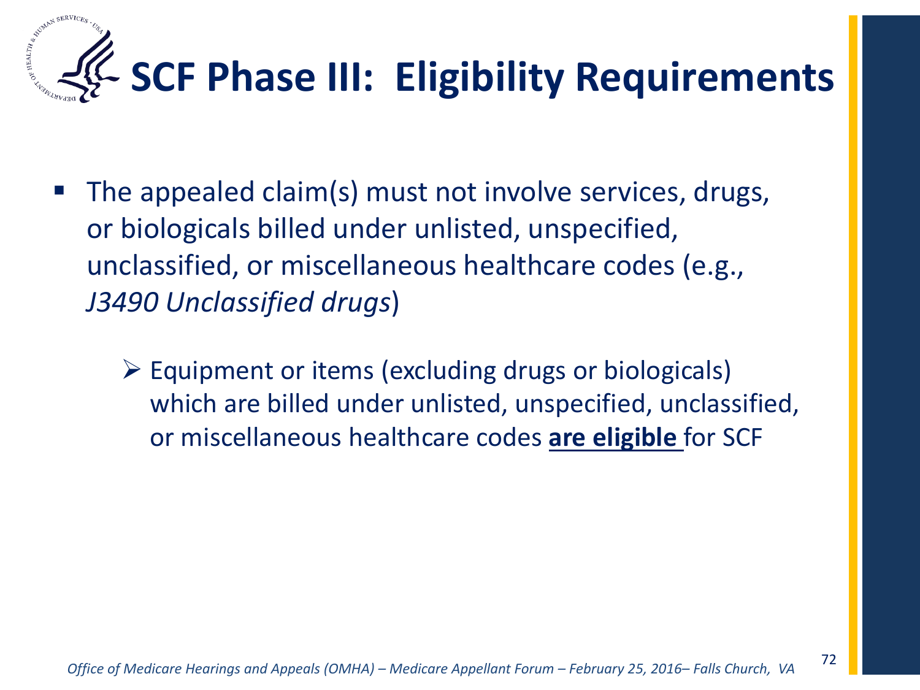# SCF Phase III: Eligibility Requirements

- The appealed claim(s) must not involve services, drugs, or biologicals billed under unlisted, unspecified, unclassified, or miscellaneous healthcare codes (e.g., *J3490 Unclassified drugs*)
  - Equipment or items (excluding drugs or biologicals) which are billed under unlisted, unspecified, unclassified, or miscellaneous healthcare codes **are eligible** for SCF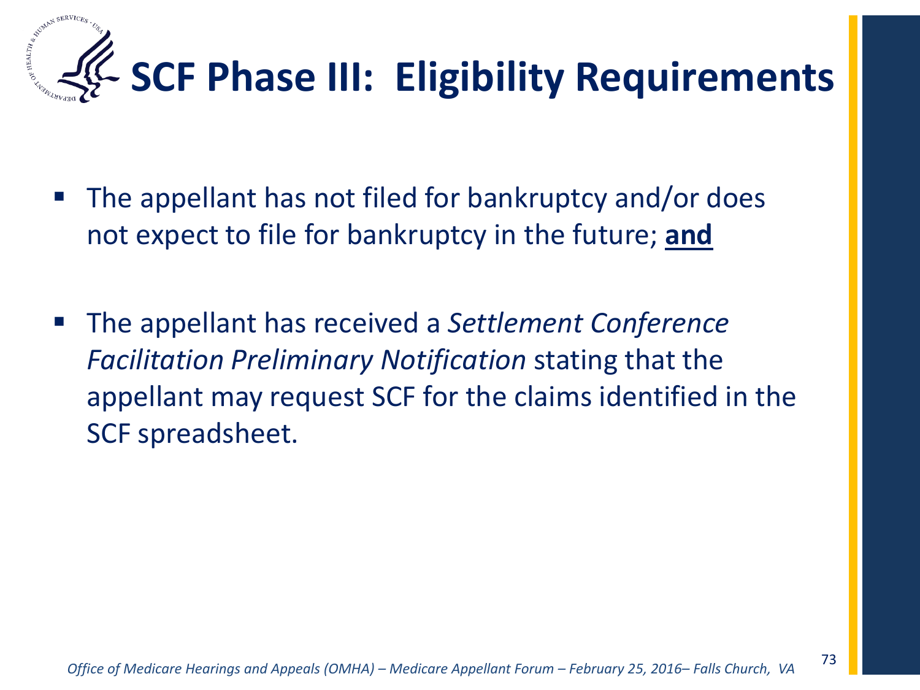# SCF Phase III: Eligibility Requirements

- The appellant has not filed for bankruptcy and/or does not expect to file for bankruptcy in the future; **and**
- The appellant has received a *Settlement Conference Facilitation Preliminary Notification* stating that the appellant may request SCF for the claims identified in the SCF spreadsheet.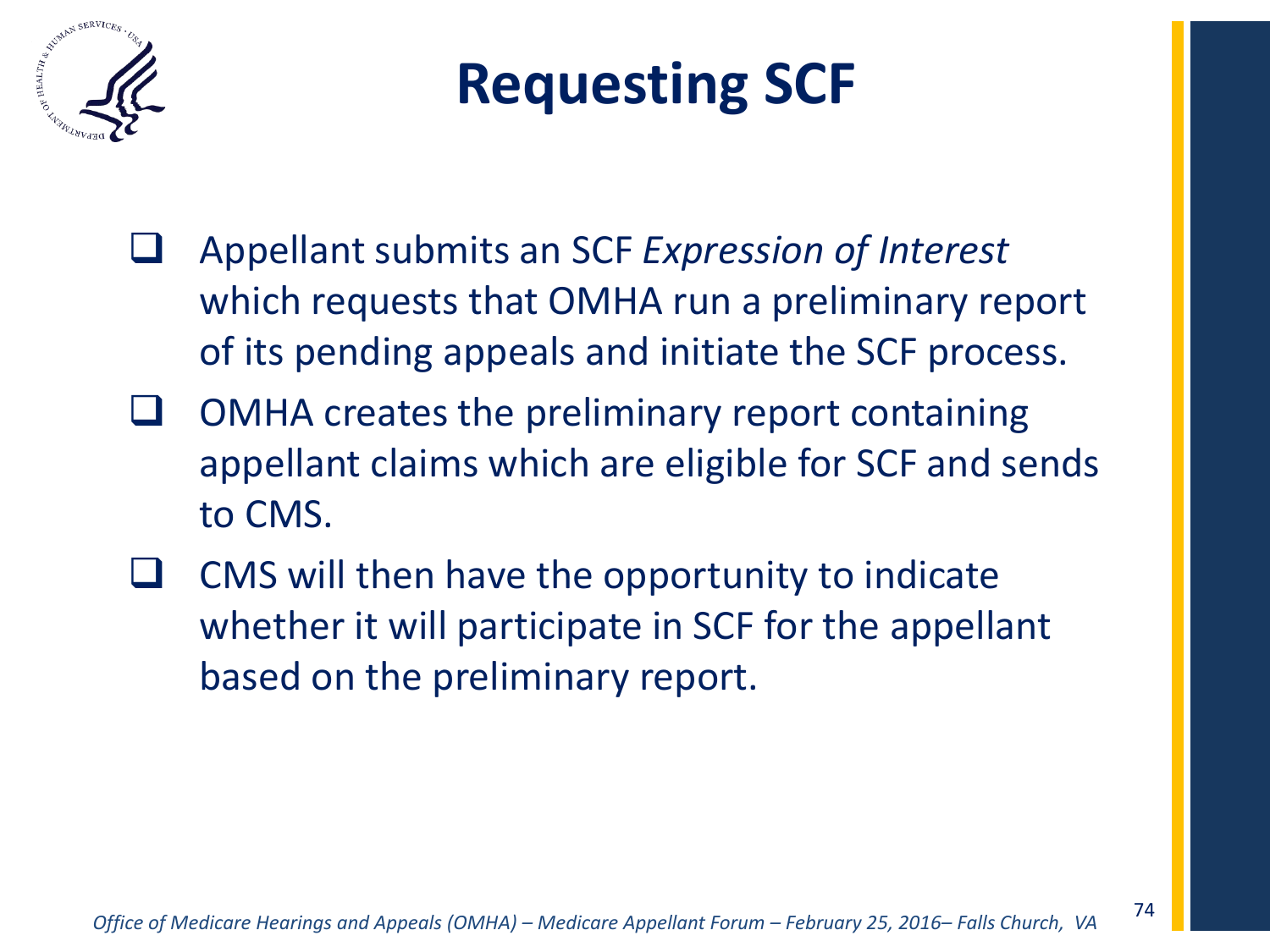# Requesting SCF

- Appellant submits an SCF *Expression of Interest* which requests that OMHA run a preliminary report of its pending appeals and initiate the SCF process.
- OMHA creates the preliminary report containing appellant claims which are eligible for SCF and sends to CMS.
- CMS will then have the opportunity to indicate whether it will participate in SCF for the appellant based on the preliminary report.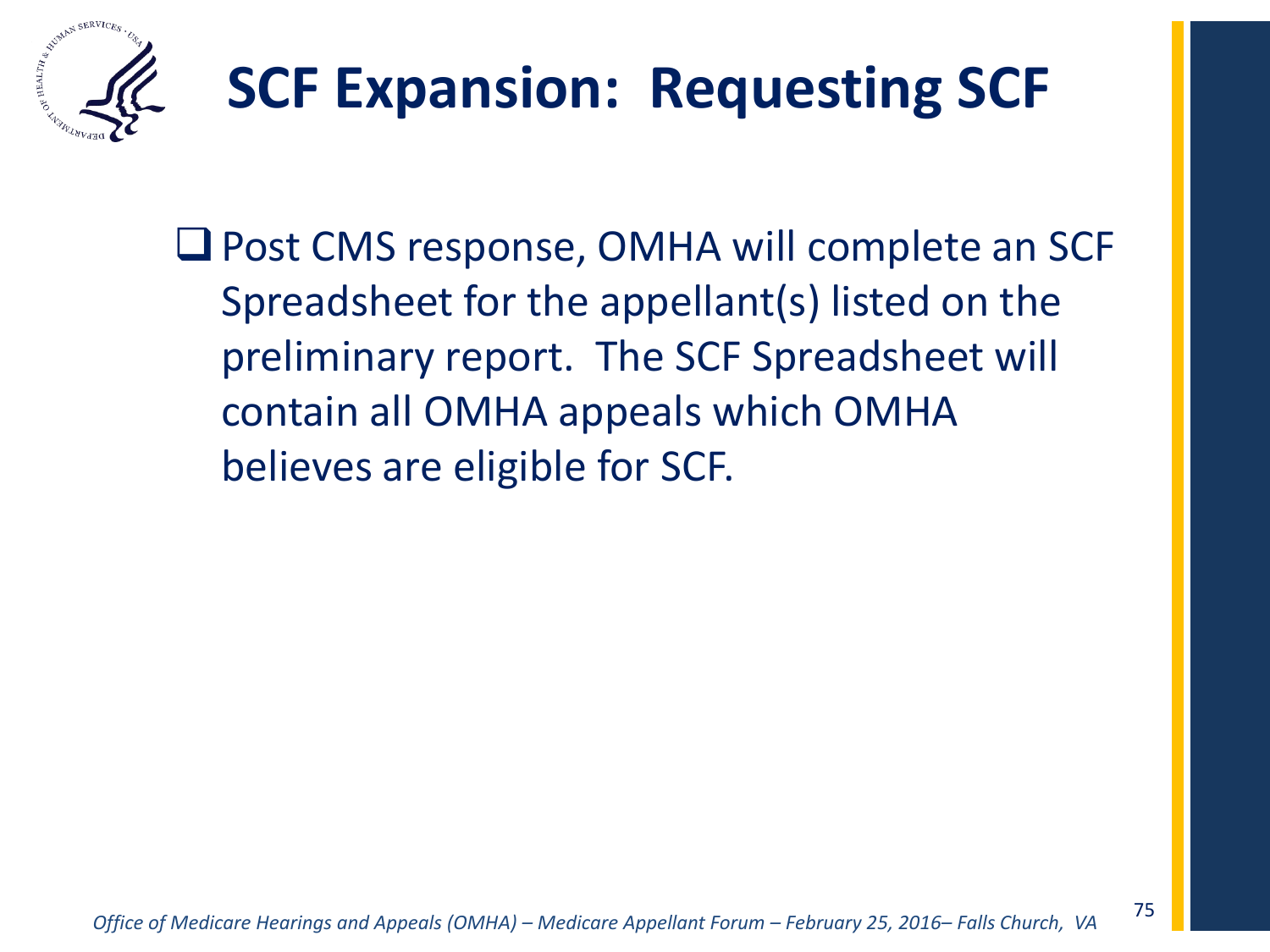# SCF Expansion: Requesting SCF

- Post CMS response, OMHA will complete an SCF Spreadsheet for the appellant(s) listed on the preliminary report. The SCF Spreadsheet will contain all OMHA appeals which OMHA believes are eligible for SCF.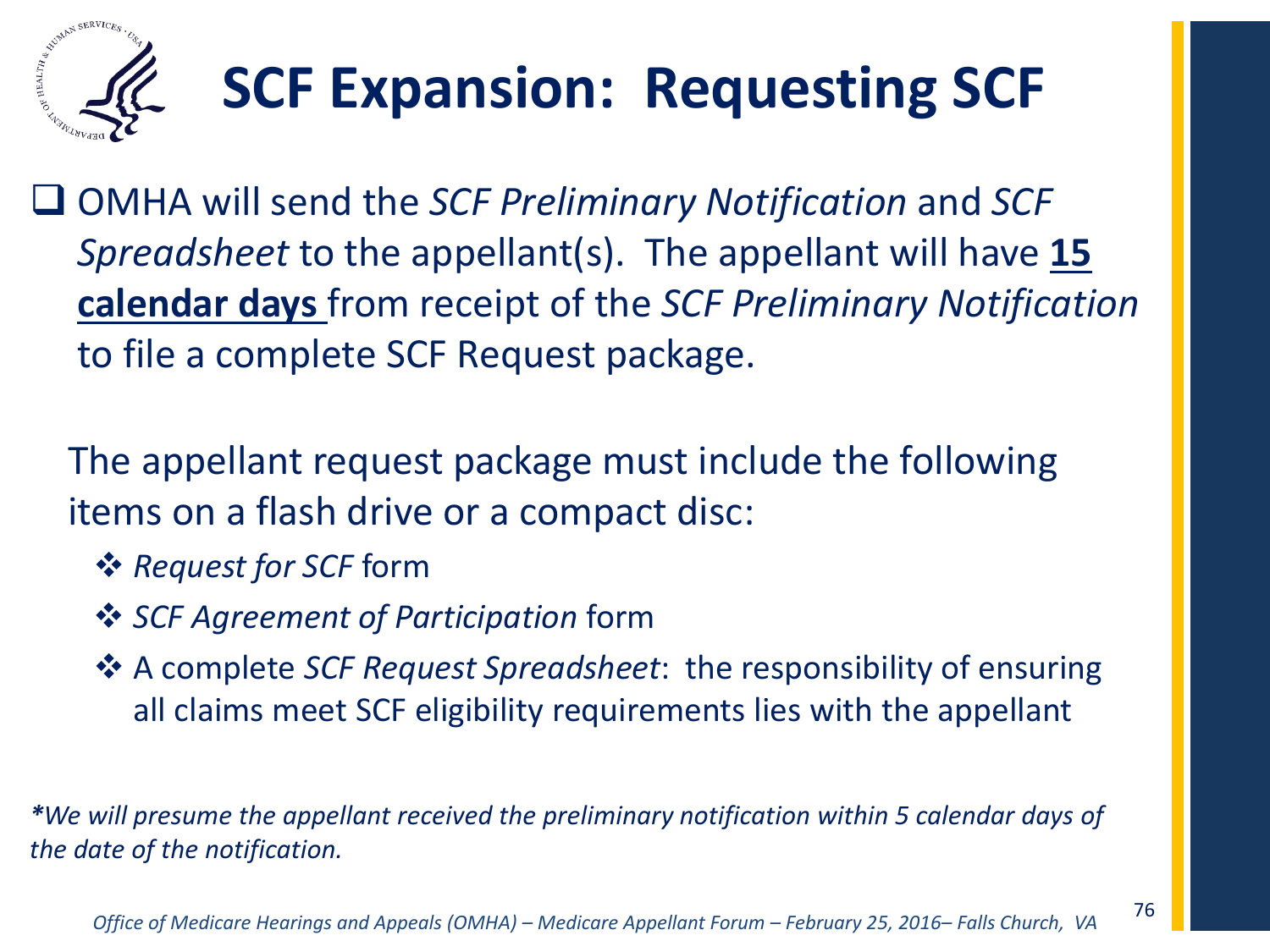# SCF Expansion: Requesting SCF

- OMHA will send the *SCF Preliminary Notification* and *SCF Spreadsheet* to the appellant(s). The appellant will have **15 calendar days** from receipt of the *SCF Preliminary Notification* to file a complete SCF Request package.

The appellant request package must include the following items on a flash drive or a compact disc:

- *Request for SCF* form
- *SCF Agreement of Participation* form
- A complete *SCF Request Spreadsheet*: the responsibility of ensuring all claims meet SCF eligibility requirements lies with the appellant

****We will presume the appellant received the preliminary notification within 5 calendar days of the date of the notification.***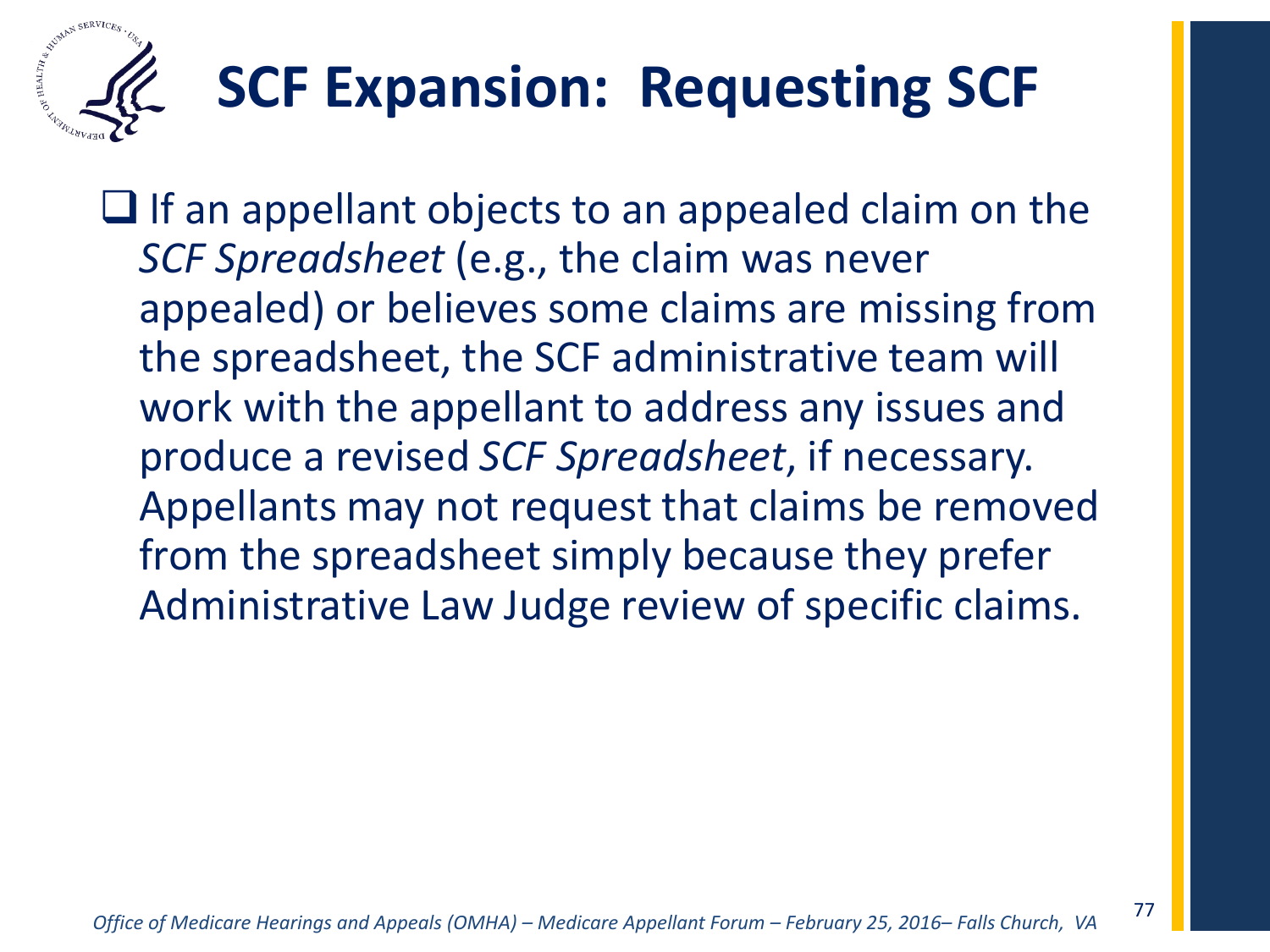# SCF Expansion: Requesting SCF

- If an appellant objects to an appealed claim on the *SCF Spreadsheet* (e.g., the claim was never appealed) or believes some claims are missing from the spreadsheet, the SCF administrative team will work with the appellant to address any issues and produce a revised *SCF Spreadsheet*, if necessary. Appellants may not request that claims be removed from the spreadsheet simply because they prefer Administrative Law Judge review of specific claims.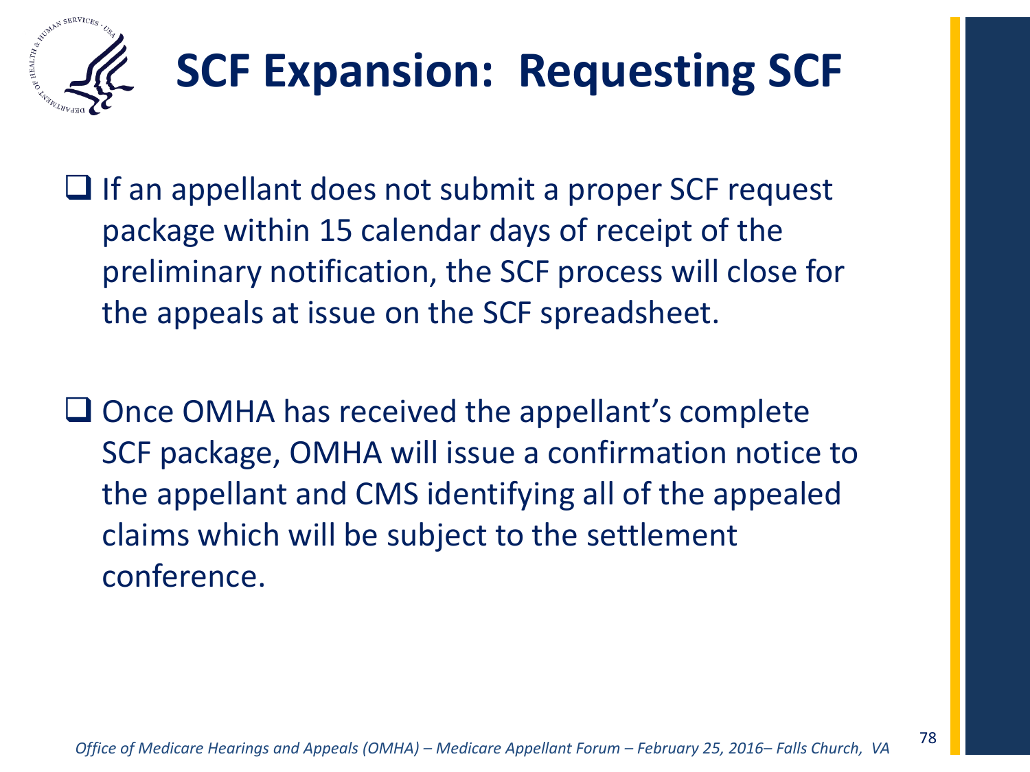# SCF Expansion: Requesting SCF

- If an appellant does not submit a proper SCF request package within 15 calendar days of receipt of the preliminary notification, the SCF process will close for the appeals at issue on the SCF spreadsheet.

- Once OMHA has received the appellant's complete SCF package, OMHA will issue a confirmation notice to the appellant and CMS identifying all of the appealed claims which will be subject to the settlement conference.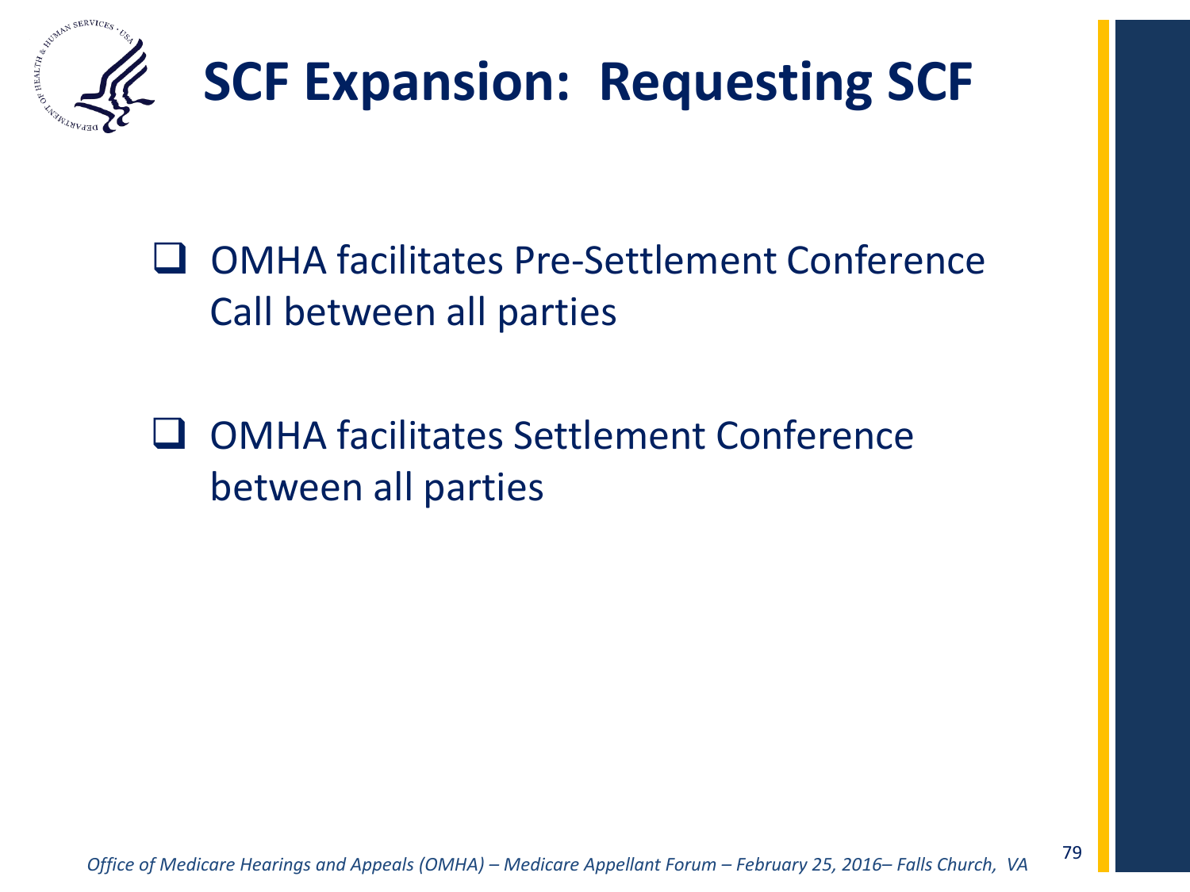# SCF Expansion: Requesting SCF

- OMHA facilitates Pre-Settlement Conference Call between all parties
- OMHA facilitates Settlement Conference between all parties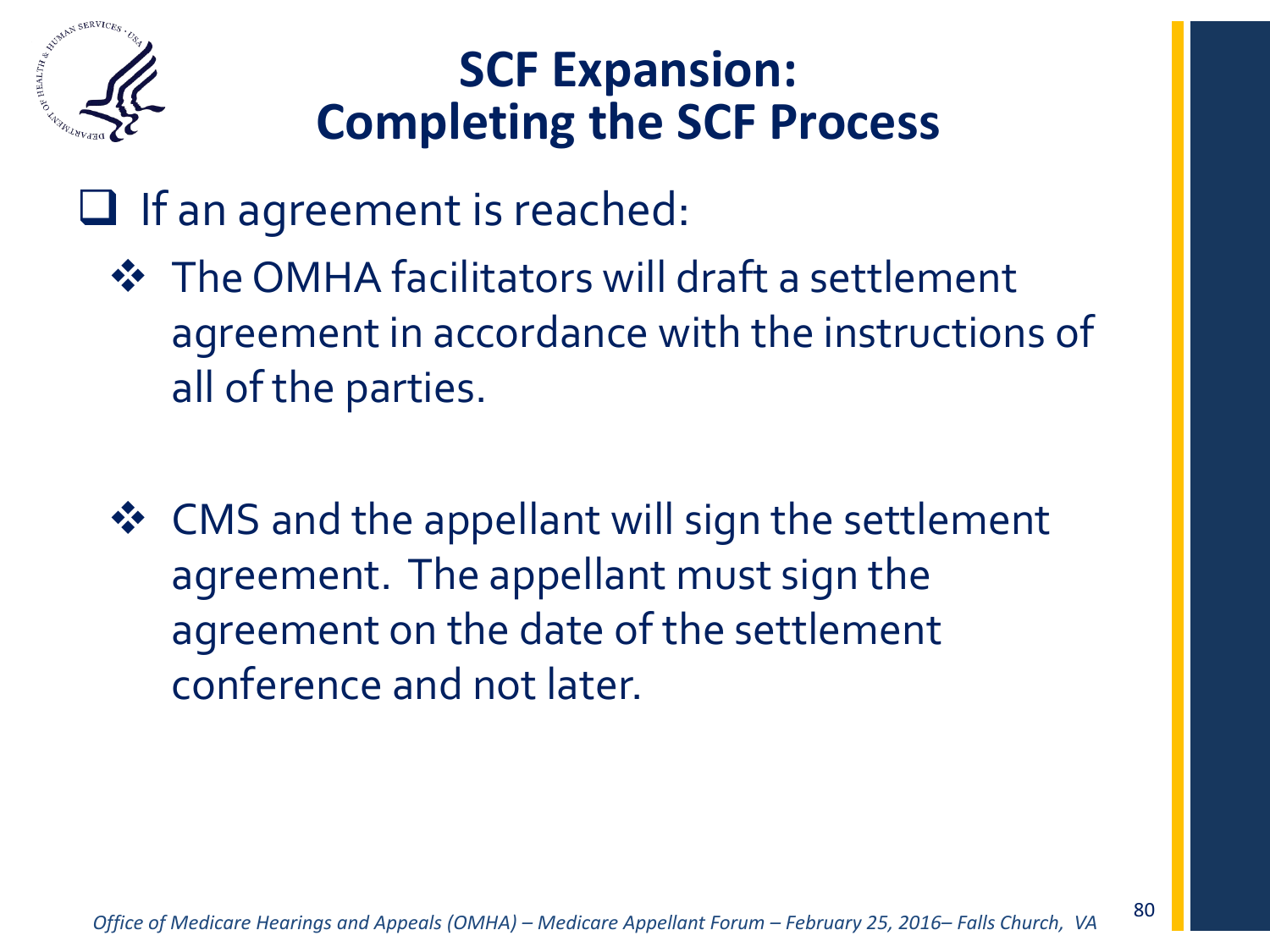# SCF Expansion: Completing the SCF Process

- If an agreement is reached:
  - The OMHA facilitators will draft a settlement agreement in accordance with the instructions of all of the parties.
  - CMS and the appellant will sign the settlement agreement. The appellant must sign the agreement on the date of the settlement conference and not later.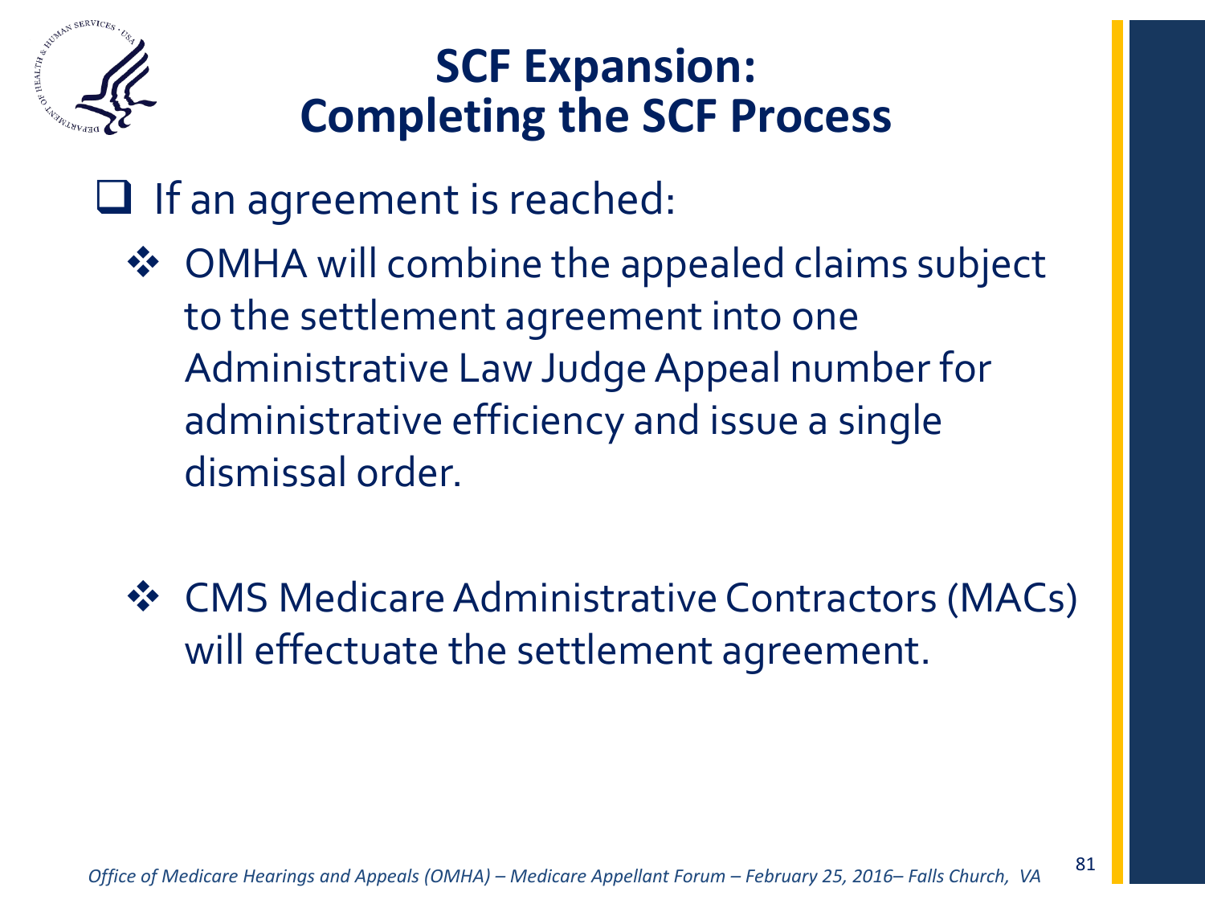# SCF Expansion: Completing the SCF Process

- If an agreement is reached:
  - OMHA will combine the appealed claims subject to the settlement agreement into one Administrative Law Judge Appeal number for administrative efficiency and issue a single dismissal order.
  - CMS Medicare Administrative Contractors (MACs) will effectuate the settlement agreement.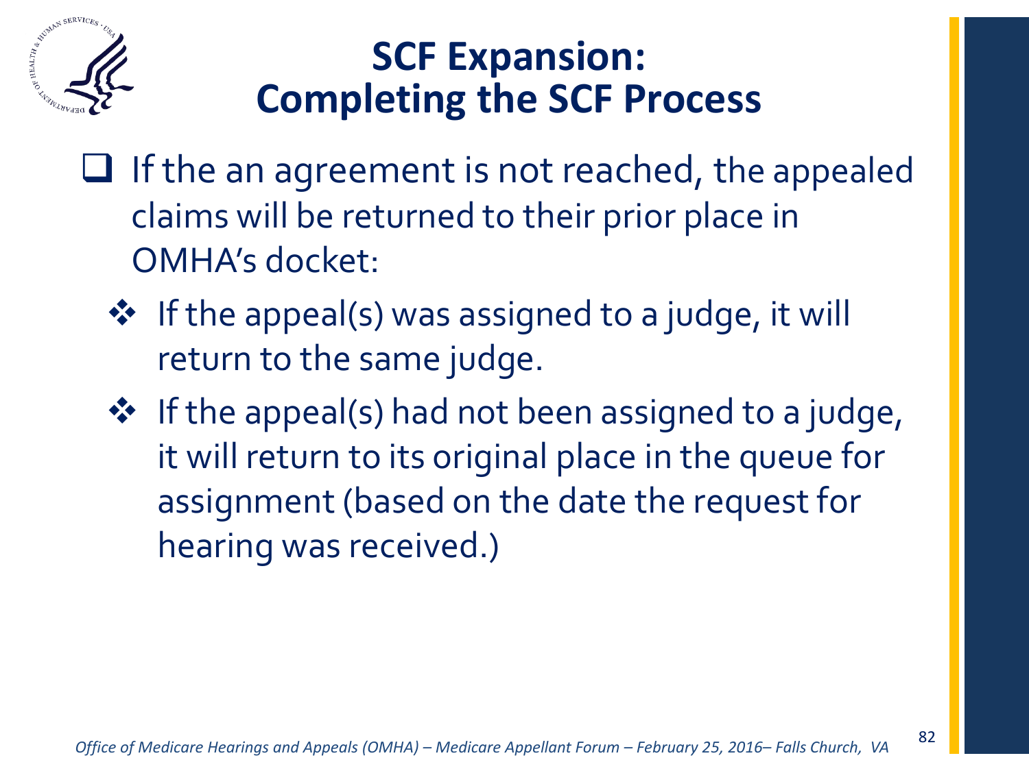# SCF Expansion: Completing the SCF Process

- If the an agreement is not reached, the appealed claims will be returned to their prior place in OMHA's docket:
  - If the appeal(s) was assigned to a judge, it will return to the same judge.
  - If the appeal(s) had not been assigned to a judge, it will return to its original place in the queue for assignment (based on the date the request for hearing was received.)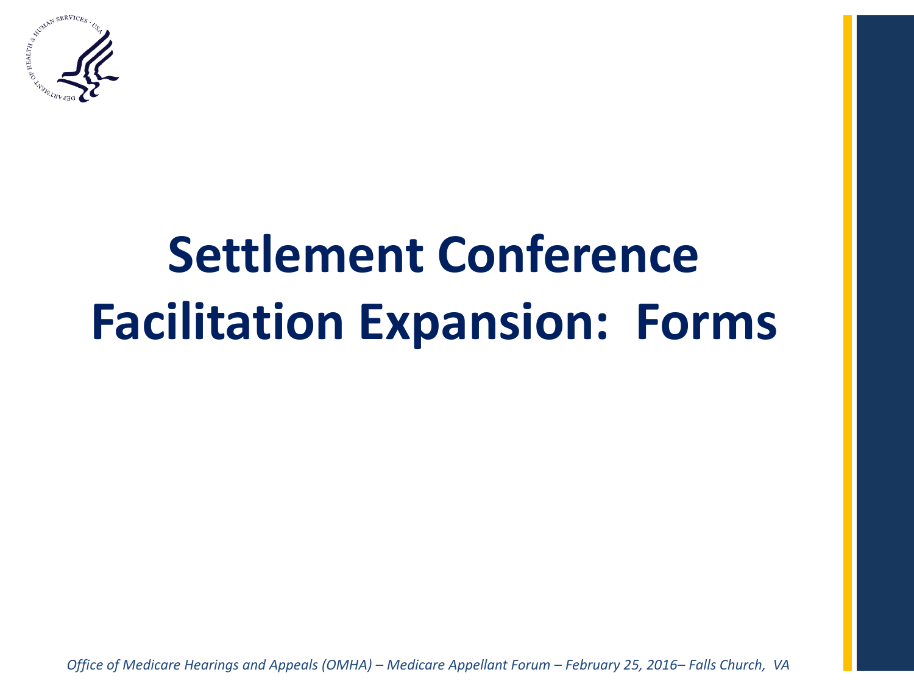# Settlement Conference Facilitation Expansion: Forms

*Office of Medicare Hearings and Appeals (OMHA) – Medicare Appellant Forum – February 25, 2016– Falls Church, VA*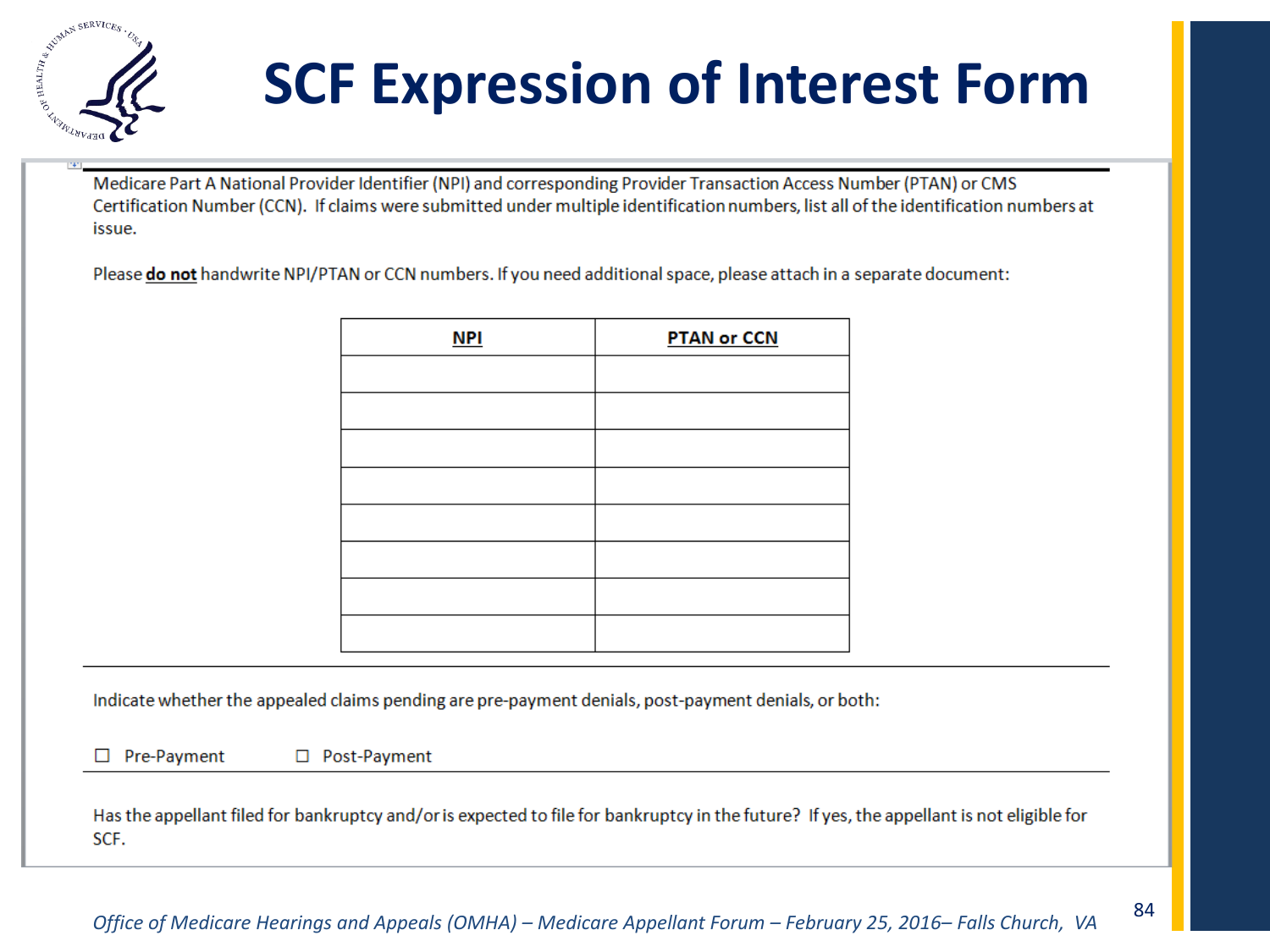# SCF Expression of Interest Form

Medicare Part A National Provider Identifier (NPI) and corresponding Provider Transaction Access Number (PTAN) or CMS Certification Number (CCN). If claims were submitted under multiple identification numbers, list all of the identification numbers at issue.

Please **do not** handwrite NPI/PTAN or CCN numbers. If you need additional space, please attach in a separate document:

| NPI | PTAN or CCN |
|---|---|
| | |
| | |
| | |
| | |
| | |
| | |
| | |
| | |

Indicate whether the appealed claims pending are pre-payment denials, post-payment denials, or both:

☐ Pre-Payment ☐ Post-Payment

Has the appellant filed for bankruptcy and/or is expected to file for bankruptcy in the future? If yes, the appellant is not eligible for SCF.

*Office of Medicare Hearings and Appeals (OMHA) – Medicare Appellant Forum – February 25, 2016– Falls Church, VA*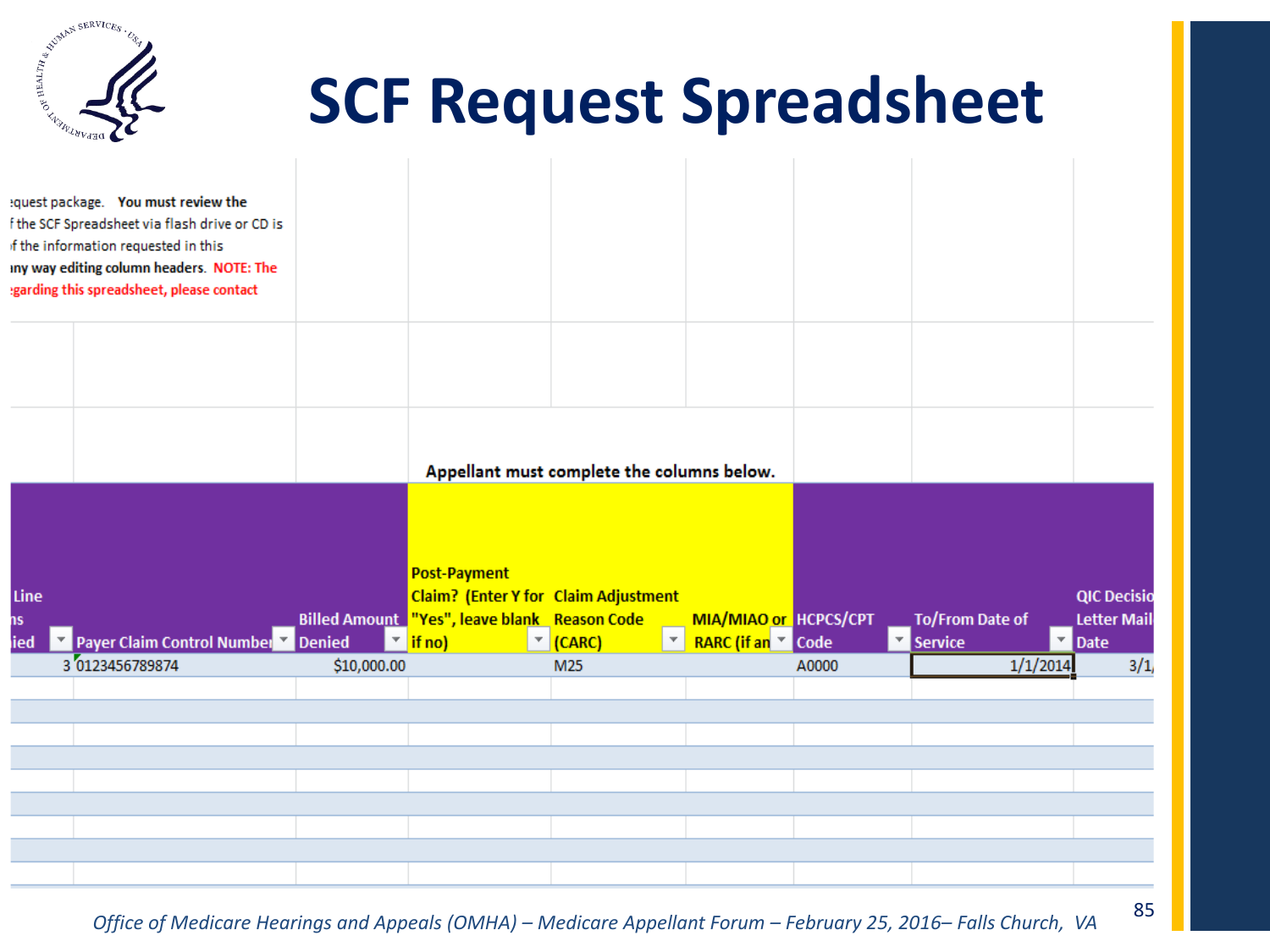# SCF Request Spreadsheet

equest package. **You must review the** f the SCF Spreadsheet via flash drive or CD is f the information requested in this **ny way editing column headers.** **NOTE: The** **egarding this spreadsheet, please contact**

**Appellant must complete the columns below.**

| Line ns ied | Payer Claim Control Number | Billed Amount Denied | Post-Payment Claim? (Enter Y for "Yes", leave blank if no) | Claim Adjustment Reason Code (CARC) | MIA/MIAO or RARC (if an | HCPCS/CPT Code | To/From Date of Service | QIC Decisio Letter Mail Date |
|---|---|---|---|---|---|---|---|---|
| 3 | 0123456789874 | $10,000.00 | | M25 | | A0000 | 1/1/2014 | 3/1/ |
| | | | | | | | | |
| | | | | | | | | |
| | | | | | | | | |
| | | | | | | | | |
| | | | | | | | | |
| | | | | | | | | |
| | | | | | | | | |
| | | | | | | | | |

*Office of Medicare Hearings and Appeals (OMHA) – Medicare Appellant Forum – February 25, 2016– Falls Church, VA*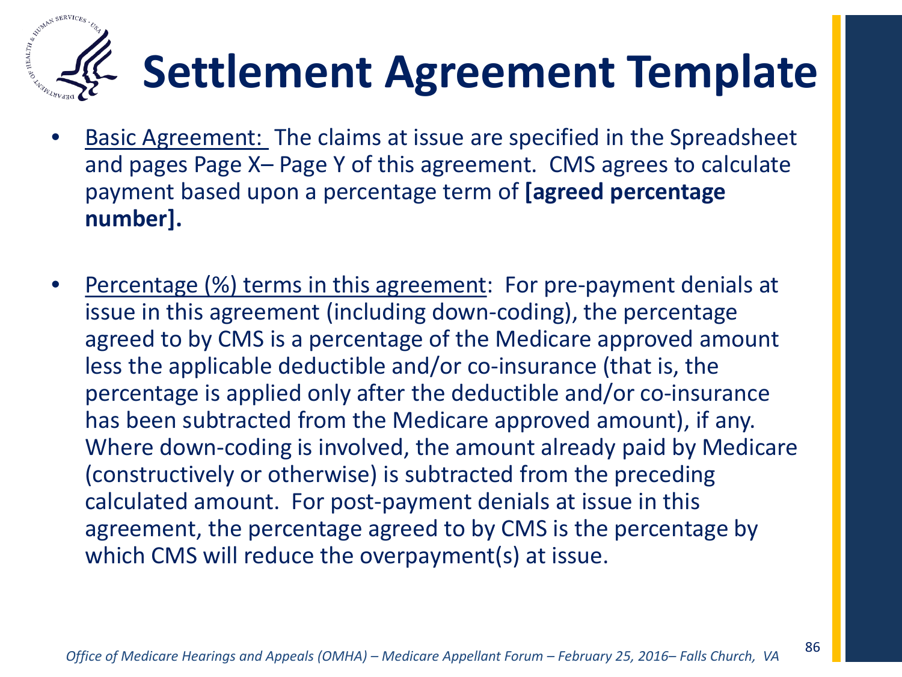# Settlement Agreement Template

- Basic Agreement: The claims at issue are specified in the Spreadsheet and pages Page X– Page Y of this agreement. CMS agrees to calculate payment based upon a percentage term of **[agreed percentage number].**

- Percentage (%) terms in this agreement: For pre-payment denials at issue in this agreement (including down-coding), the percentage agreed to by CMS is a percentage of the Medicare approved amount less the applicable deductible and/or co-insurance (that is, the percentage is applied only after the deductible and/or co-insurance has been subtracted from the Medicare approved amount), if any. Where down-coding is involved, the amount already paid by Medicare (constructively or otherwise) is subtracted from the preceding calculated amount. For post-payment denials at issue in this agreement, the percentage agreed to by CMS is the percentage by which CMS will reduce the overpayment(s) at issue.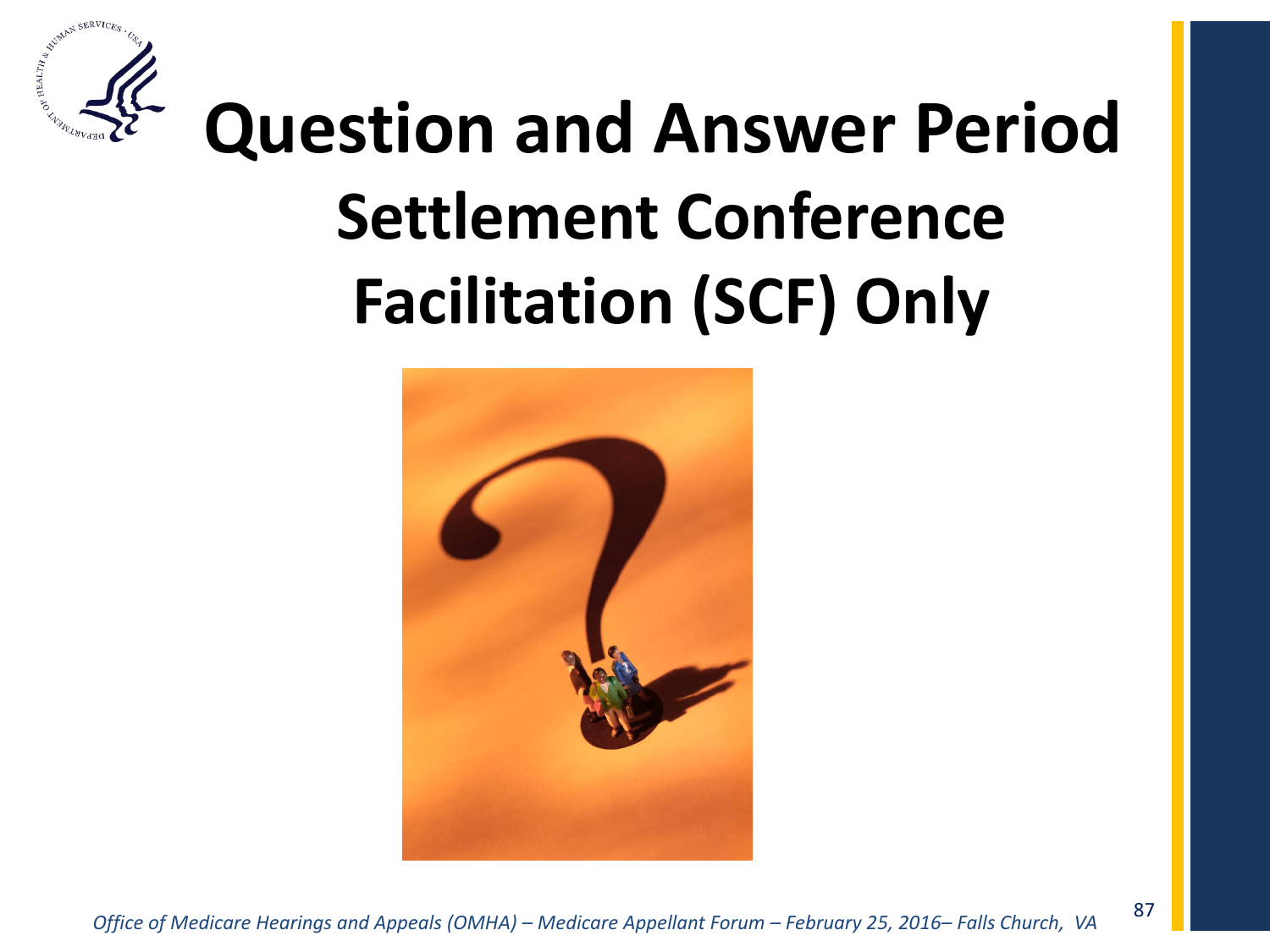# Question and Answer Period

## Settlement Conference Facilitation (SCF) Only